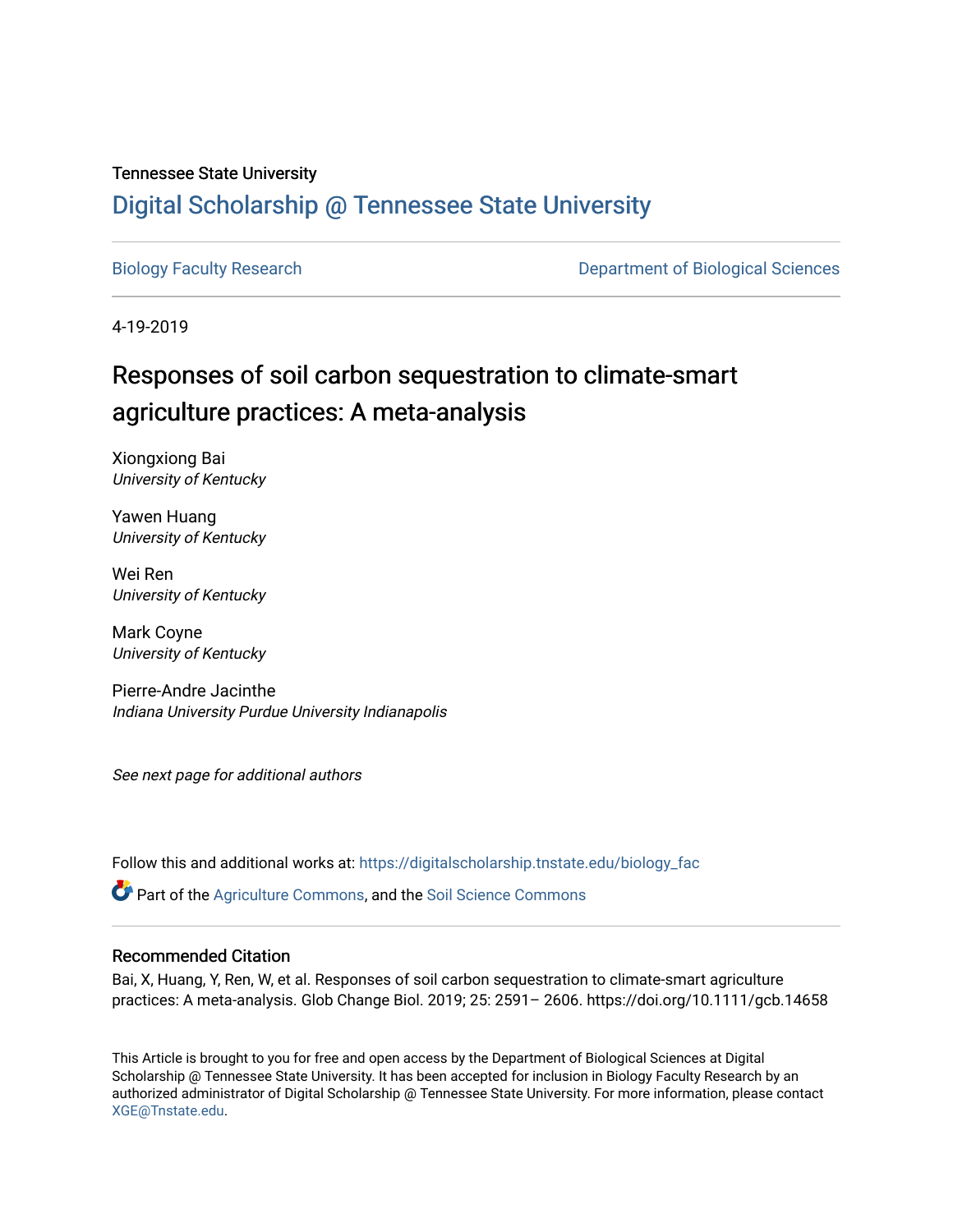Tennessee State University

# Digital Scholarship @ Tennessee State University

Biology Faculty Research

Department of Biological Sciences

4-19-2019

## Responses of soil carbon sequestration to climate-smart agriculture practices: A meta-analysis

Xiongxiong Bai
*University of Kentucky*

Yawen Huang
*University of Kentucky*

Wei Ren
*University of Kentucky*

Mark Coyne
*University of Kentucky*

Pierre-Andre Jacinthe
*Indiana University Purdue University Indianapolis*

*See next page for additional authors*

Follow this and additional works at: https://digitalscholarship.tnstate.edu/biology_fac

Part of the Agriculture Commons, and the Soil Science Commons

### Recommended Citation

Bai, X, Huang, Y, Ren, W, et al. Responses of soil carbon sequestration to climate-smart agriculture practices: A meta-analysis. Glob Change Biol. 2019; 25: 2591– 2606. https://doi.org/10.1111/gcb.14658

This Article is brought to you for free and open access by the Department of Biological Sciences at Digital Scholarship @ Tennessee State University. It has been accepted for inclusion in Biology Faculty Research by an authorized administrator of Digital Scholarship @ Tennessee State University. For more information, please contact XGE@Tnstate.edu.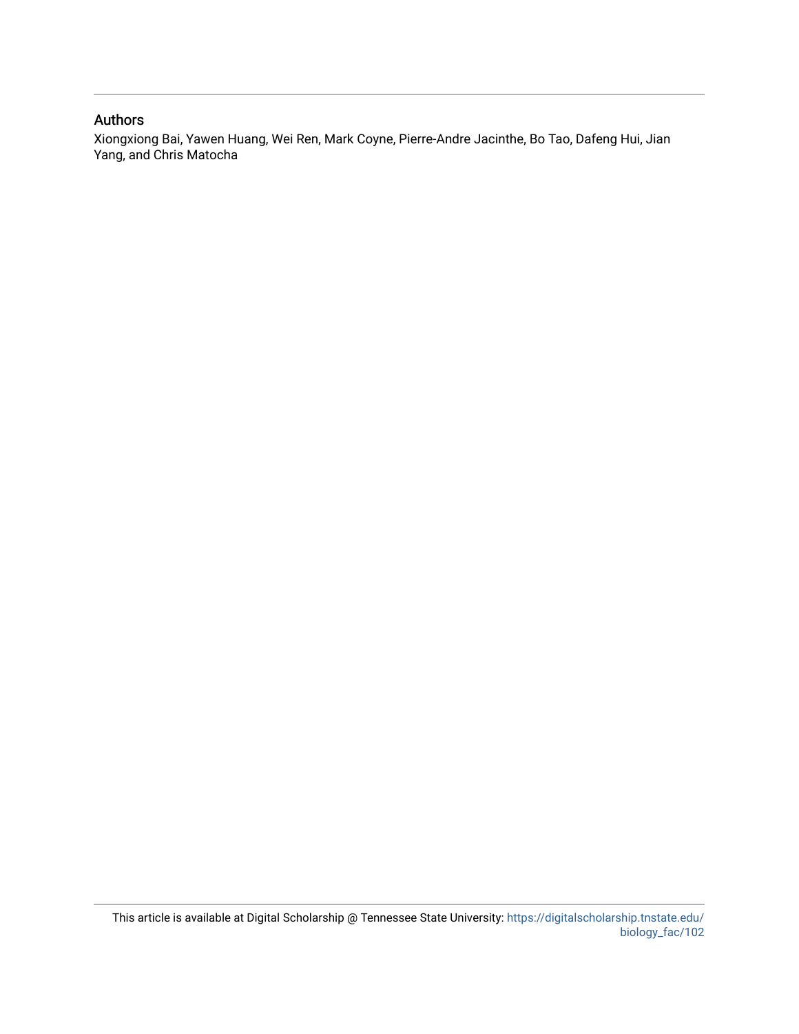## Authors

Xiongxiong Bai, Yawen Huang, Wei Ren, Mark Coyne, Pierre-Andre Jacinthe, Bo Tao, Dafeng Hui, Jian Yang, and Chris Matocha

This article is available at Digital Scholarship @ Tennessee State University: https://digitalscholarship.tnstate.edu/biology_fac/102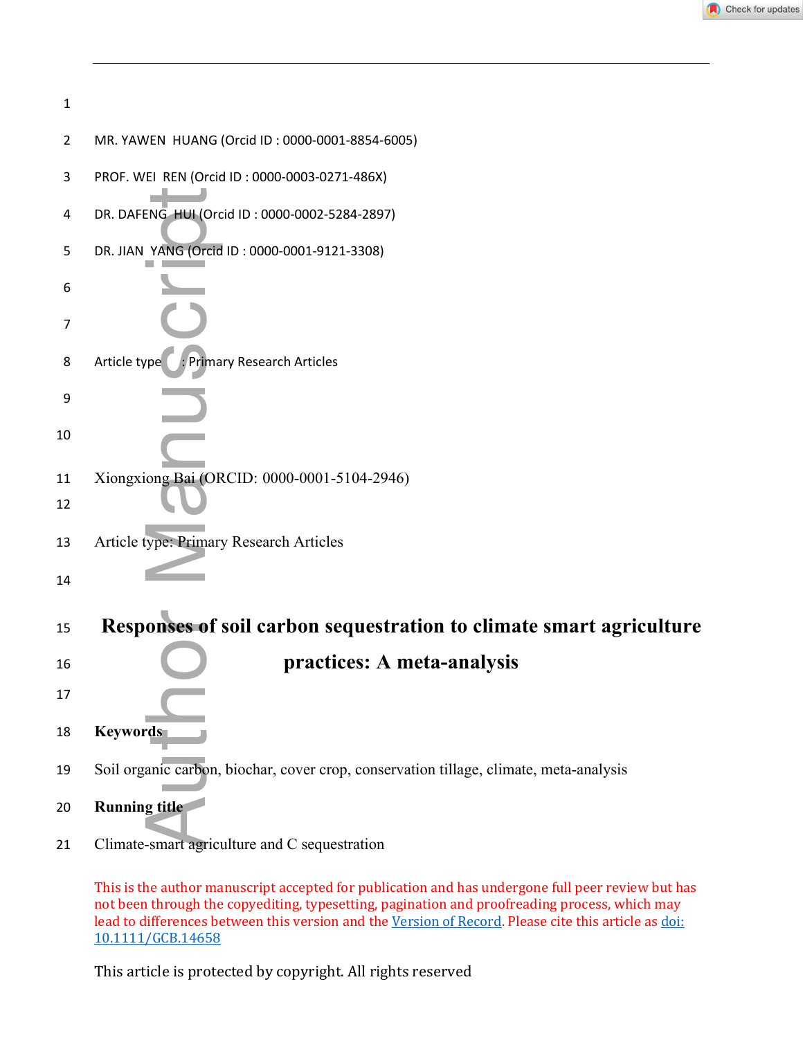MR. YAWEN HUANG (Orcid ID : 0000-0001-8854-6005)

PROF. WEI REN (Orcid ID : 0000-0003-0271-486X)

DR. DAFENG HUI (Orcid ID : 0000-0002-5284-2897)

DR. JIAN YANG (Orcid ID : 0000-0001-9121-3308)

Article type : Primary Research Articles

Xiongxiong Bai (ORCID: 0000-0001-5104-2946)

Article type: Primary Research Articles

# Responses of soil carbon sequestration to climate smart agriculture practices: A meta-analysis

**Keywords**

Soil organic carbon, biochar, cover crop, conservation tillage, climate, meta-analysis

**Running title**

Climate-smart agriculture and C sequestration

This is the author manuscript accepted for publication and has undergone full peer review but has not been through the copyediting, typesetting, pagination and proofreading process, which may lead to differences between this version and the Version of Record. Please cite this article as doi: 10.1111/GCB.14658

This article is protected by copyright. All rights reserved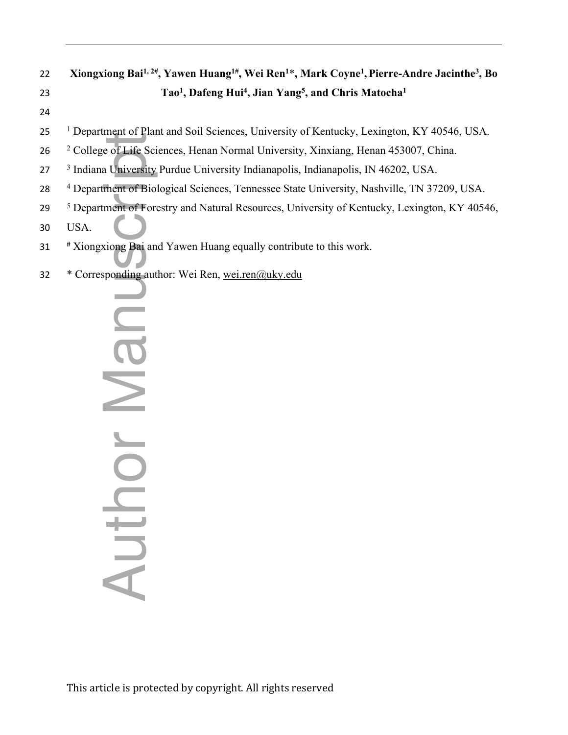**Xiongxiong Bai[1, 2#], Yawen Huang[1#], Wei Ren[1]\*, Mark Coyne[1], Pierre-Andre Jacinthe[3], Bo Tao[1], Dafeng Hui[4], Jian Yang[5], and Chris Matocha[1]**

[1] Department of Plant and Soil Sciences, University of Kentucky, Lexington, KY 40546, USA.

[2] College of Life Sciences, Henan Normal University, Xinxiang, Henan 453007, China.

[3] Indiana University Purdue University Indianapolis, Indianapolis, IN 46202, USA.

[4] Department of Biological Sciences, Tennessee State University, Nashville, TN 37209, USA.

[5] Department of Forestry and Natural Resources, University of Kentucky, Lexington, KY 40546, USA.

[#] Xiongxiong Bai and Yawen Huang equally contribute to this work.

\* Corresponding author: Wei Ren, wei.ren@uky.edu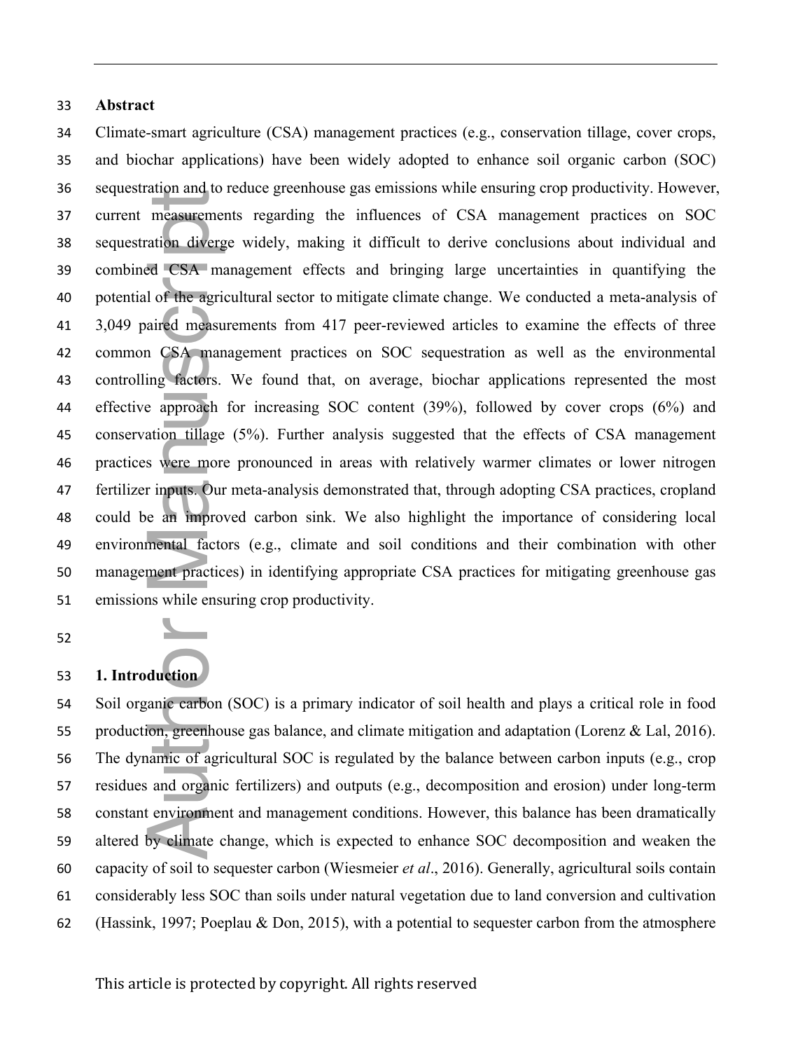## Abstract

Climate-smart agriculture (CSA) management practices (e.g., conservation tillage, cover crops, and biochar applications) have been widely adopted to enhance soil organic carbon (SOC) sequestration and to reduce greenhouse gas emissions while ensuring crop productivity. However, current measurements regarding the influences of CSA management practices on SOC sequestration diverge widely, making it difficult to derive conclusions about individual and combined CSA management effects and bringing large uncertainties in quantifying the potential of the agricultural sector to mitigate climate change. We conducted a meta-analysis of 3,049 paired measurements from 417 peer-reviewed articles to examine the effects of three common CSA management practices on SOC sequestration as well as the environmental controlling factors. We found that, on average, biochar applications represented the most effective approach for increasing SOC content (39%), followed by cover crops (6%) and conservation tillage (5%). Further analysis suggested that the effects of CSA management practices were more pronounced in areas with relatively warmer climates or lower nitrogen fertilizer inputs. Our meta-analysis demonstrated that, through adopting CSA practices, cropland could be an improved carbon sink. We also highlight the importance of considering local environmental factors (e.g., climate and soil conditions and their combination with other management practices) in identifying appropriate CSA practices for mitigating greenhouse gas emissions while ensuring crop productivity.

## 1. Introduction

Soil organic carbon (SOC) is a primary indicator of soil health and plays a critical role in food production, greenhouse gas balance, and climate mitigation and adaptation (Lorenz & Lal, 2016). The dynamic of agricultural SOC is regulated by the balance between carbon inputs (e.g., crop residues and organic fertilizers) and outputs (e.g., decomposition and erosion) under long-term constant environment and management conditions. However, this balance has been dramatically altered by climate change, which is expected to enhance SOC decomposition and weaken the capacity of soil to sequester carbon (Wiesmeier *et al*., 2016). Generally, agricultural soils contain considerably less SOC than soils under natural vegetation due to land conversion and cultivation (Hassink, 1997; Poeplau & Don, 2015), with a potential to sequester carbon from the atmosphere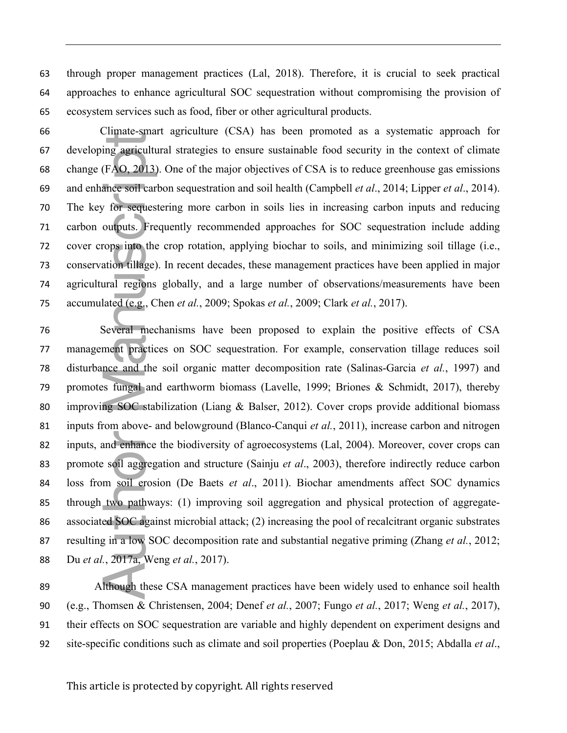through proper management practices (Lal, 2018). Therefore, it is crucial to seek practical approaches to enhance agricultural SOC sequestration without compromising the provision of ecosystem services such as food, fiber or other agricultural products.

Climate-smart agriculture (CSA) has been promoted as a systematic approach for developing agricultural strategies to ensure sustainable food security in the context of climate change (FAO, 2013). One of the major objectives of CSA is to reduce greenhouse gas emissions and enhance soil carbon sequestration and soil health (Campbell *et al*., 2014; Lipper *et al*., 2014). The key for sequestering more carbon in soils lies in increasing carbon inputs and reducing carbon outputs. Frequently recommended approaches for SOC sequestration include adding cover crops into the crop rotation, applying biochar to soils, and minimizing soil tillage (i.e., conservation tillage). In recent decades, these management practices have been applied in major agricultural regions globally, and a large number of observations/measurements have been accumulated (e.g., Chen *et al.*, 2009; Spokas *et al.*, 2009; Clark *et al.*, 2017).

Several mechanisms have been proposed to explain the positive effects of CSA management practices on SOC sequestration. For example, conservation tillage reduces soil disturbance and the soil organic matter decomposition rate (Salinas-Garcia *et al.*, 1997) and promotes fungal and earthworm biomass (Lavelle, 1999; Briones & Schmidt, 2017), thereby improving SOC stabilization (Liang & Balser, 2012). Cover crops provide additional biomass inputs from above- and belowground (Blanco-Canqui *et al.*, 2011), increase carbon and nitrogen inputs, and enhance the biodiversity of agroecosystems (Lal, 2004). Moreover, cover crops can promote soil aggregation and structure (Sainju *et al*., 2003), therefore indirectly reduce carbon loss from soil erosion (De Baets *et al*., 2011). Biochar amendments affect SOC dynamics through two pathways: (1) improving soil aggregation and physical protection of aggregate-associated SOC against microbial attack; (2) increasing the pool of recalcitrant organic substrates resulting in a low SOC decomposition rate and substantial negative priming (Zhang *et al.*, 2012; Du *et al.*, 2017a, Weng *et al.*, 2017).

Although these CSA management practices have been widely used to enhance soil health (e.g., Thomsen & Christensen, 2004; Denef *et al.*, 2007; Fungo *et al.*, 2017; Weng *et al.*, 2017), their effects on SOC sequestration are variable and highly dependent on experiment designs and site-specific conditions such as climate and soil properties (Poeplau & Don, 2015; Abdalla *et al*.,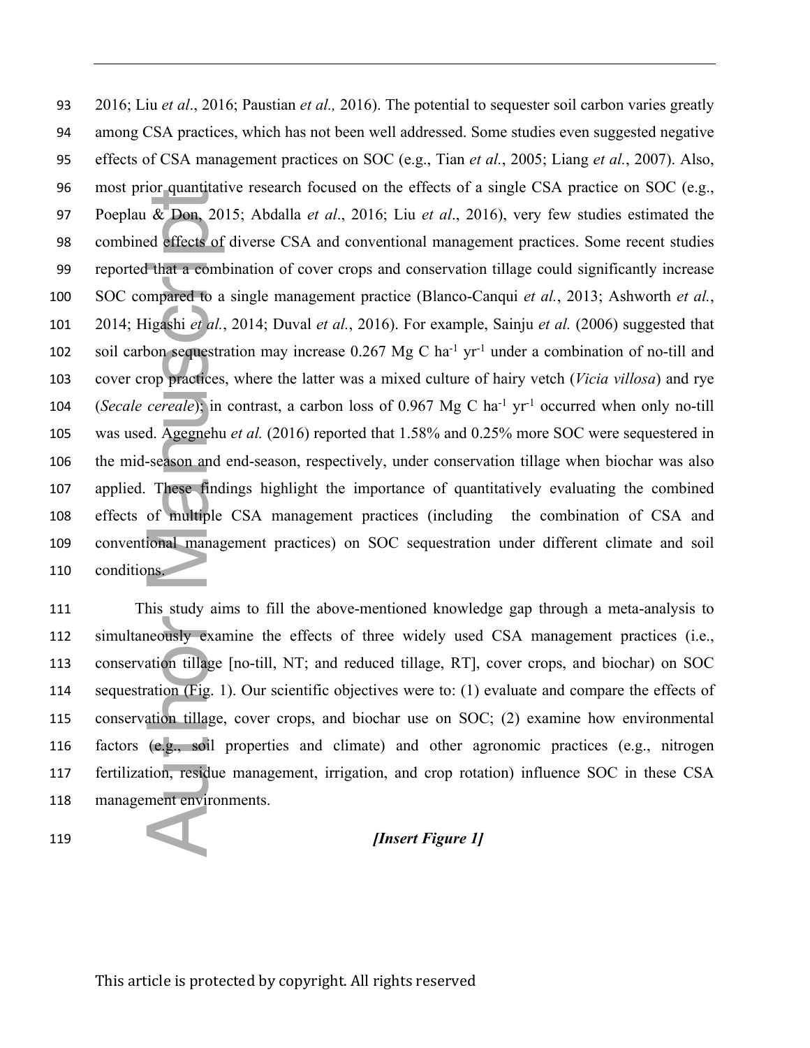2016; Liu *et al*., 2016; Paustian *et al.,* 2016). The potential to sequester soil carbon varies greatly among CSA practices, which has not been well addressed. Some studies even suggested negative effects of CSA management practices on SOC (e.g., Tian *et al.*, 2005; Liang *et al.*, 2007). Also, most prior quantitative research focused on the effects of a single CSA practice on SOC (e.g., Poeplau & Don, 2015; Abdalla *et al*., 2016; Liu *et al*., 2016), very few studies estimated the combined effects of diverse CSA and conventional management practices. Some recent studies reported that a combination of cover crops and conservation tillage could significantly increase SOC compared to a single management practice (Blanco-Canqui *et al.*, 2013; Ashworth *et al.*, 2014; Higashi *et al.*, 2014; Duval *et al.*, 2016). For example, Sainju *et al.* (2006) suggested that soil carbon sequestration may increase 0.267 Mg C $ha^{-1}$ $yr^{-1}$ under a combination of no-till and cover crop practices, where the latter was a mixed culture of hairy vetch (*Vicia villosa*) and rye (*Secale cereale*); in contrast, a carbon loss of 0.967 Mg C $ha^{-1}$ $yr^{-1}$ occurred when only no-till was used. Agegnehu *et al.* (2016) reported that 1.58% and 0.25% more SOC were sequestered in the mid-season and end-season, respectively, under conservation tillage when biochar was also applied. These findings highlight the importance of quantitatively evaluating the combined effects of multiple CSA management practices (including the combination of CSA and conventional management practices) on SOC sequestration under different climate and soil conditions.

This study aims to fill the above-mentioned knowledge gap through a meta-analysis to simultaneously examine the effects of three widely used CSA management practices (i.e., conservation tillage [no-till, NT; and reduced tillage, RT], cover crops, and biochar) on SOC sequestration (Fig. 1). Our scientific objectives were to: (1) evaluate and compare the effects of conservation tillage, cover crops, and biochar use on SOC; (2) examine how environmental factors (e.g., soil properties and climate) and other agronomic practices (e.g., nitrogen fertilization, residue management, irrigation, and crop rotation) influence SOC in these CSA management environments.

***[Insert Figure 1]***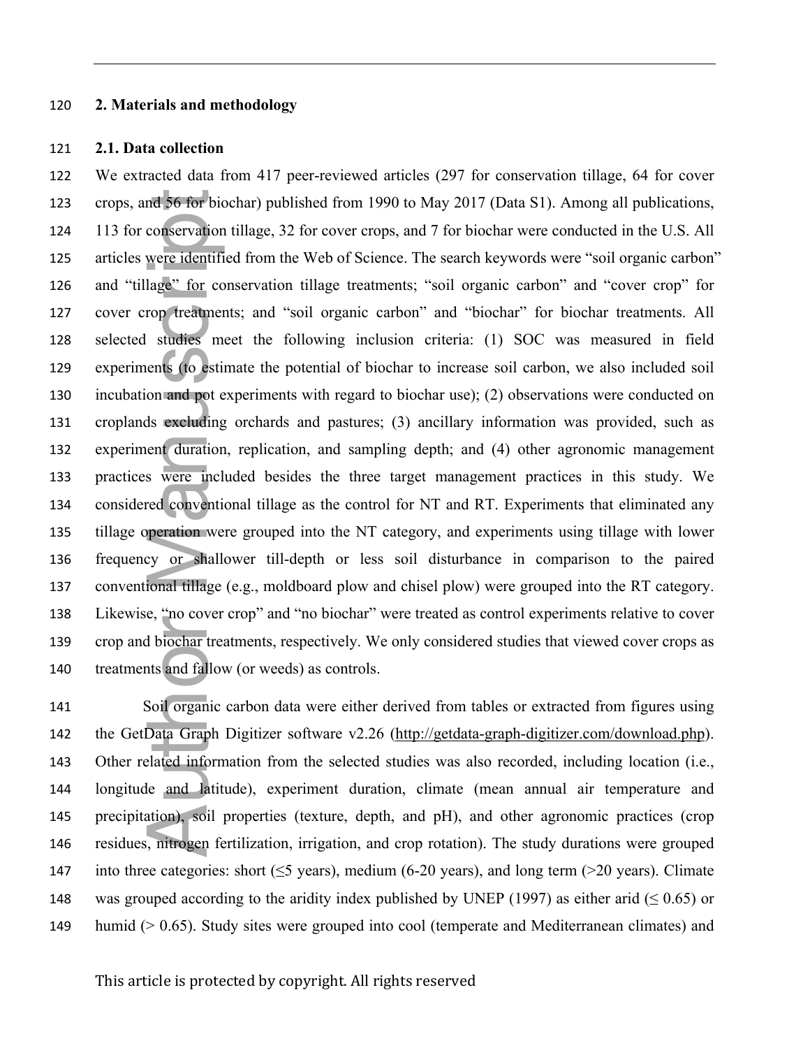## 2. Materials and methodology

### 2.1. Data collection

We extracted data from 417 peer-reviewed articles (297 for conservation tillage, 64 for cover crops, and 56 for biochar) published from 1990 to May 2017 (Data S1). Among all publications, 113 for conservation tillage, 32 for cover crops, and 7 for biochar were conducted in the U.S. All articles were identified from the Web of Science. The search keywords were "soil organic carbon" and "tillage" for conservation tillage treatments; "soil organic carbon" and "cover crop" for cover crop treatments; and "soil organic carbon" and "biochar" for biochar treatments. All selected studies meet the following inclusion criteria: (1) SOC was measured in field experiments (to estimate the potential of biochar to increase soil carbon, we also included soil incubation and pot experiments with regard to biochar use); (2) observations were conducted on croplands excluding orchards and pastures; (3) ancillary information was provided, such as experiment duration, replication, and sampling depth; and (4) other agronomic management practices were included besides the three target management practices in this study. We considered conventional tillage as the control for NT and RT. Experiments that eliminated any tillage operation were grouped into the NT category, and experiments using tillage with lower frequency or shallower till-depth or less soil disturbance in comparison to the paired conventional tillage (e.g., moldboard plow and chisel plow) were grouped into the RT category. Likewise, "no cover crop" and "no biochar" were treated as control experiments relative to cover crop and biochar treatments, respectively. We only considered studies that viewed cover crops as treatments and fallow (or weeds) as controls.

Soil organic carbon data were either derived from tables or extracted from figures using the GetData Graph Digitizer software v2.26 (http://getdata-graph-digitizer.com/download.php). Other related information from the selected studies was also recorded, including location (i.e., longitude and latitude), experiment duration, climate (mean annual air temperature and precipitation), soil properties (texture, depth, and pH), and other agronomic practices (crop residues, nitrogen fertilization, irrigation, and crop rotation). The study durations were grouped into three categories: short (≤5 years), medium (6-20 years), and long term (>20 years). Climate was grouped according to the aridity index published by UNEP (1997) as either arid (≤ 0.65) or humid (> 0.65). Study sites were grouped into cool (temperate and Mediterranean climates) and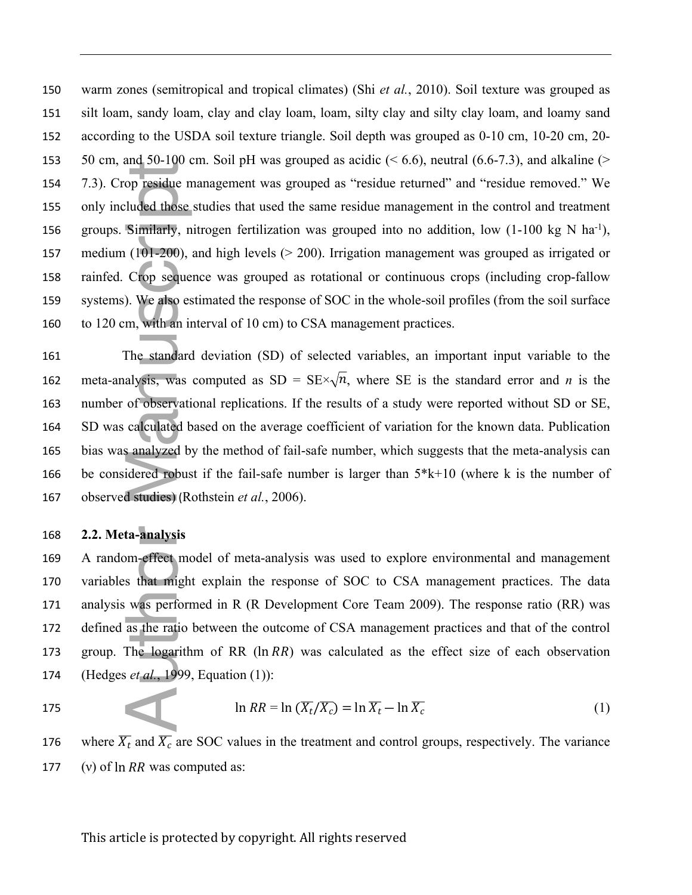warm zones (semitropical and tropical climates) (Shi *et al.*, 2010). Soil texture was grouped as silt loam, sandy loam, clay and clay loam, loam, silty clay and silty clay loam, and loamy sand according to the USDA soil texture triangle. Soil depth was grouped as 0-10 cm, 10-20 cm, 20-50 cm, and 50-100 cm. Soil pH was grouped as acidic (< 6.6), neutral (6.6-7.3), and alkaline (> 7.3). Crop residue management was grouped as "residue returned" and "residue removed." We only included those studies that used the same residue management in the control and treatment groups. Similarly, nitrogen fertilization was grouped into no addition, low (1-100 kg N ha$^{-1}$), medium (101-200), and high levels (> 200). Irrigation management was grouped as irrigated or rainfed. Crop sequence was grouped as rotational or continuous crops (including crop-fallow systems). We also estimated the response of SOC in the whole-soil profiles (from the soil surface to 120 cm, with an interval of 10 cm) to CSA management practices.

The standard deviation (SD) of selected variables, an important input variable to the meta-analysis, was computed as SD = SE$\times\sqrt{n}$, where SE is the standard error and $n$ is the number of observational replications. If the results of a study were reported without SD or SE, SD was calculated based on the average coefficient of variation for the known data. Publication bias was analyzed by the method of fail-safe number, which suggests that the meta-analysis can be considered robust if the fail-safe number is larger than 5*k+10 (where k is the number of observed studies) (Rothstein *et al.*, 2006).

## 2.2. Meta-analysis

A random-effect model of meta-analysis was used to explore environmental and management variables that might explain the response of SOC to CSA management practices. The data analysis was performed in R (R Development Core Team 2009). The response ratio (RR) was defined as the ratio between the outcome of CSA management practices and that of the control group. The logarithm of RR ($\ln RR$) was calculated as the effect size of each observation (Hedges *et al.*, 1999, Equation (1)):

$$\ln RR = \ln (\overline{X_t}/\overline{X_c}) = \ln \overline{X_t} - \ln \overline{X_c} \tag{1}$$

where $\overline{X_t}$ and $\overline{X_c}$ are SOC values in the treatment and control groups, respectively. The variance ($v$) of $\ln RR$ was computed as: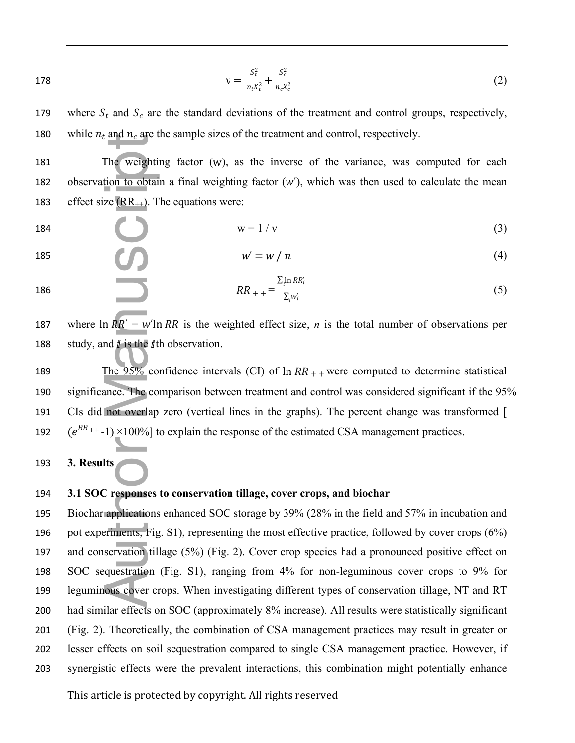$$\nu = \frac{S_t^2}{n_t \bar{X}_t^2} + \frac{S_c^2}{n_c \bar{X}_c^2} \quad (2)$$

where $S_t$ and $S_c$ are the standard deviations of the treatment and control groups, respectively, while $n_t$ and $n_c$ are the sample sizes of the treatment and control, respectively.

The weighting factor (w), as the inverse of the variance, was computed for each observation to obtain a final weighting factor ($w'$), which was then used to calculate the mean effect size ($RR_{++}$). The equations were:

$$w = 1 / \nu \quad (3)$$

$$w' = w / n \quad (4)$$

$$RR_{++} = \frac{\sum_i \ln RR_i'}{\sum_i w_i'} \quad (5)$$

where $\ln RR' = w' \ln RR$ is the weighted effect size, *n* is the total number of observations per study, and $i$ is the $i$th observation.

The 95% confidence intervals (CI) of $\ln RR_{++}$ were computed to determine statistical significance. The comparison between treatment and control was considered significant if the 95% CIs did not overlap zero (vertical lines in the graphs). The percent change was transformed [$(e^{RR_{++}}$-1) ×100%] to explain the response of the estimated CSA management practices.

## 3. Results

### 3.1 SOC responses to conservation tillage, cover crops, and biochar

Biochar applications enhanced SOC storage by 39% (28% in the field and 57% in incubation and pot experiments, Fig. S1), representing the most effective practice, followed by cover crops (6%) and conservation tillage (5%) (Fig. 2). Cover crop species had a pronounced positive effect on SOC sequestration (Fig. S1), ranging from 4% for non-leguminous cover crops to 9% for leguminous cover crops. When investigating different types of conservation tillage, NT and RT had similar effects on SOC (approximately 8% increase). All results were statistically significant (Fig. 2). Theoretically, the combination of CSA management practices may result in greater or lesser effects on soil sequestration compared to single CSA management practice. However, if synergistic effects were the prevalent interactions, this combination might potentially enhance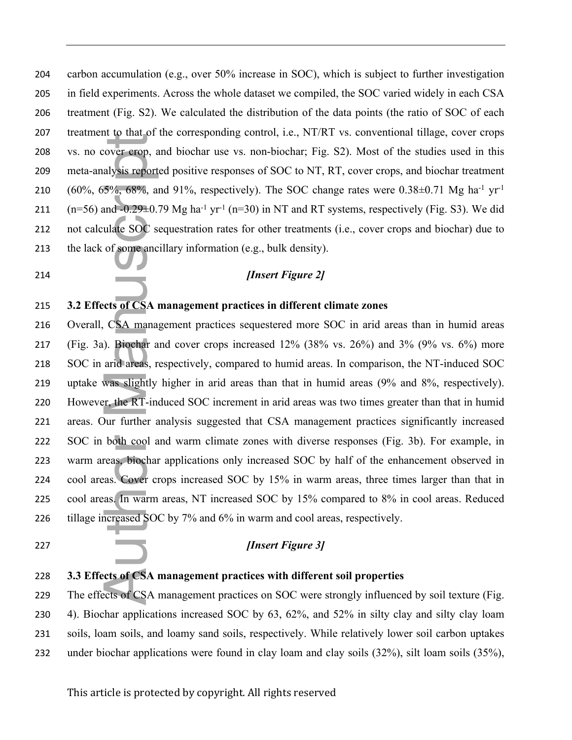carbon accumulation (e.g., over 50% increase in SOC), which is subject to further investigation in field experiments. Across the whole dataset we compiled, the SOC varied widely in each CSA treatment (Fig. S2). We calculated the distribution of the data points (the ratio of SOC of each treatment to that of the corresponding control, i.e., NT/RT vs. conventional tillage, cover crops vs. no cover crop, and biochar use vs. non-biochar; Fig. S2). Most of the studies used in this meta-analysis reported positive responses of SOC to NT, RT, cover crops, and biochar treatment (60%, 65%, 68%, and 91%, respectively). The SOC change rates were 0.38±0.71 Mg ha$^{-1}$ yr$^{-1}$ (n=56) and -0.29±0.79 Mg ha$^{-1}$ yr$^{-1}$ (n=30) in NT and RT systems, respectively (Fig. S3). We did not calculate SOC sequestration rates for other treatments (i.e., cover crops and biochar) due to the lack of some ancillary information (e.g., bulk density).

***[Insert Figure 2]***

### 3.2 Effects of CSA management practices in different climate zones

Overall, CSA management practices sequestered more SOC in arid areas than in humid areas (Fig. 3a). Biochar and cover crops increased 12% (38% vs. 26%) and 3% (9% vs. 6%) more SOC in arid areas, respectively, compared to humid areas. In comparison, the NT-induced SOC uptake was slightly higher in arid areas than that in humid areas (9% and 8%, respectively). However, the RT-induced SOC increment in arid areas was two times greater than that in humid areas. Our further analysis suggested that CSA management practices significantly increased SOC in both cool and warm climate zones with diverse responses (Fig. 3b). For example, in warm areas, biochar applications only increased SOC by half of the enhancement observed in cool areas. Cover crops increased SOC by 15% in warm areas, three times larger than that in cool areas. In warm areas, NT increased SOC by 15% compared to 8% in cool areas. Reduced tillage increased SOC by 7% and 6% in warm and cool areas, respectively.

***[Insert Figure 3]***

### 3.3 Effects of CSA management practices with different soil properties

The effects of CSA management practices on SOC were strongly influenced by soil texture (Fig. 4). Biochar applications increased SOC by 63, 62%, and 52% in silty clay and silty clay loam soils, loam soils, and loamy sand soils, respectively. While relatively lower soil carbon uptakes under biochar applications were found in clay loam and clay soils (32%), silt loam soils (35%),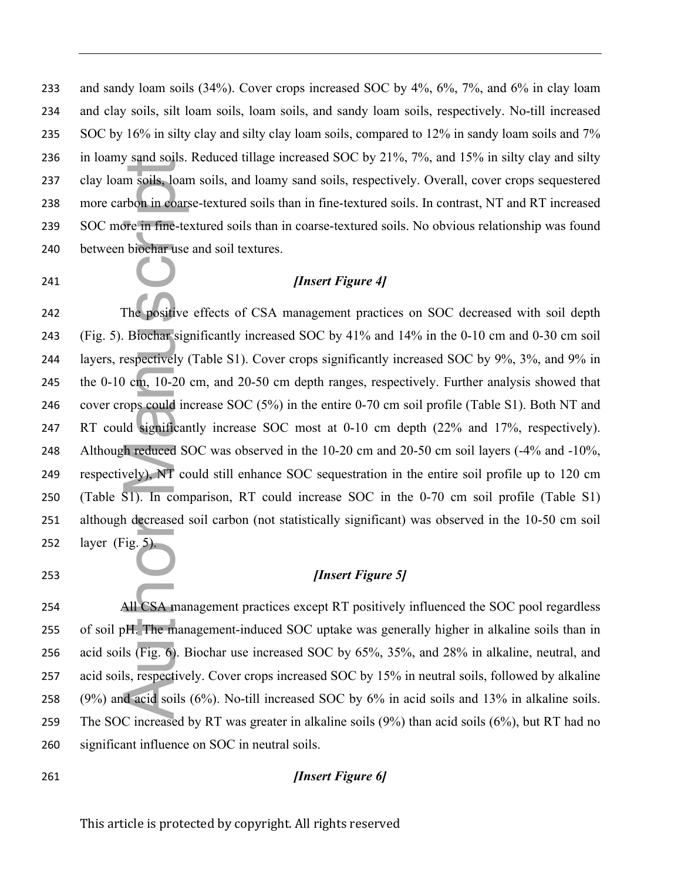and sandy loam soils (34%). Cover crops increased SOC by 4%, 6%, 7%, and 6% in clay loam and clay soils, silt loam soils, loam soils, and sandy loam soils, respectively. No-till increased SOC by 16% in silty clay and silty clay loam soils, compared to 12% in sandy loam soils and 7% in loamy sand soils. Reduced tillage increased SOC by 21%, 7%, and 15% in silty clay and silty clay loam soils, loam soils, and loamy sand soils, respectively. Overall, cover crops sequestered more carbon in coarse-textured soils than in fine-textured soils. In contrast, NT and RT increased SOC more in fine-textured soils than in coarse-textured soils. No obvious relationship was found between biochar use and soil textures.

***[Insert Figure 4]***

The positive effects of CSA management practices on SOC decreased with soil depth (Fig. 5). Biochar significantly increased SOC by 41% and 14% in the 0-10 cm and 0-30 cm soil layers, respectively (Table S1). Cover crops significantly increased SOC by 9%, 3%, and 9% in the 0-10 cm, 10-20 cm, and 20-50 cm depth ranges, respectively. Further analysis showed that cover crops could increase SOC (5%) in the entire 0-70 cm soil profile (Table S1). Both NT and RT could significantly increase SOC most at 0-10 cm depth (22% and 17%, respectively). Although reduced SOC was observed in the 10-20 cm and 20-50 cm soil layers (-4% and -10%, respectively), NT could still enhance SOC sequestration in the entire soil profile up to 120 cm (Table S1). In comparison, RT could increase SOC in the 0-70 cm soil profile (Table S1) although decreased soil carbon (not statistically significant) was observed in the 10-50 cm soil layer (Fig. 5).

***[Insert Figure 5]***

All CSA management practices except RT positively influenced the SOC pool regardless of soil pH. The management-induced SOC uptake was generally higher in alkaline soils than in acid soils (Fig. 6). Biochar use increased SOC by 65%, 35%, and 28% in alkaline, neutral, and acid soils, respectively. Cover crops increased SOC by 15% in neutral soils, followed by alkaline (9%) and acid soils (6%). No-till increased SOC by 6% in acid soils and 13% in alkaline soils. The SOC increased by RT was greater in alkaline soils (9%) than acid soils (6%), but RT had no significant influence on SOC in neutral soils.

***[Insert Figure 6]***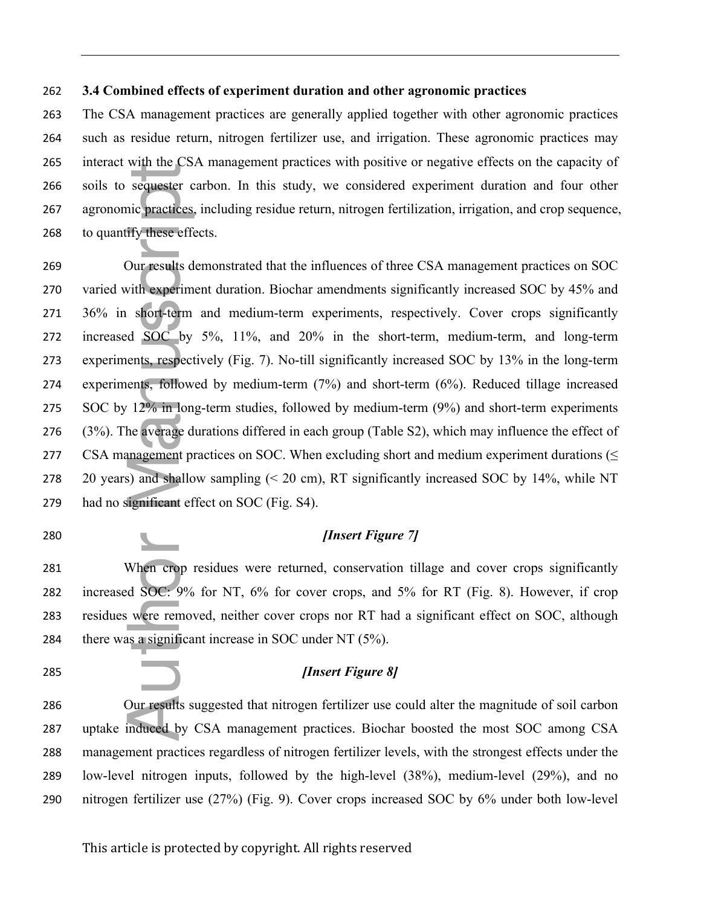### 3.4 Combined effects of experiment duration and other agronomic practices

The CSA management practices are generally applied together with other agronomic practices such as residue return, nitrogen fertilizer use, and irrigation. These agronomic practices may interact with the CSA management practices with positive or negative effects on the capacity of soils to sequester carbon. In this study, we considered experiment duration and four other agronomic practices, including residue return, nitrogen fertilization, irrigation, and crop sequence, to quantify these effects.

Our results demonstrated that the influences of three CSA management practices on SOC varied with experiment duration. Biochar amendments significantly increased SOC by 45% and 36% in short-term and medium-term experiments, respectively. Cover crops significantly increased SOC by 5%, 11%, and 20% in the short-term, medium-term, and long-term experiments, respectively (Fig. 7). No-till significantly increased SOC by 13% in the long-term experiments, followed by medium-term (7%) and short-term (6%). Reduced tillage increased SOC by 12% in long-term studies, followed by medium-term (9%) and short-term experiments (3%). The average durations differed in each group (Table S2), which may influence the effect of CSA management practices on SOC. When excluding short and medium experiment durations (≤ 20 years) and shallow sampling (< 20 cm), RT significantly increased SOC by 14%, while NT had no significant effect on SOC (Fig. S4).

***[Insert Figure 7]***

When crop residues were returned, conservation tillage and cover crops significantly increased SOC: 9% for NT, 6% for cover crops, and 5% for RT (Fig. 8). However, if crop residues were removed, neither cover crops nor RT had a significant effect on SOC, although there was a significant increase in SOC under NT (5%).

***[Insert Figure 8]***

Our results suggested that nitrogen fertilizer use could alter the magnitude of soil carbon uptake induced by CSA management practices. Biochar boosted the most SOC among CSA management practices regardless of nitrogen fertilizer levels, with the strongest effects under the low-level nitrogen inputs, followed by the high-level (38%), medium-level (29%), and no nitrogen fertilizer use (27%) (Fig. 9). Cover crops increased SOC by 6% under both low-level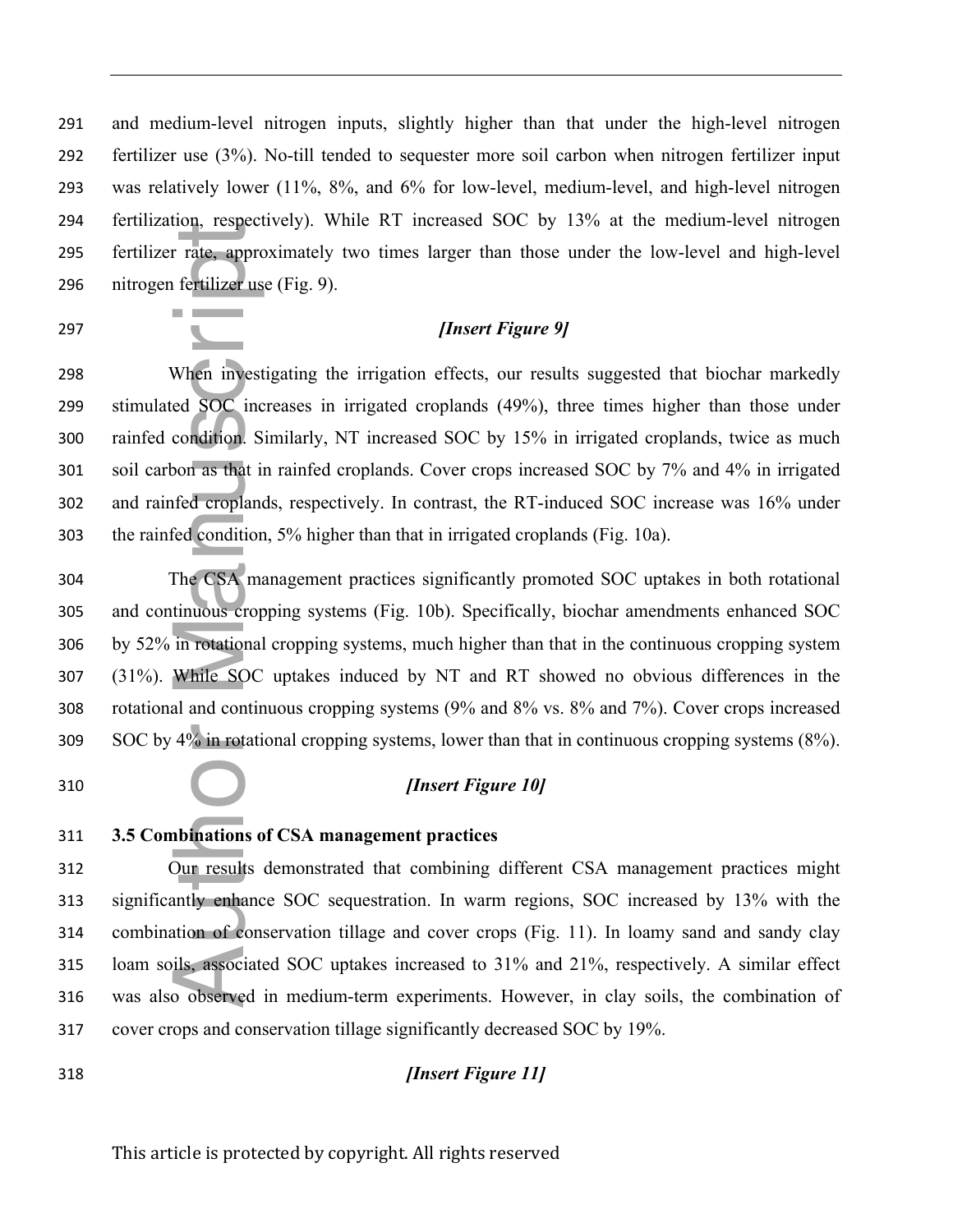and medium-level nitrogen inputs, slightly higher than that under the high-level nitrogen fertilizer use (3%). No-till tended to sequester more soil carbon when nitrogen fertilizer input was relatively lower (11%, 8%, and 6% for low-level, medium-level, and high-level nitrogen fertilization, respectively). While RT increased SOC by 13% at the medium-level nitrogen fertilizer rate, approximately two times larger than those under the low-level and high-level nitrogen fertilizer use (Fig. 9).

***[Insert Figure 9]***

When investigating the irrigation effects, our results suggested that biochar markedly stimulated SOC increases in irrigated croplands (49%), three times higher than those under rainfed condition. Similarly, NT increased SOC by 15% in irrigated croplands, twice as much soil carbon as that in rainfed croplands. Cover crops increased SOC by 7% and 4% in irrigated and rainfed croplands, respectively. In contrast, the RT-induced SOC increase was 16% under the rainfed condition, 5% higher than that in irrigated croplands (Fig. 10a).

The CSA management practices significantly promoted SOC uptakes in both rotational and continuous cropping systems (Fig. 10b). Specifically, biochar amendments enhanced SOC by 52% in rotational cropping systems, much higher than that in the continuous cropping system (31%). While SOC uptakes induced by NT and RT showed no obvious differences in the rotational and continuous cropping systems (9% and 8% vs. 8% and 7%). Cover crops increased SOC by 4% in rotational cropping systems, lower than that in continuous cropping systems (8%).

***[Insert Figure 10]***

### 3.5 Combinations of CSA management practices

Our results demonstrated that combining different CSA management practices might significantly enhance SOC sequestration. In warm regions, SOC increased by 13% with the combination of conservation tillage and cover crops (Fig. 11). In loamy sand and sandy clay loam soils, associated SOC uptakes increased to 31% and 21%, respectively. A similar effect was also observed in medium-term experiments. However, in clay soils, the combination of cover crops and conservation tillage significantly decreased SOC by 19%.

***[Insert Figure 11]***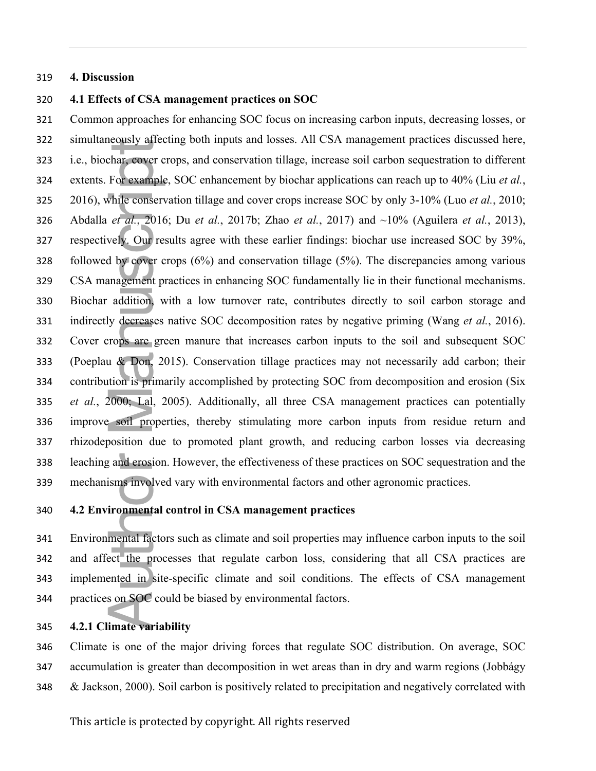# 4. Discussion

## 4.1 Effects of CSA management practices on SOC

Common approaches for enhancing SOC focus on increasing carbon inputs, decreasing losses, or simultaneously affecting both inputs and losses. All CSA management practices discussed here, i.e., biochar, cover crops, and conservation tillage, increase soil carbon sequestration to different extents. For example, SOC enhancement by biochar applications can reach up to 40% (Liu *et al.*, 2016), while conservation tillage and cover crops increase SOC by only 3-10% (Luo *et al.*, 2010; Abdalla *et al.*, 2016; Du *et al.*, 2017b; Zhao *et al.*, 2017) and ~10% (Aguilera *et al.*, 2013), respectively. Our results agree with these earlier findings: biochar use increased SOC by 39%, followed by cover crops (6%) and conservation tillage (5%). The discrepancies among various CSA management practices in enhancing SOC fundamentally lie in their functional mechanisms. Biochar addition, with a low turnover rate, contributes directly to soil carbon storage and indirectly decreases native SOC decomposition rates by negative priming (Wang *et al.*, 2016). Cover crops are green manure that increases carbon inputs to the soil and subsequent SOC (Poeplau & Don, 2015). Conservation tillage practices may not necessarily add carbon; their contribution is primarily accomplished by protecting SOC from decomposition and erosion (Six *et al.*, 2000; Lal, 2005). Additionally, all three CSA management practices can potentially improve soil properties, thereby stimulating more carbon inputs from residue return and rhizodeposition due to promoted plant growth, and reducing carbon losses via decreasing leaching and erosion. However, the effectiveness of these practices on SOC sequestration and the mechanisms involved vary with environmental factors and other agronomic practices.

## 4.2 Environmental control in CSA management practices

Environmental factors such as climate and soil properties may influence carbon inputs to the soil and affect the processes that regulate carbon loss, considering that all CSA practices are implemented in site-specific climate and soil conditions. The effects of CSA management practices on SOC could be biased by environmental factors.

### 4.2.1 Climate variability

Climate is one of the major driving forces that regulate SOC distribution. On average, SOC accumulation is greater than decomposition in wet areas than in dry and warm regions (Jobbágy & Jackson, 2000). Soil carbon is positively related to precipitation and negatively correlated with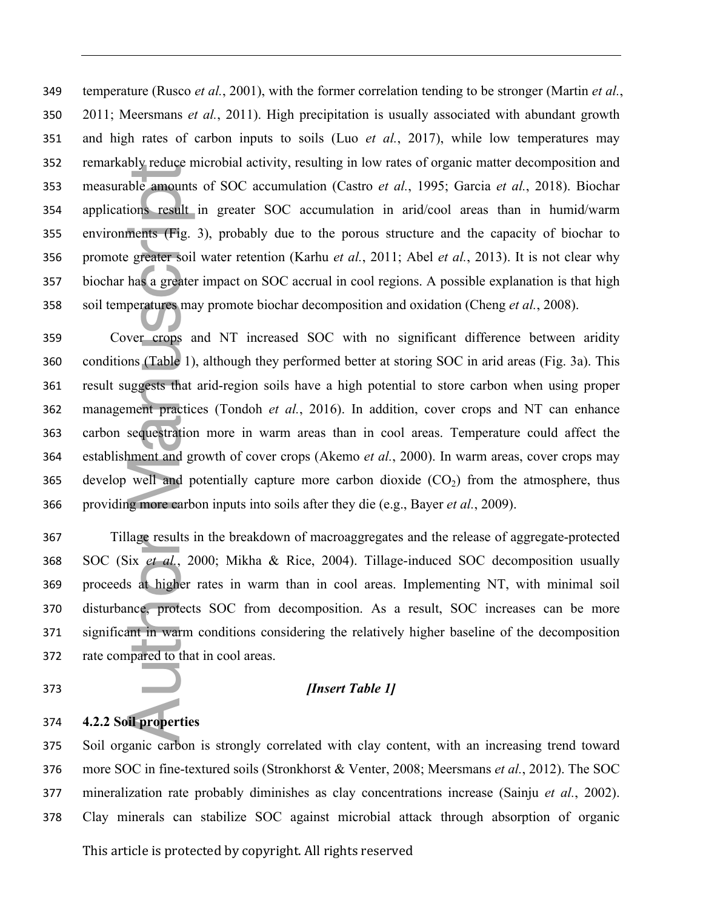temperature (Rusco *et al.*, 2001), with the former correlation tending to be stronger (Martin *et al.*, 2011; Meersmans *et al.*, 2011). High precipitation is usually associated with abundant growth and high rates of carbon inputs to soils (Luo *et al.*, 2017), while low temperatures may remarkably reduce microbial activity, resulting in low rates of organic matter decomposition and measurable amounts of SOC accumulation (Castro *et al.*, 1995; Garcia *et al.*, 2018). Biochar applications result in greater SOC accumulation in arid/cool areas than in humid/warm environments (Fig. 3), probably due to the porous structure and the capacity of biochar to promote greater soil water retention (Karhu *et al.*, 2011; Abel *et al.*, 2013). It is not clear why biochar has a greater impact on SOC accrual in cool regions. A possible explanation is that high soil temperatures may promote biochar decomposition and oxidation (Cheng *et al.*, 2008).

Cover crops and NT increased SOC with no significant difference between aridity conditions (Table 1), although they performed better at storing SOC in arid areas (Fig. 3a). This result suggests that arid-region soils have a high potential to store carbon when using proper management practices (Tondoh *et al.*, 2016). In addition, cover crops and NT can enhance carbon sequestration more in warm areas than in cool areas. Temperature could affect the establishment and growth of cover crops (Akemo *et al.*, 2000). In warm areas, cover crops may develop well and potentially capture more carbon dioxide ($CO_2$) from the atmosphere, thus providing more carbon inputs into soils after they die (e.g., Bayer *et al.*, 2009).

Tillage results in the breakdown of macroaggregates and the release of aggregate-protected SOC (Six *et al.*, 2000; Mikha & Rice, 2004). Tillage-induced SOC decomposition usually proceeds at higher rates in warm than in cool areas. Implementing NT, with minimal soil disturbance, protects SOC from decomposition. As a result, SOC increases can be more significant in warm conditions considering the relatively higher baseline of the decomposition rate compared to that in cool areas.

***[Insert Table 1]***

#### 4.2.2 Soil properties

Soil organic carbon is strongly correlated with clay content, with an increasing trend toward more SOC in fine-textured soils (Stronkhorst & Venter, 2008; Meersmans *et al.*, 2012). The SOC mineralization rate probably diminishes as clay concentrations increase (Sainju *et al.*, 2002). Clay minerals can stabilize SOC against microbial attack through absorption of organic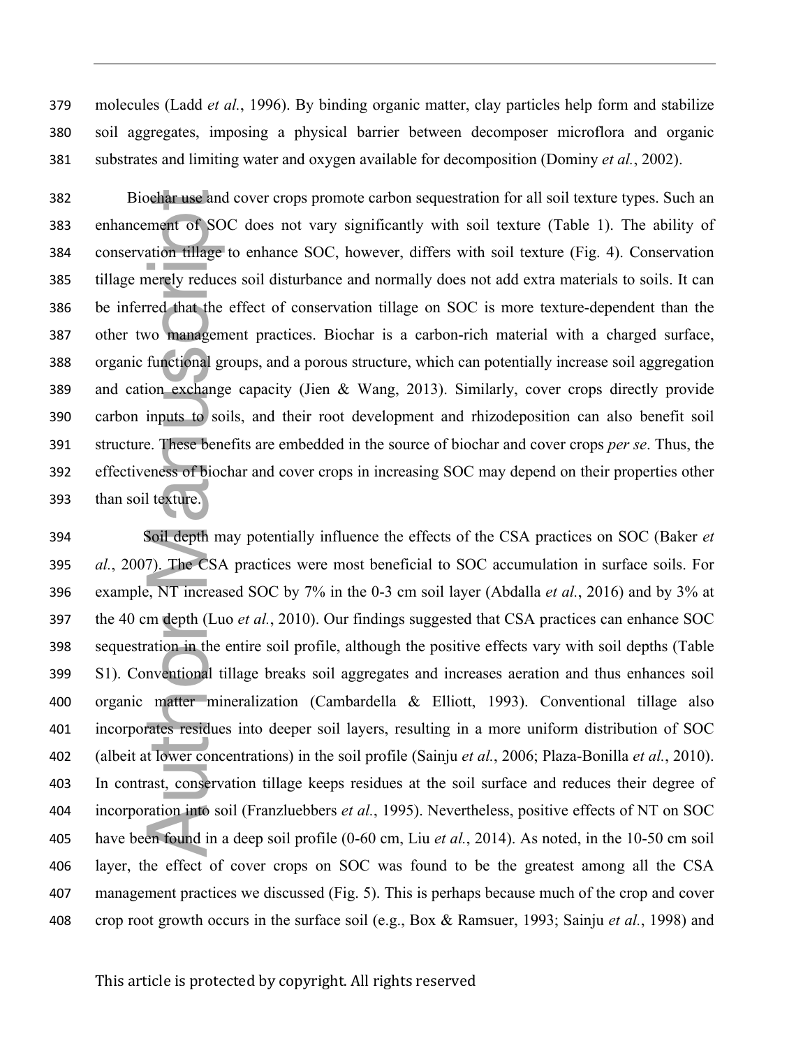molecules (Ladd *et al.*, 1996). By binding organic matter, clay particles help form and stabilize soil aggregates, imposing a physical barrier between decomposer microflora and organic substrates and limiting water and oxygen available for decomposition (Dominy *et al.*, 2002).

Biochar use and cover crops promote carbon sequestration for all soil texture types. Such an enhancement of SOC does not vary significantly with soil texture (Table 1). The ability of conservation tillage to enhance SOC, however, differs with soil texture (Fig. 4). Conservation tillage merely reduces soil disturbance and normally does not add extra materials to soils. It can be inferred that the effect of conservation tillage on SOC is more texture-dependent than the other two management practices. Biochar is a carbon-rich material with a charged surface, organic functional groups, and a porous structure, which can potentially increase soil aggregation and cation exchange capacity (Jien & Wang, 2013). Similarly, cover crops directly provide carbon inputs to soils, and their root development and rhizodeposition can also benefit soil structure. These benefits are embedded in the source of biochar and cover crops *per se*. Thus, the effectiveness of biochar and cover crops in increasing SOC may depend on their properties other than soil texture.

Soil depth may potentially influence the effects of the CSA practices on SOC (Baker *et al.*, 2007). The CSA practices were most beneficial to SOC accumulation in surface soils. For example, NT increased SOC by 7% in the 0-3 cm soil layer (Abdalla *et al.*, 2016) and by 3% at the 40 cm depth (Luo *et al.*, 2010). Our findings suggested that CSA practices can enhance SOC sequestration in the entire soil profile, although the positive effects vary with soil depths (Table S1). Conventional tillage breaks soil aggregates and increases aeration and thus enhances soil organic matter mineralization (Cambardella & Elliott, 1993). Conventional tillage also incorporates residues into deeper soil layers, resulting in a more uniform distribution of SOC (albeit at lower concentrations) in the soil profile (Sainju *et al.*, 2006; Plaza-Bonilla *et al.*, 2010). In contrast, conservation tillage keeps residues at the soil surface and reduces their degree of incorporation into soil (Franzluebbers *et al.*, 1995). Nevertheless, positive effects of NT on SOC have been found in a deep soil profile (0-60 cm, Liu *et al.*, 2014). As noted, in the 10-50 cm soil layer, the effect of cover crops on SOC was found to be the greatest among all the CSA management practices we discussed (Fig. 5). This is perhaps because much of the crop and cover crop root growth occurs in the surface soil (e.g., Box & Ramsuer, 1993; Sainju *et al.*, 1998) and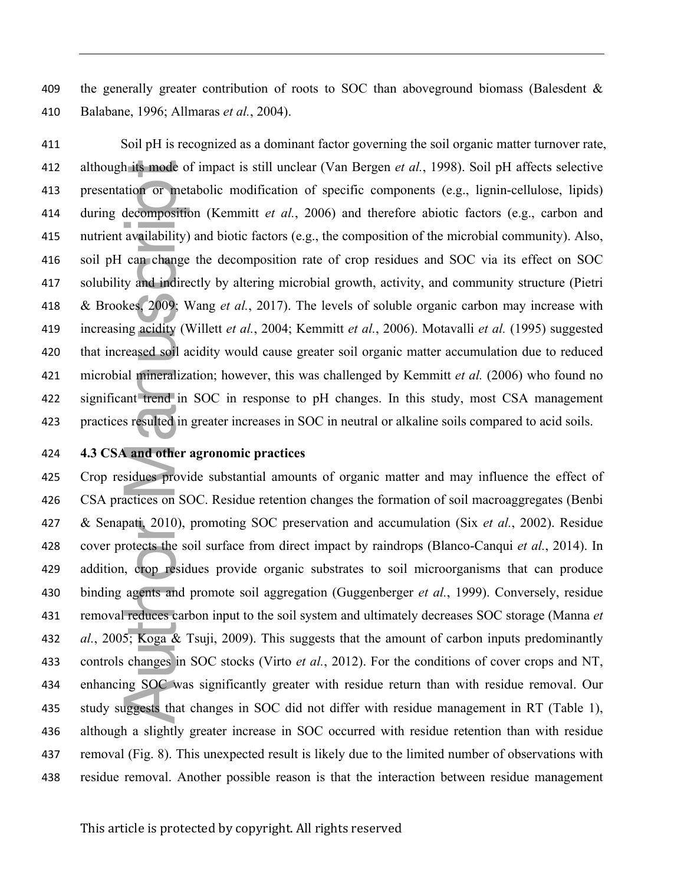the generally greater contribution of roots to SOC than aboveground biomass (Balesdent & Balabane, 1996; Allmaras *et al.*, 2004).

Soil pH is recognized as a dominant factor governing the soil organic matter turnover rate, although its mode of impact is still unclear (Van Bergen *et al.*, 1998). Soil pH affects selective presentation or metabolic modification of specific components (e.g., lignin-cellulose, lipids) during decomposition (Kemmitt *et al.*, 2006) and therefore abiotic factors (e.g., carbon and nutrient availability) and biotic factors (e.g., the composition of the microbial community). Also, soil pH can change the decomposition rate of crop residues and SOC via its effect on SOC solubility and indirectly by altering microbial growth, activity, and community structure (Pietri & Brookes, 2009; Wang *et al.*, 2017). The levels of soluble organic carbon may increase with increasing acidity (Willett *et al.*, 2004; Kemmitt *et al.*, 2006). Motavalli *et al.* (1995) suggested that increased soil acidity would cause greater soil organic matter accumulation due to reduced microbial mineralization; however, this was challenged by Kemmitt *et al.* (2006) who found no significant trend in SOC in response to pH changes. In this study, most CSA management practices resulted in greater increases in SOC in neutral or alkaline soils compared to acid soils.

### 4.3 CSA and other agronomic practices

Crop residues provide substantial amounts of organic matter and may influence the effect of CSA practices on SOC. Residue retention changes the formation of soil macroaggregates (Benbi & Senapati, 2010), promoting SOC preservation and accumulation (Six *et al.*, 2002). Residue cover protects the soil surface from direct impact by raindrops (Blanco-Canqui *et al.*, 2014). In addition, crop residues provide organic substrates to soil microorganisms that can produce binding agents and promote soil aggregation (Guggenberger *et al.*, 1999). Conversely, residue removal reduces carbon input to the soil system and ultimately decreases SOC storage (Manna *et al.*, 2005; Koga & Tsuji, 2009). This suggests that the amount of carbon inputs predominantly controls changes in SOC stocks (Virto *et al.*, 2012). For the conditions of cover crops and NT, enhancing SOC was significantly greater with residue return than with residue removal. Our study suggests that changes in SOC did not differ with residue management in RT (Table 1), although a slightly greater increase in SOC occurred with residue retention than with residue removal (Fig. 8). This unexpected result is likely due to the limited number of observations with residue removal. Another possible reason is that the interaction between residue management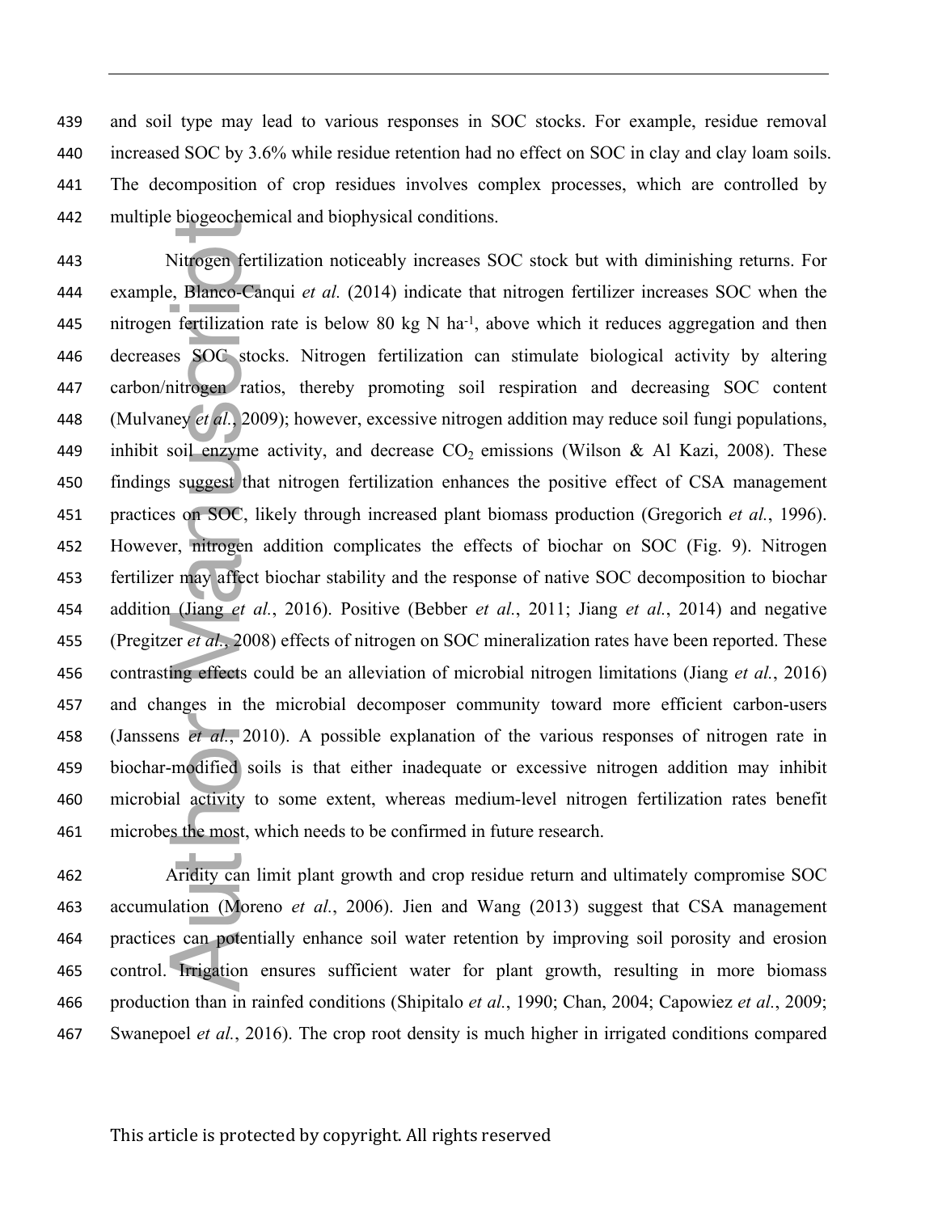and soil type may lead to various responses in SOC stocks. For example, residue removal increased SOC by 3.6% while residue retention had no effect on SOC in clay and clay loam soils. The decomposition of crop residues involves complex processes, which are controlled by multiple biogeochemical and biophysical conditions.

Nitrogen fertilization noticeably increases SOC stock but with diminishing returns. For example, Blanco-Canqui *et al.* (2014) indicate that nitrogen fertilizer increases SOC when the nitrogen fertilization rate is below 80 kg N ha$^{-1}$, above which it reduces aggregation and then decreases SOC stocks. Nitrogen fertilization can stimulate biological activity by altering carbon/nitrogen ratios, thereby promoting soil respiration and decreasing SOC content (Mulvaney *et al.*, 2009); however, excessive nitrogen addition may reduce soil fungi populations, inhibit soil enzyme activity, and decrease $CO_2$ emissions (Wilson & Al Kazi, 2008). These findings suggest that nitrogen fertilization enhances the positive effect of CSA management practices on SOC, likely through increased plant biomass production (Gregorich *et al.*, 1996). However, nitrogen addition complicates the effects of biochar on SOC (Fig. 9). Nitrogen fertilizer may affect biochar stability and the response of native SOC decomposition to biochar addition (Jiang *et al.*, 2016). Positive (Bebber *et al.*, 2011; Jiang *et al.*, 2014) and negative (Pregitzer *et al.*, 2008) effects of nitrogen on SOC mineralization rates have been reported. These contrasting effects could be an alleviation of microbial nitrogen limitations (Jiang *et al.*, 2016) and changes in the microbial decomposer community toward more efficient carbon-users (Janssens *et al.*, 2010). A possible explanation of the various responses of nitrogen rate in biochar-modified soils is that either inadequate or excessive nitrogen addition may inhibit microbial activity to some extent, whereas medium-level nitrogen fertilization rates benefit microbes the most, which needs to be confirmed in future research.

Aridity can limit plant growth and crop residue return and ultimately compromise SOC accumulation (Moreno *et al.*, 2006). Jien and Wang (2013) suggest that CSA management practices can potentially enhance soil water retention by improving soil porosity and erosion control. Irrigation ensures sufficient water for plant growth, resulting in more biomass production than in rainfed conditions (Shipitalo *et al.*, 1990; Chan, 2004; Capowiez *et al.*, 2009; Swanepoel *et al.*, 2016). The crop root density is much higher in irrigated conditions compared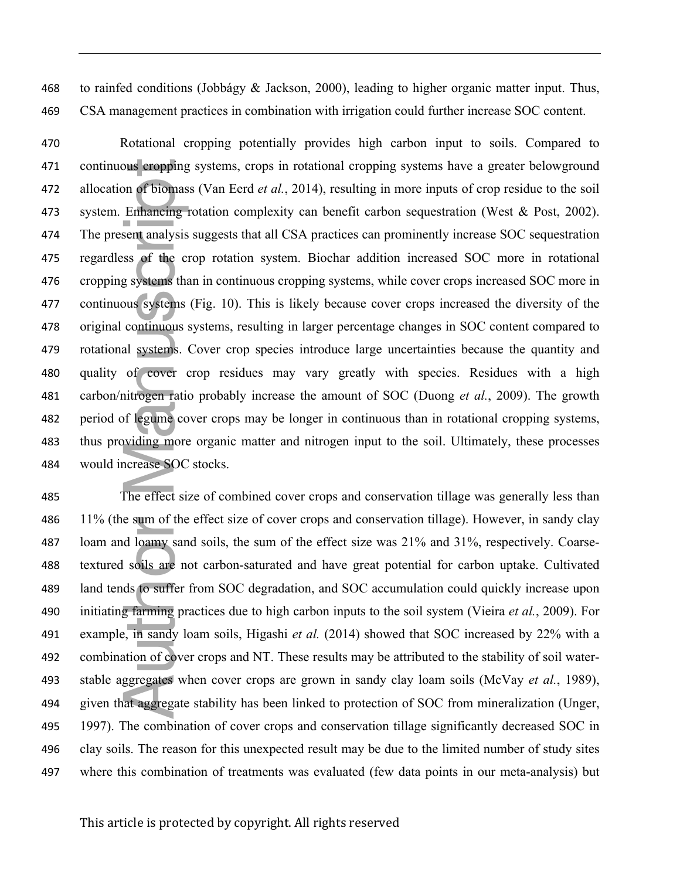to rainfed conditions (Jobbágy & Jackson, 2000), leading to higher organic matter input. Thus, CSA management practices in combination with irrigation could further increase SOC content.

Rotational cropping potentially provides high carbon input to soils. Compared to continuous cropping systems, crops in rotational cropping systems have a greater belowground allocation of biomass (Van Eerd *et al.*, 2014), resulting in more inputs of crop residue to the soil system. Enhancing rotation complexity can benefit carbon sequestration (West & Post, 2002). The present analysis suggests that all CSA practices can prominently increase SOC sequestration regardless of the crop rotation system. Biochar addition increased SOC more in rotational cropping systems than in continuous cropping systems, while cover crops increased SOC more in continuous systems (Fig. 10). This is likely because cover crops increased the diversity of the original continuous systems, resulting in larger percentage changes in SOC content compared to rotational systems. Cover crop species introduce large uncertainties because the quantity and quality of cover crop residues may vary greatly with species. Residues with a high carbon/nitrogen ratio probably increase the amount of SOC (Duong *et al.*, 2009). The growth period of legume cover crops may be longer in continuous than in rotational cropping systems, thus providing more organic matter and nitrogen input to the soil. Ultimately, these processes would increase SOC stocks.

The effect size of combined cover crops and conservation tillage was generally less than 11% (the sum of the effect size of cover crops and conservation tillage). However, in sandy clay loam and loamy sand soils, the sum of the effect size was 21% and 31%, respectively. Coarse-textured soils are not carbon-saturated and have great potential for carbon uptake. Cultivated land tends to suffer from SOC degradation, and SOC accumulation could quickly increase upon initiating farming practices due to high carbon inputs to the soil system (Vieira *et al.*, 2009). For example, in sandy loam soils, Higashi *et al.* (2014) showed that SOC increased by 22% with a combination of cover crops and NT. These results may be attributed to the stability of soil water-stable aggregates when cover crops are grown in sandy clay loam soils (McVay *et al.*, 1989), given that aggregate stability has been linked to protection of SOC from mineralization (Unger, 1997). The combination of cover crops and conservation tillage significantly decreased SOC in clay soils. The reason for this unexpected result may be due to the limited number of study sites where this combination of treatments was evaluated (few data points in our meta-analysis) but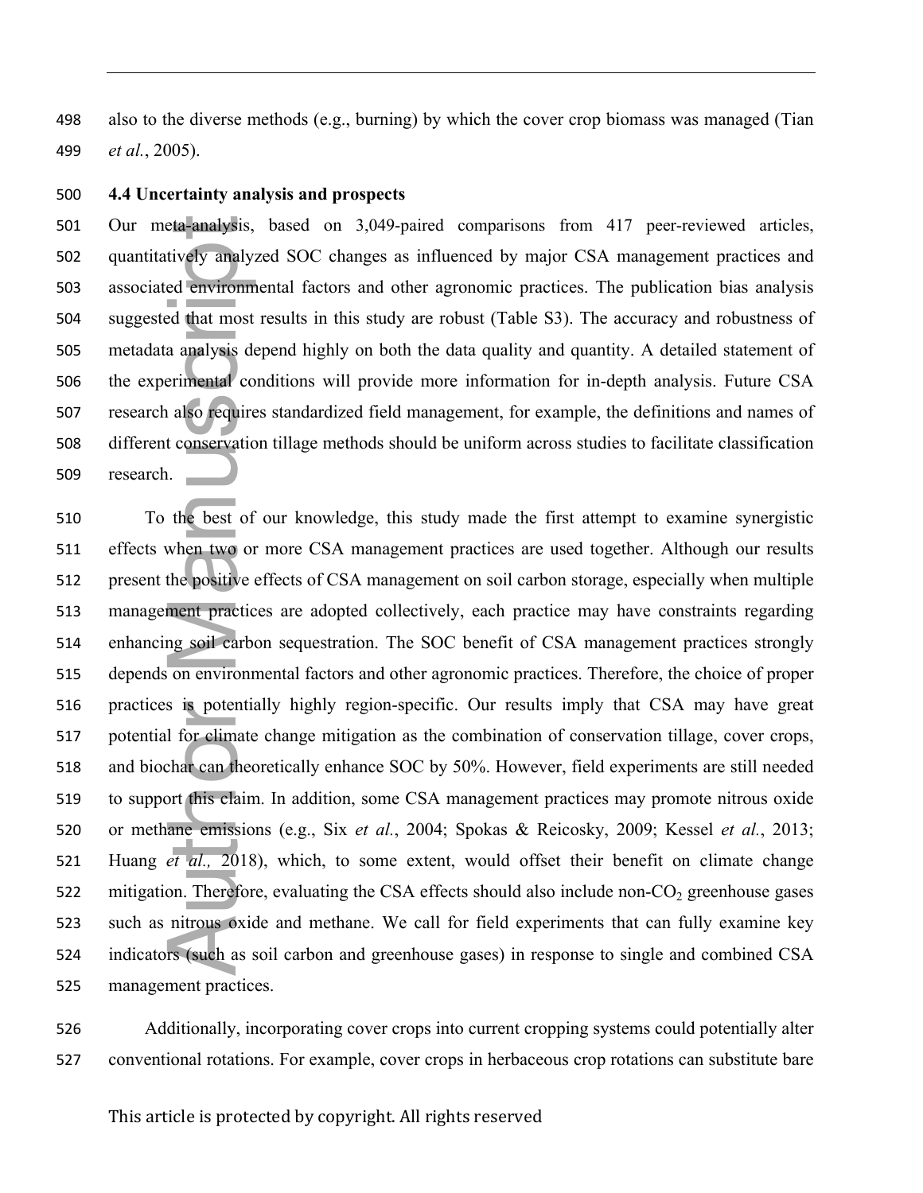also to the diverse methods (e.g., burning) by which the cover crop biomass was managed (Tian *et al.*, 2005).

### 4.4 Uncertainty analysis and prospects

Our meta-analysis, based on 3,049-paired comparisons from 417 peer-reviewed articles, quantitatively analyzed SOC changes as influenced by major CSA management practices and associated environmental factors and other agronomic practices. The publication bias analysis suggested that most results in this study are robust (Table S3). The accuracy and robustness of metadata analysis depend highly on both the data quality and quantity. A detailed statement of the experimental conditions will provide more information for in-depth analysis. Future CSA research also requires standardized field management, for example, the definitions and names of different conservation tillage methods should be uniform across studies to facilitate classification research.

To the best of our knowledge, this study made the first attempt to examine synergistic effects when two or more CSA management practices are used together. Although our results present the positive effects of CSA management on soil carbon storage, especially when multiple management practices are adopted collectively, each practice may have constraints regarding enhancing soil carbon sequestration. The SOC benefit of CSA management practices strongly depends on environmental factors and other agronomic practices. Therefore, the choice of proper practices is potentially highly region-specific. Our results imply that CSA may have great potential for climate change mitigation as the combination of conservation tillage, cover crops, and biochar can theoretically enhance SOC by 50%. However, field experiments are still needed to support this claim. In addition, some CSA management practices may promote nitrous oxide or methane emissions (e.g., Six *et al.*, 2004; Spokas & Reicosky, 2009; Kessel *et al.*, 2013; Huang *et al.,* 2018), which, to some extent, would offset their benefit on climate change mitigation. Therefore, evaluating the CSA effects should also include non-$CO_2$ greenhouse gases such as nitrous oxide and methane. We call for field experiments that can fully examine key indicators (such as soil carbon and greenhouse gases) in response to single and combined CSA management practices.

Additionally, incorporating cover crops into current cropping systems could potentially alter conventional rotations. For example, cover crops in herbaceous crop rotations can substitute bare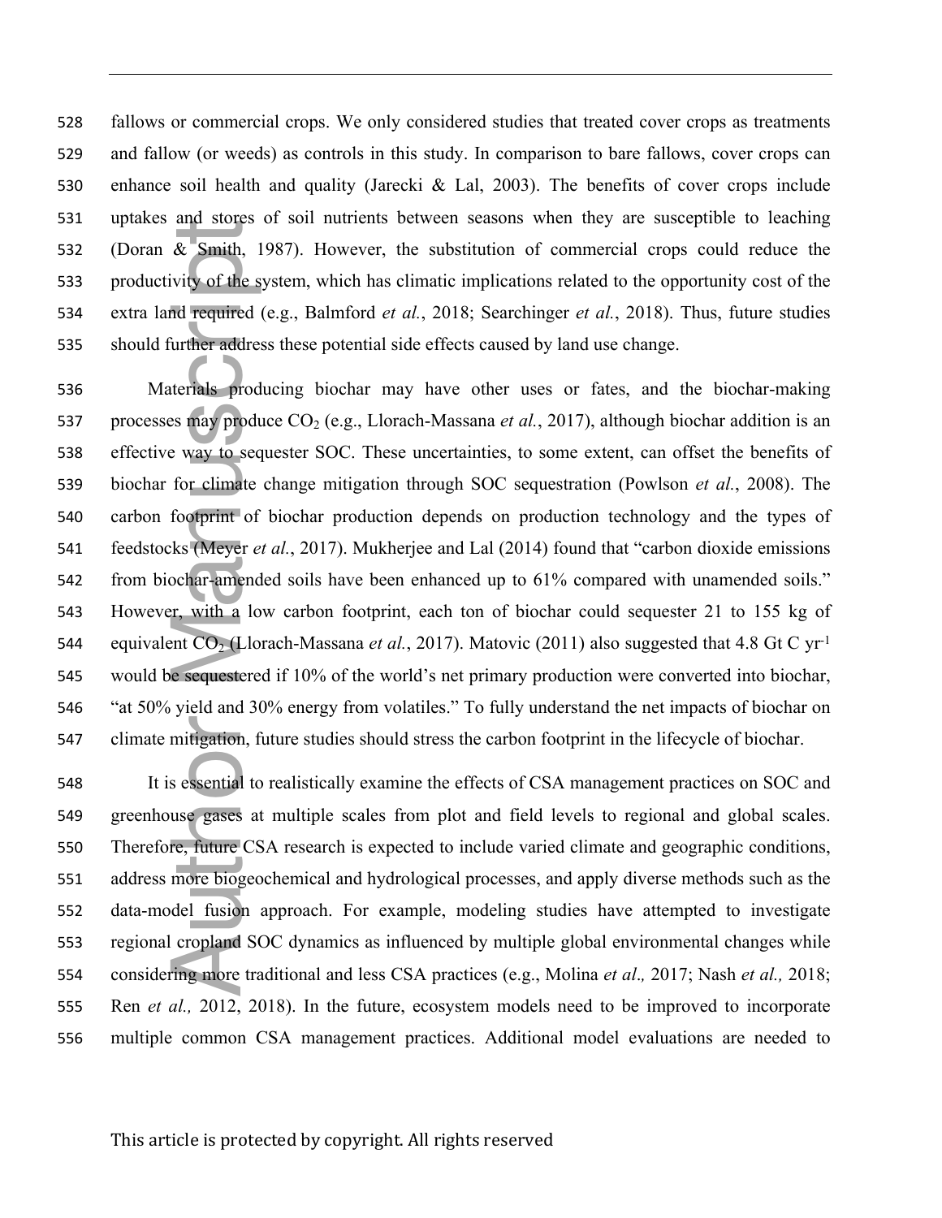fallows or commercial crops. We only considered studies that treated cover crops as treatments and fallow (or weeds) as controls in this study. In comparison to bare fallows, cover crops can enhance soil health and quality (Jarecki & Lal, 2003). The benefits of cover crops include uptakes and stores of soil nutrients between seasons when they are susceptible to leaching (Doran & Smith, 1987). However, the substitution of commercial crops could reduce the productivity of the system, which has climatic implications related to the opportunity cost of the extra land required (e.g., Balmford *et al.*, 2018; Searchinger *et al.*, 2018). Thus, future studies should further address these potential side effects caused by land use change.

Materials producing biochar may have other uses or fates, and the biochar-making processes may produce $CO_2$ (e.g., Llorach-Massana *et al.*, 2017), although biochar addition is an effective way to sequester SOC. These uncertainties, to some extent, can offset the benefits of biochar for climate change mitigation through SOC sequestration (Powlson *et al.*, 2008). The carbon footprint of biochar production depends on production technology and the types of feedstocks (Meyer *et al.*, 2017). Mukherjee and Lal (2014) found that "carbon dioxide emissions from biochar-amended soils have been enhanced up to 61% compared with unamended soils." However, with a low carbon footprint, each ton of biochar could sequester 21 to 155 kg of equivalent $CO_2$ (Llorach-Massana *et al.*, 2017). Matovic (2011) also suggested that 4.8 Gt C $yr^{-1}$ would be sequestered if 10% of the world's net primary production were converted into biochar, "at 50% yield and 30% energy from volatiles." To fully understand the net impacts of biochar on climate mitigation, future studies should stress the carbon footprint in the lifecycle of biochar.

It is essential to realistically examine the effects of CSA management practices on SOC and greenhouse gases at multiple scales from plot and field levels to regional and global scales. Therefore, future CSA research is expected to include varied climate and geographic conditions, address more biogeochemical and hydrological processes, and apply diverse methods such as the data-model fusion approach. For example, modeling studies have attempted to investigate regional cropland SOC dynamics as influenced by multiple global environmental changes while considering more traditional and less CSA practices (e.g., Molina *et al.,* 2017; Nash *et al.,* 2018; Ren *et al.,* 2012, 2018). In the future, ecosystem models need to be improved to incorporate multiple common CSA management practices. Additional model evaluations are needed to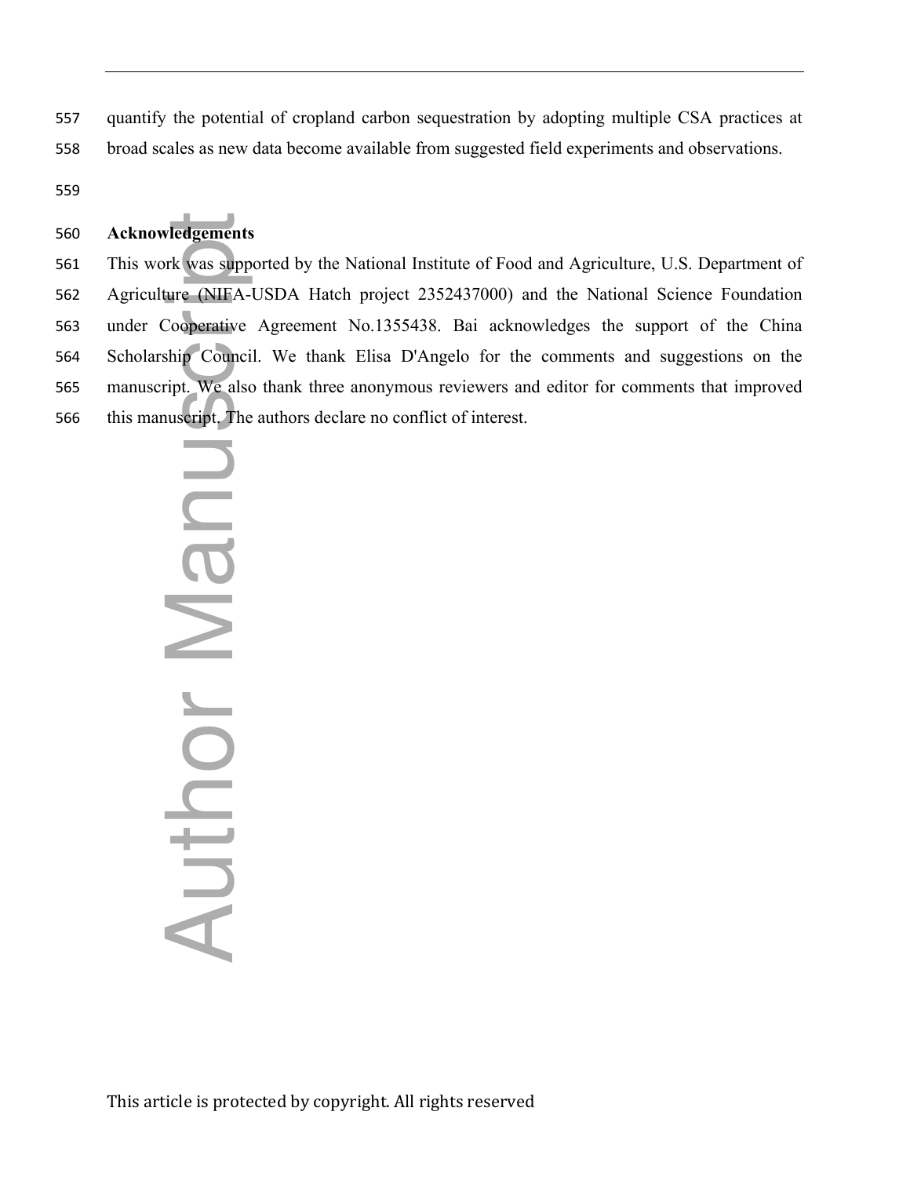quantify the potential of cropland carbon sequestration by adopting multiple CSA practices at broad scales as new data become available from suggested field experiments and observations.

## Acknowledgements

This work was supported by the National Institute of Food and Agriculture, U.S. Department of Agriculture (NIFA-USDA Hatch project 2352437000) and the National Science Foundation under Cooperative Agreement No.1355438. Bai acknowledges the support of the China Scholarship Council. We thank Elisa D'Angelo for the comments and suggestions on the manuscript. We also thank three anonymous reviewers and editor for comments that improved this manuscript. The authors declare no conflict of interest.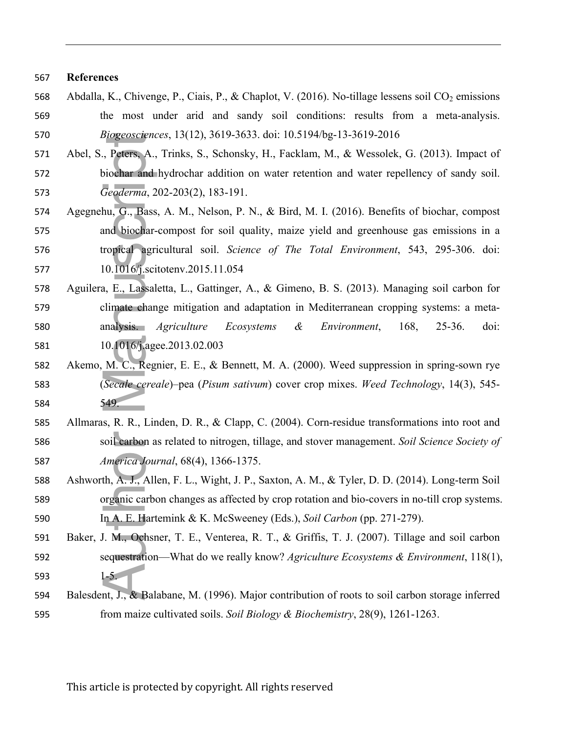## References

Abdalla, K., Chivenge, P., Ciais, P., & Chaplot, V. (2016). No-tillage lessens soil $CO_2$ emissions the most under arid and sandy soil conditions: results from a meta-analysis. *Biogeosciences*, 13(12), 3619-3633. doi: 10.5194/bg-13-3619-2016

Abel, S., Peters, A., Trinks, S., Schonsky, H., Facklam, M., & Wessolek, G. (2013). Impact of biochar and hydrochar addition on water retention and water repellency of sandy soil. *Geoderma*, 202-203(2), 183-191.

Agegnehu, G., Bass, A. M., Nelson, P. N., & Bird, M. I. (2016). Benefits of biochar, compost and biochar-compost for soil quality, maize yield and greenhouse gas emissions in a tropical agricultural soil. *Science of The Total Environment*, 543, 295-306. doi: 10.1016/j.scitotenv.2015.11.054

Aguilera, E., Lassaletta, L., Gattinger, A., & Gimeno, B. S. (2013). Managing soil carbon for climate change mitigation and adaptation in Mediterranean cropping systems: a meta-analysis. *Agriculture Ecosystems & Environment*, 168, 25-36. doi: 10.1016/j.agee.2013.02.003

Akemo, M. C., Regnier, E. E., & Bennett, M. A. (2000). Weed suppression in spring-sown rye (*Secale cereale*)–pea (*Pisum sativum*) cover crop mixes. *Weed Technology*, 14(3), 545-549.

Allmaras, R. R., Linden, D. R., & Clapp, C. (2004). Corn-residue transformations into root and soil carbon as related to nitrogen, tillage, and stover management. *Soil Science Society of America Journal*, 68(4), 1366-1375.

Ashworth, A. J., Allen, F. L., Wight, J. P., Saxton, A. M., & Tyler, D. D. (2014). Long-term Soil organic carbon changes as affected by crop rotation and bio-covers in no-till crop systems. In A. E. Hartemink & K. McSweeney (Eds.), *Soil Carbon* (pp. 271-279).

Baker, J. M., Ochsner, T. E., Venterea, R. T., & Griffis, T. J. (2007). Tillage and soil carbon sequestration—What do we really know? *Agriculture Ecosystems & Environment*, 118(1), 1-5.

Balesdent, J., & Balabane, M. (1996). Major contribution of roots to soil carbon storage inferred from maize cultivated soils. *Soil Biology & Biochemistry*, 28(9), 1261-1263.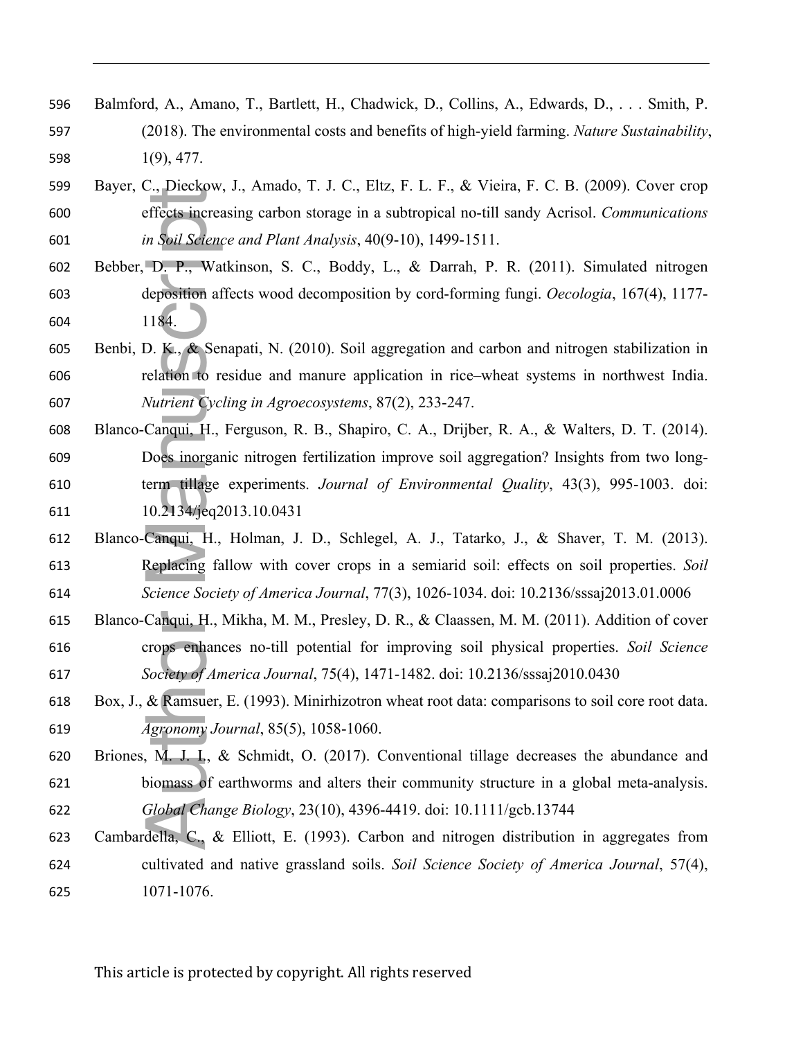Balmford, A., Amano, T., Bartlett, H., Chadwick, D., Collins, A., Edwards, D., . . . Smith, P. (2018). The environmental costs and benefits of high-yield farming. *Nature Sustainability*, 1(9), 477.

Bayer, C., Dieckow, J., Amado, T. J. C., Eltz, F. L. F., & Vieira, F. C. B. (2009). Cover crop effects increasing carbon storage in a subtropical no-till sandy Acrisol. *Communications in Soil Science and Plant Analysis*, 40(9-10), 1499-1511.

Bebber, D. P., Watkinson, S. C., Boddy, L., & Darrah, P. R. (2011). Simulated nitrogen deposition affects wood decomposition by cord-forming fungi. *Oecologia*, 167(4), 1177-1184.

Benbi, D. K., & Senapati, N. (2010). Soil aggregation and carbon and nitrogen stabilization in relation to residue and manure application in rice–wheat systems in northwest India. *Nutrient Cycling in Agroecosystems*, 87(2), 233-247.

Blanco-Canqui, H., Ferguson, R. B., Shapiro, C. A., Drijber, R. A., & Walters, D. T. (2014). Does inorganic nitrogen fertilization improve soil aggregation? Insights from two long-term tillage experiments. *Journal of Environmental Quality*, 43(3), 995-1003. doi: 10.2134/jeq2013.10.0431

Blanco-Canqui, H., Holman, J. D., Schlegel, A. J., Tatarko, J., & Shaver, T. M. (2013). Replacing fallow with cover crops in a semiarid soil: effects on soil properties. *Soil Science Society of America Journal*, 77(3), 1026-1034. doi: 10.2136/sssaj2013.01.0006

Blanco-Canqui, H., Mikha, M. M., Presley, D. R., & Claassen, M. M. (2011). Addition of cover crops enhances no-till potential for improving soil physical properties. *Soil Science Society of America Journal*, 75(4), 1471-1482. doi: 10.2136/sssaj2010.0430

Box, J., & Ramsuer, E. (1993). Minirhizotron wheat root data: comparisons to soil core root data. *Agronomy Journal*, 85(5), 1058-1060.

Briones, M. J. I., & Schmidt, O. (2017). Conventional tillage decreases the abundance and biomass of earthworms and alters their community structure in a global meta-analysis. *Global Change Biology*, 23(10), 4396-4419. doi: 10.1111/gcb.13744

Cambardella, C., & Elliott, E. (1993). Carbon and nitrogen distribution in aggregates from cultivated and native grassland soils. *Soil Science Society of America Journal*, 57(4), 1071-1076.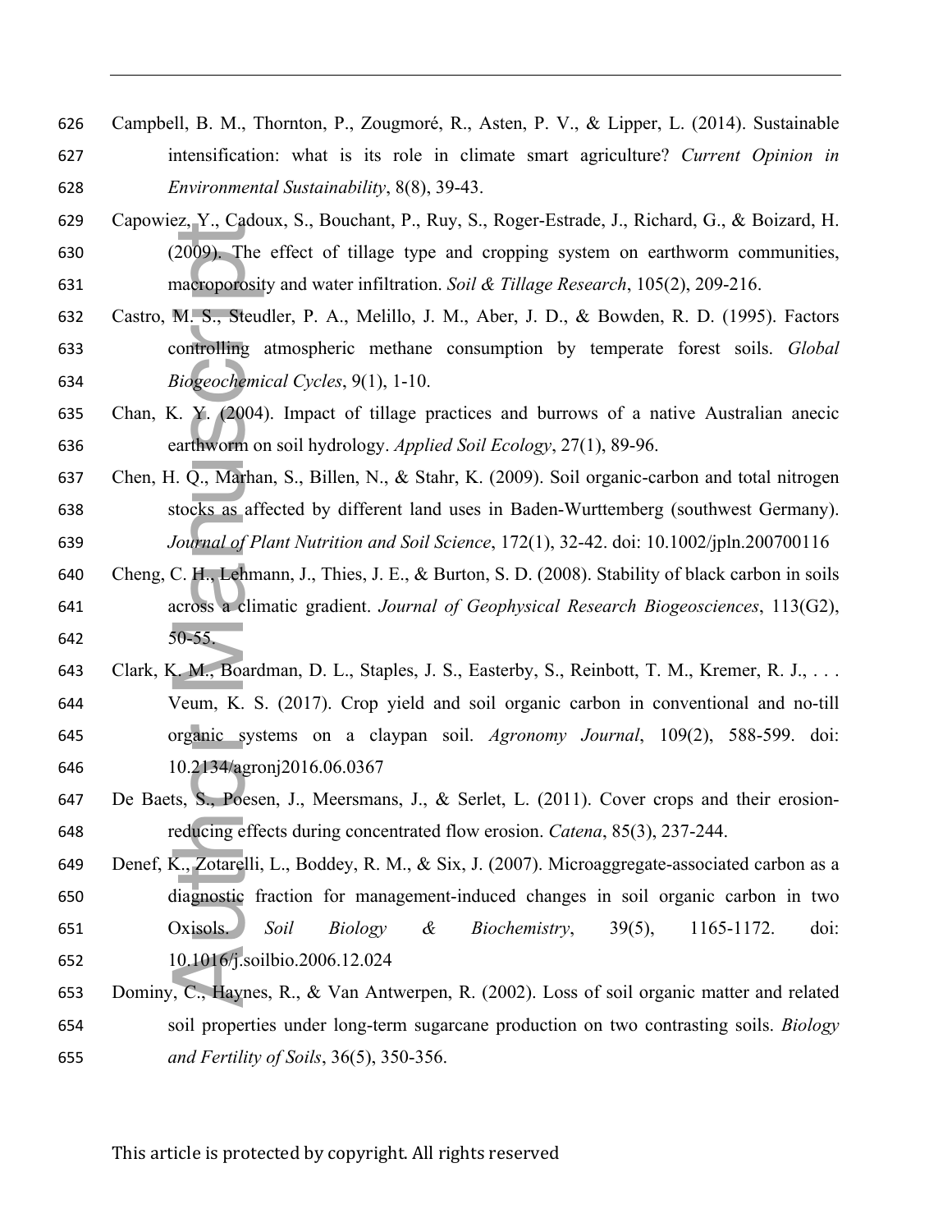Campbell, B. M., Thornton, P., Zougmoré, R., Asten, P. V., & Lipper, L. (2014). Sustainable intensification: what is its role in climate smart agriculture? *Current Opinion in Environmental Sustainability*, 8(8), 39-43.

Capowiez, Y., Cadoux, S., Bouchant, P., Ruy, S., Roger-Estrade, J., Richard, G., & Boizard, H. (2009). The effect of tillage type and cropping system on earthworm communities, macroporosity and water infiltration. *Soil & Tillage Research*, 105(2), 209-216.

Castro, M. S., Steudler, P. A., Melillo, J. M., Aber, J. D., & Bowden, R. D. (1995). Factors controlling atmospheric methane consumption by temperate forest soils. *Global Biogeochemical Cycles*, 9(1), 1-10.

Chan, K. Y. (2004). Impact of tillage practices and burrows of a native Australian anecic earthworm on soil hydrology. *Applied Soil Ecology*, 27(1), 89-96.

Chen, H. Q., Marhan, S., Billen, N., & Stahr, K. (2009). Soil organic-carbon and total nitrogen stocks as affected by different land uses in Baden-Wurttemberg (southwest Germany). *Journal of Plant Nutrition and Soil Science*, 172(1), 32-42. doi: 10.1002/jpln.200700116

Cheng, C. H., Lehmann, J., Thies, J. E., & Burton, S. D. (2008). Stability of black carbon in soils across a climatic gradient. *Journal of Geophysical Research Biogeosciences*, 113(G2), 50-55.

Clark, K. M., Boardman, D. L., Staples, J. S., Easterby, S., Reinbott, T. M., Kremer, R. J., . . . Veum, K. S. (2017). Crop yield and soil organic carbon in conventional and no-till organic systems on a claypan soil. *Agronomy Journal*, 109(2), 588-599. doi: 10.2134/agronj2016.06.0367

De Baets, S., Poesen, J., Meersmans, J., & Serlet, L. (2011). Cover crops and their erosion-reducing effects during concentrated flow erosion. *Catena*, 85(3), 237-244.

Denef, K., Zotarelli, L., Boddey, R. M., & Six, J. (2007). Microaggregate-associated carbon as a diagnostic fraction for management-induced changes in soil organic carbon in two Oxisols. *Soil Biology & Biochemistry*, 39(5), 1165-1172. doi: 10.1016/j.soilbio.2006.12.024

Dominy, C., Haynes, R., & Van Antwerpen, R. (2002). Loss of soil organic matter and related soil properties under long-term sugarcane production on two contrasting soils. *Biology and Fertility of Soils*, 36(5), 350-356.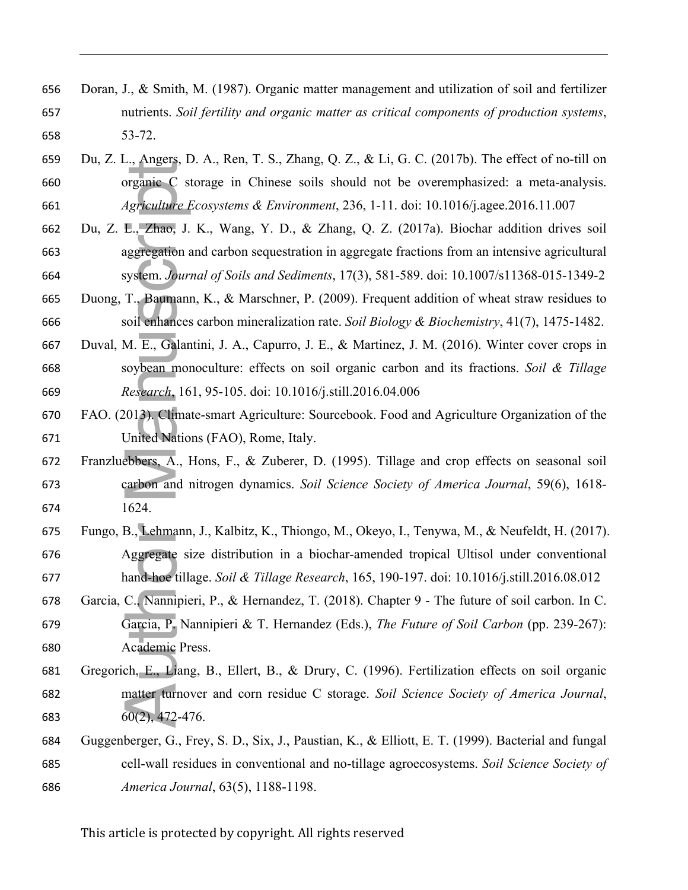Doran, J., & Smith, M. (1987). Organic matter management and utilization of soil and fertilizer nutrients. *Soil fertility and organic matter as critical components of production systems*, 53-72.

Du, Z. L., Angers, D. A., Ren, T. S., Zhang, Q. Z., & Li, G. C. (2017b). The effect of no-till on organic C storage in Chinese soils should not be overemphasized: a meta-analysis. *Agriculture Ecosystems & Environment*, 236, 1-11. doi: 10.1016/j.agee.2016.11.007

Du, Z. L., Zhao, J. K., Wang, Y. D., & Zhang, Q. Z. (2017a). Biochar addition drives soil aggregation and carbon sequestration in aggregate fractions from an intensive agricultural system. *Journal of Soils and Sediments*, 17(3), 581-589. doi: 10.1007/s11368-015-1349-2

Duong, T., Baumann, K., & Marschner, P. (2009). Frequent addition of wheat straw residues to soil enhances carbon mineralization rate. *Soil Biology & Biochemistry*, 41(7), 1475-1482.

Duval, M. E., Galantini, J. A., Capurro, J. E., & Martinez, J. M. (2016). Winter cover crops in soybean monoculture: effects on soil organic carbon and its fractions. *Soil & Tillage Research*, 161, 95-105. doi: 10.1016/j.still.2016.04.006

FAO. (2013). Climate-smart Agriculture: Sourcebook. Food and Agriculture Organization of the United Nations (FAO), Rome, Italy.

Franzluebbers, A., Hons, F., & Zuberer, D. (1995). Tillage and crop effects on seasonal soil carbon and nitrogen dynamics. *Soil Science Society of America Journal*, 59(6), 1618-1624.

Fungo, B., Lehmann, J., Kalbitz, K., Thiongo, M., Okeyo, I., Tenywa, M., & Neufeldt, H. (2017). Aggregate size distribution in a biochar-amended tropical Ultisol under conventional hand-hoe tillage. *Soil & Tillage Research*, 165, 190-197. doi: 10.1016/j.still.2016.08.012

Garcia, C., Nannipieri, P., & Hernandez, T. (2018). Chapter 9 - The future of soil carbon. In C. Garcia, P. Nannipieri & T. Hernandez (Eds.), *The Future of Soil Carbon* (pp. 239-267): Academic Press.

Gregorich, E., Liang, B., Ellert, B., & Drury, C. (1996). Fertilization effects on soil organic matter turnover and corn residue C storage. *Soil Science Society of America Journal*, 60(2), 472-476.

Guggenberger, G., Frey, S. D., Six, J., Paustian, K., & Elliott, E. T. (1999). Bacterial and fungal cell-wall residues in conventional and no-tillage agroecosystems. *Soil Science Society of America Journal*, 63(5), 1188-1198.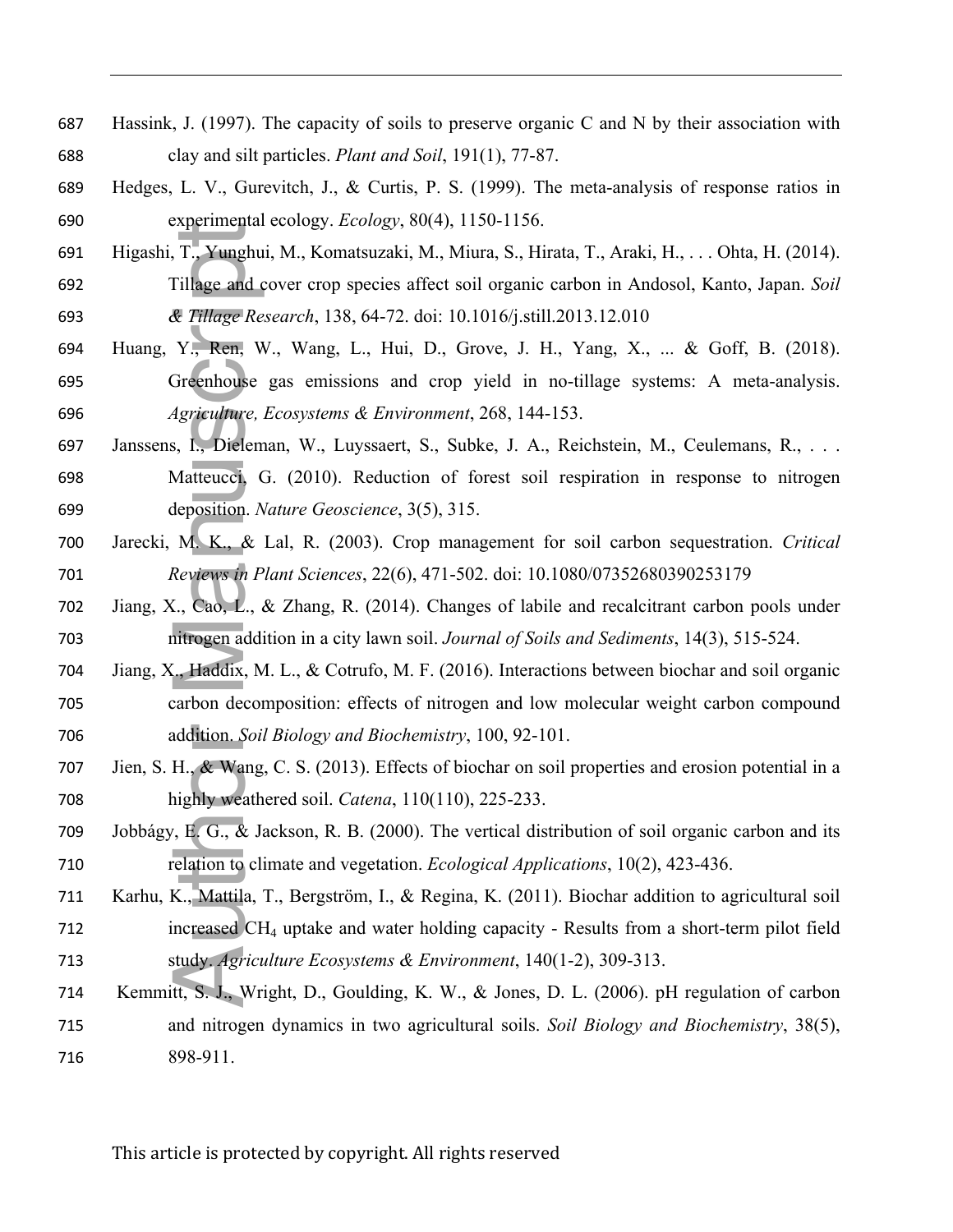Hassink, J. (1997). The capacity of soils to preserve organic C and N by their association with clay and silt particles. *Plant and Soil*, 191(1), 77-87.

Hedges, L. V., Gurevitch, J., & Curtis, P. S. (1999). The meta-analysis of response ratios in experimental ecology. *Ecology*, 80(4), 1150-1156.

Higashi, T., Yunghui, M., Komatsuzaki, M., Miura, S., Hirata, T., Araki, H., . . . Ohta, H. (2014). Tillage and cover crop species affect soil organic carbon in Andosol, Kanto, Japan. *Soil & Tillage Research*, 138, 64-72. doi: 10.1016/j.still.2013.12.010

Huang, Y., Ren, W., Wang, L., Hui, D., Grove, J. H., Yang, X., ... & Goff, B. (2018). Greenhouse gas emissions and crop yield in no-tillage systems: A meta-analysis. *Agriculture, Ecosystems & Environment*, 268, 144-153.

Janssens, I., Dieleman, W., Luyssaert, S., Subke, J. A., Reichstein, M., Ceulemans, R., . . . Matteucci, G. (2010). Reduction of forest soil respiration in response to nitrogen deposition. *Nature Geoscience*, 3(5), 315.

Jarecki, M. K., & Lal, R. (2003). Crop management for soil carbon sequestration. *Critical Reviews in Plant Sciences*, 22(6), 471-502. doi: 10.1080/07352680390253179

Jiang, X., Cao, L., & Zhang, R. (2014). Changes of labile and recalcitrant carbon pools under nitrogen addition in a city lawn soil. *Journal of Soils and Sediments*, 14(3), 515-524.

Jiang, X., Haddix, M. L., & Cotrufo, M. F. (2016). Interactions between biochar and soil organic carbon decomposition: effects of nitrogen and low molecular weight carbon compound addition. *Soil Biology and Biochemistry*, 100, 92-101.

Jien, S. H., & Wang, C. S. (2013). Effects of biochar on soil properties and erosion potential in a highly weathered soil. *Catena*, 110(110), 225-233.

Jobbágy, E. G., & Jackson, R. B. (2000). The vertical distribution of soil organic carbon and its relation to climate and vegetation. *Ecological Applications*, 10(2), 423-436.

Karhu, K., Mattila, T., Bergström, I., & Regina, K. (2011). Biochar addition to agricultural soil increased $CH_4$ uptake and water holding capacity - Results from a short-term pilot field study. *Agriculture Ecosystems & Environment*, 140(1-2), 309-313.

Kemmitt, S. J., Wright, D., Goulding, K. W., & Jones, D. L. (2006). pH regulation of carbon and nitrogen dynamics in two agricultural soils. *Soil Biology and Biochemistry*, 38(5), 898-911.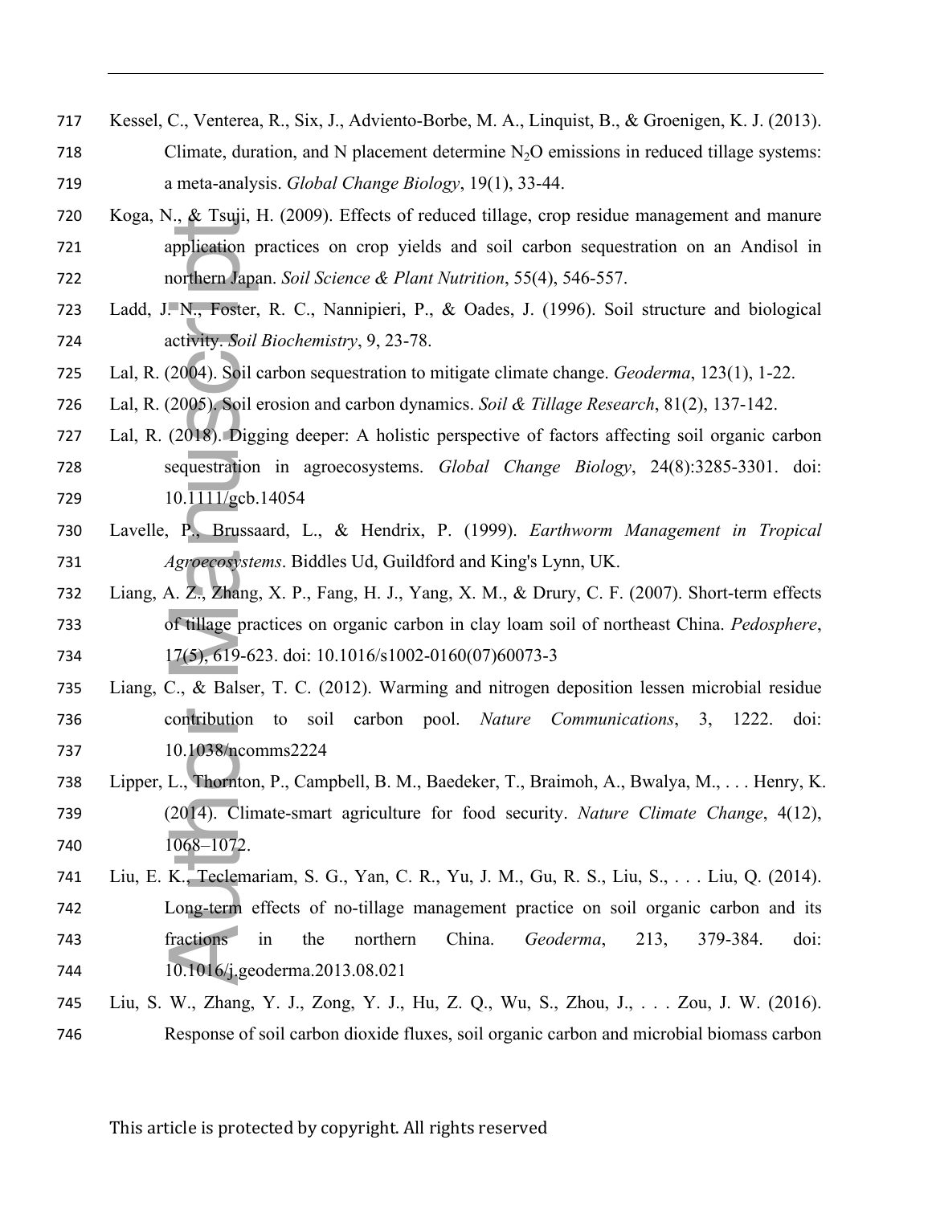Kessel, C., Venterea, R., Six, J., Adviento-Borbe, M. A., Linquist, B., & Groenigen, K. J. (2013). Climate, duration, and N placement determine $N_2O$ emissions in reduced tillage systems: a meta-analysis. *Global Change Biology*, 19(1), 33-44.

Koga, N., & Tsuji, H. (2009). Effects of reduced tillage, crop residue management and manure application practices on crop yields and soil carbon sequestration on an Andisol in northern Japan. *Soil Science & Plant Nutrition*, 55(4), 546-557.

Ladd, J. N., Foster, R. C., Nannipieri, P., & Oades, J. (1996). Soil structure and biological activity. *Soil Biochemistry*, 9, 23-78.

Lal, R. (2004). Soil carbon sequestration to mitigate climate change. *Geoderma*, 123(1), 1-22.

Lal, R. (2005). Soil erosion and carbon dynamics. *Soil & Tillage Research*, 81(2), 137-142.

Lal, R. (2018). Digging deeper: A holistic perspective of factors affecting soil organic carbon sequestration in agroecosystems. *Global Change Biology*, 24(8):3285-3301. doi: 10.1111/gcb.14054

Lavelle, P., Brussaard, L., & Hendrix, P. (1999). *Earthworm Management in Tropical Agroecosystems*. Biddles Ud, Guildford and King's Lynn, UK.

Liang, A. Z., Zhang, X. P., Fang, H. J., Yang, X. M., & Drury, C. F. (2007). Short-term effects of tillage practices on organic carbon in clay loam soil of northeast China. *Pedosphere*, 17(5), 619-623. doi: 10.1016/s1002-0160(07)60073-3

Liang, C., & Balser, T. C. (2012). Warming and nitrogen deposition lessen microbial residue contribution to soil carbon pool. *Nature Communications*, 3, 1222. doi: 10.1038/ncomms2224

Lipper, L., Thornton, P., Campbell, B. M., Baedeker, T., Braimoh, A., Bwalya, M., . . . Henry, K. (2014). Climate-smart agriculture for food security. *Nature Climate Change*, 4(12), 1068–1072.

Liu, E. K., Teclemariam, S. G., Yan, C. R., Yu, J. M., Gu, R. S., Liu, S., . . . Liu, Q. (2014). Long-term effects of no-tillage management practice on soil organic carbon and its fractions in the northern China. *Geoderma*, 213, 379-384. doi: 10.1016/j.geoderma.2013.08.021

Liu, S. W., Zhang, Y. J., Zong, Y. J., Hu, Z. Q., Wu, S., Zhou, J., . . . Zou, J. W. (2016). Response of soil carbon dioxide fluxes, soil organic carbon and microbial biomass carbon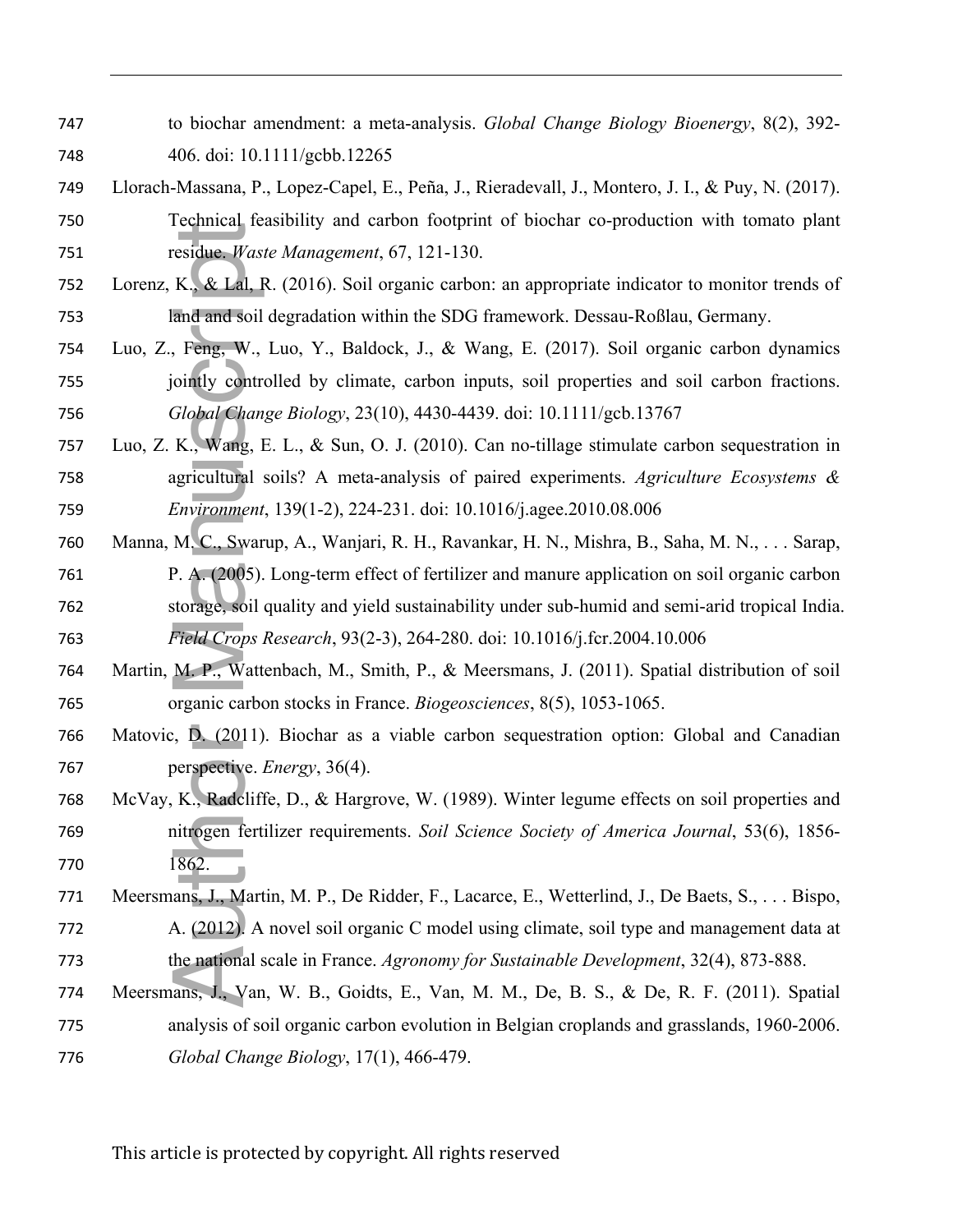to biochar amendment: a meta-analysis. *Global Change Biology Bioenergy*, 8(2), 392-406. doi: 10.1111/gcbb.12265

Llorach-Massana, P., Lopez-Capel, E., Peña, J., Rieradevall, J., Montero, J. I., & Puy, N. (2017). Technical feasibility and carbon footprint of biochar co-production with tomato plant residue. *Waste Management*, 67, 121-130.

Lorenz, K., & Lal, R. (2016). Soil organic carbon: an appropriate indicator to monitor trends of land and soil degradation within the SDG framework. Dessau-Roßlau, Germany.

Luo, Z., Feng, W., Luo, Y., Baldock, J., & Wang, E. (2017). Soil organic carbon dynamics jointly controlled by climate, carbon inputs, soil properties and soil carbon fractions. *Global Change Biology*, 23(10), 4430-4439. doi: 10.1111/gcb.13767

Luo, Z. K., Wang, E. L., & Sun, O. J. (2010). Can no-tillage stimulate carbon sequestration in agricultural soils? A meta-analysis of paired experiments. *Agriculture Ecosystems & Environment*, 139(1-2), 224-231. doi: 10.1016/j.agee.2010.08.006

Manna, M. C., Swarup, A., Wanjari, R. H., Ravankar, H. N., Mishra, B., Saha, M. N., . . . Sarap, P. A. (2005). Long-term effect of fertilizer and manure application on soil organic carbon storage, soil quality and yield sustainability under sub-humid and semi-arid tropical India. *Field Crops Research*, 93(2-3), 264-280. doi: 10.1016/j.fcr.2004.10.006

Martin, M. P., Wattenbach, M., Smith, P., & Meersmans, J. (2011). Spatial distribution of soil organic carbon stocks in France. *Biogeosciences*, 8(5), 1053-1065.

Matovic, D. (2011). Biochar as a viable carbon sequestration option: Global and Canadian perspective. *Energy*, 36(4).

McVay, K., Radcliffe, D., & Hargrove, W. (1989). Winter legume effects on soil properties and nitrogen fertilizer requirements. *Soil Science Society of America Journal*, 53(6), 1856-1862.

Meersmans, J., Martin, M. P., De Ridder, F., Lacarce, E., Wetterlind, J., De Baets, S., . . . Bispo, A. (2012). A novel soil organic C model using climate, soil type and management data at the national scale in France. *Agronomy for Sustainable Development*, 32(4), 873-888.

Meersmans, J., Van, W. B., Goidts, E., Van, M. M., De, B. S., & De, R. F. (2011). Spatial analysis of soil organic carbon evolution in Belgian croplands and grasslands, 1960-2006. *Global Change Biology*, 17(1), 466-479.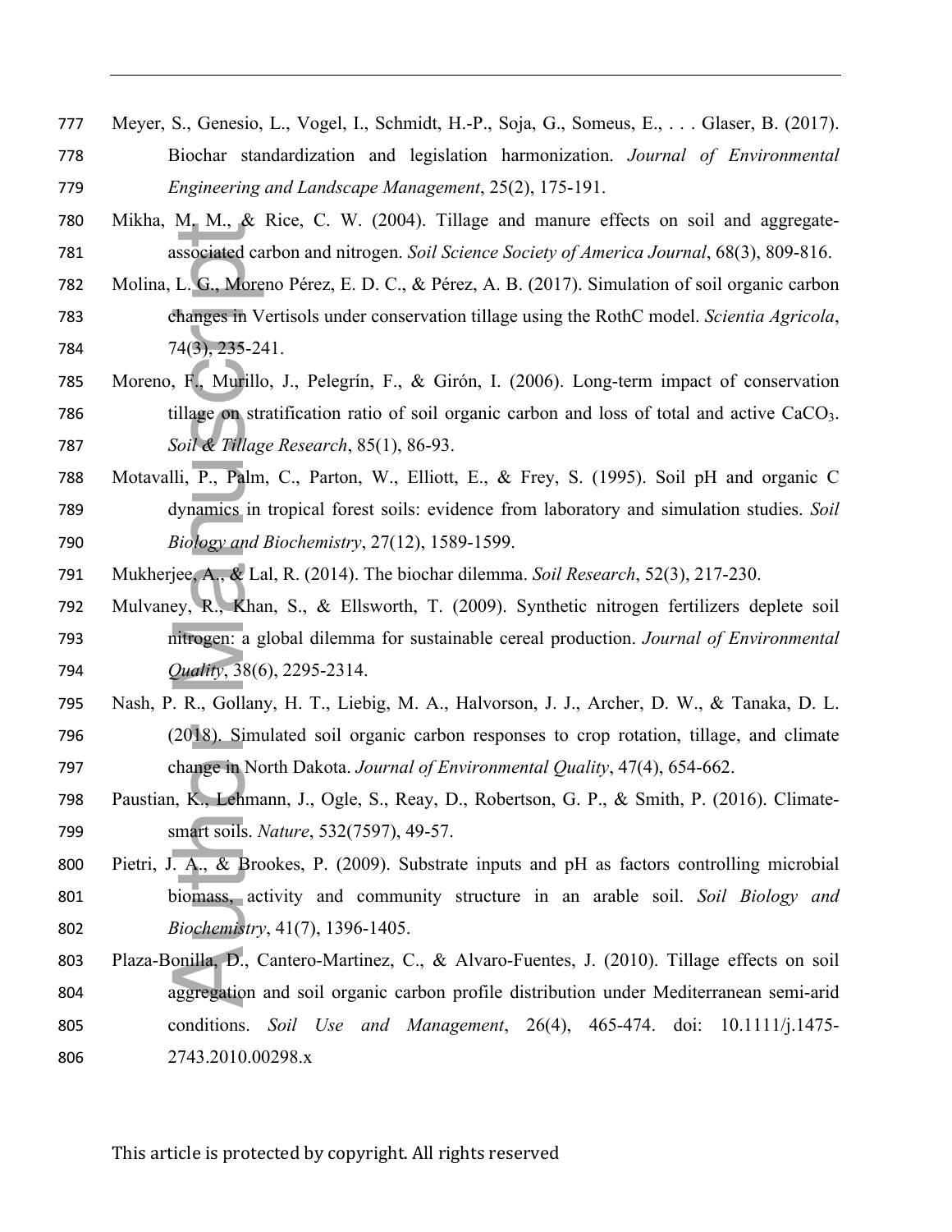Meyer, S., Genesio, L., Vogel, I., Schmidt, H.-P., Soja, G., Someus, E., . . . Glaser, B. (2017). Biochar standardization and legislation harmonization. *Journal of Environmental Engineering and Landscape Management*, 25(2), 175-191.

Mikha, M. M., & Rice, C. W. (2004). Tillage and manure effects on soil and aggregate-associated carbon and nitrogen. *Soil Science Society of America Journal*, 68(3), 809-816.

Molina, L. G., Moreno Pérez, E. D. C., & Pérez, A. B. (2017). Simulation of soil organic carbon changes in Vertisols under conservation tillage using the RothC model. *Scientia Agricola*, 74(3), 235-241.

Moreno, F., Murillo, J., Pelegrín, F., & Girón, I. (2006). Long-term impact of conservation tillage on stratification ratio of soil organic carbon and loss of total and active $CaCO_3$. *Soil & Tillage Research*, 85(1), 86-93.

Motavalli, P., Palm, C., Parton, W., Elliott, E., & Frey, S. (1995). Soil pH and organic C dynamics in tropical forest soils: evidence from laboratory and simulation studies. *Soil Biology and Biochemistry*, 27(12), 1589-1599.

Mukherjee, A., & Lal, R. (2014). The biochar dilemma. *Soil Research*, 52(3), 217-230.

Mulvaney, R., Khan, S., & Ellsworth, T. (2009). Synthetic nitrogen fertilizers deplete soil nitrogen: a global dilemma for sustainable cereal production. *Journal of Environmental Quality*, 38(6), 2295-2314.

Nash, P. R., Gollany, H. T., Liebig, M. A., Halvorson, J. J., Archer, D. W., & Tanaka, D. L. (2018). Simulated soil organic carbon responses to crop rotation, tillage, and climate change in North Dakota. *Journal of Environmental Quality*, 47(4), 654-662.

Paustian, K., Lehmann, J., Ogle, S., Reay, D., Robertson, G. P., & Smith, P. (2016). Climate-smart soils. *Nature*, 532(7597), 49-57.

Pietri, J. A., & Brookes, P. (2009). Substrate inputs and pH as factors controlling microbial biomass, activity and community structure in an arable soil. *Soil Biology and Biochemistry*, 41(7), 1396-1405.

Plaza-Bonilla, D., Cantero-Martinez, C., & Alvaro-Fuentes, J. (2010). Tillage effects on soil aggregation and soil organic carbon profile distribution under Mediterranean semi-arid conditions. *Soil Use and Management*, 26(4), 465-474. doi: 10.1111/j.1475-2743.2010.00298.x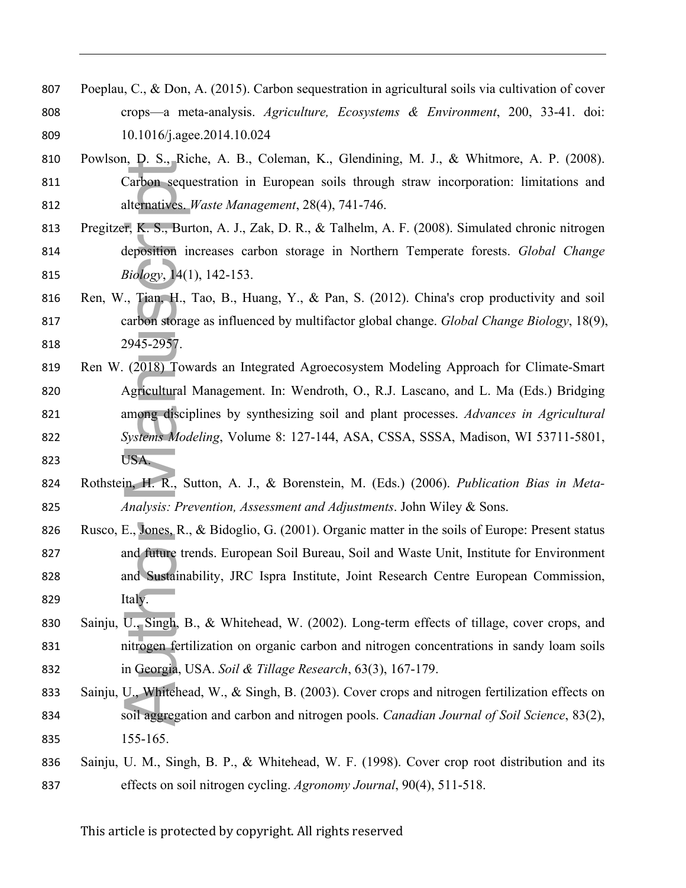Poeplau, C., & Don, A. (2015). Carbon sequestration in agricultural soils via cultivation of cover crops—a meta-analysis. *Agriculture, Ecosystems & Environment*, 200, 33-41. doi: 10.1016/j.agee.2014.10.024

Powlson, D. S., Riche, A. B., Coleman, K., Glendining, M. J., & Whitmore, A. P. (2008). Carbon sequestration in European soils through straw incorporation: limitations and alternatives. *Waste Management*, 28(4), 741-746.

Pregitzer, K. S., Burton, A. J., Zak, D. R., & Talhelm, A. F. (2008). Simulated chronic nitrogen deposition increases carbon storage in Northern Temperate forests. *Global Change Biology*, 14(1), 142-153.

Ren, W., Tian, H., Tao, B., Huang, Y., & Pan, S. (2012). China's crop productivity and soil carbon storage as influenced by multifactor global change. *Global Change Biology*, 18(9), 2945-2957.

Ren W. (2018) Towards an Integrated Agroecosystem Modeling Approach for Climate-Smart Agricultural Management. In: Wendroth, O., R.J. Lascano, and L. Ma (Eds.) Bridging among disciplines by synthesizing soil and plant processes. *Advances in Agricultural Systems Modeling*, Volume 8: 127-144, ASA, CSSA, SSSA, Madison, WI 53711-5801, USA.

Rothstein, H. R., Sutton, A. J., & Borenstein, M. (Eds.) (2006). *Publication Bias in Meta-Analysis: Prevention, Assessment and Adjustments*. John Wiley & Sons.

Rusco, E., Jones, R., & Bidoglio, G. (2001). Organic matter in the soils of Europe: Present status and future trends. European Soil Bureau, Soil and Waste Unit, Institute for Environment and Sustainability, JRC Ispra Institute, Joint Research Centre European Commission, Italy.

Sainju, U., Singh, B., & Whitehead, W. (2002). Long-term effects of tillage, cover crops, and nitrogen fertilization on organic carbon and nitrogen concentrations in sandy loam soils in Georgia, USA. *Soil & Tillage Research*, 63(3), 167-179.

Sainju, U., Whitehead, W., & Singh, B. (2003). Cover crops and nitrogen fertilization effects on soil aggregation and carbon and nitrogen pools. *Canadian Journal of Soil Science*, 83(2), 155-165.

Sainju, U. M., Singh, B. P., & Whitehead, W. F. (1998). Cover crop root distribution and its effects on soil nitrogen cycling. *Agronomy Journal*, 90(4), 511-518.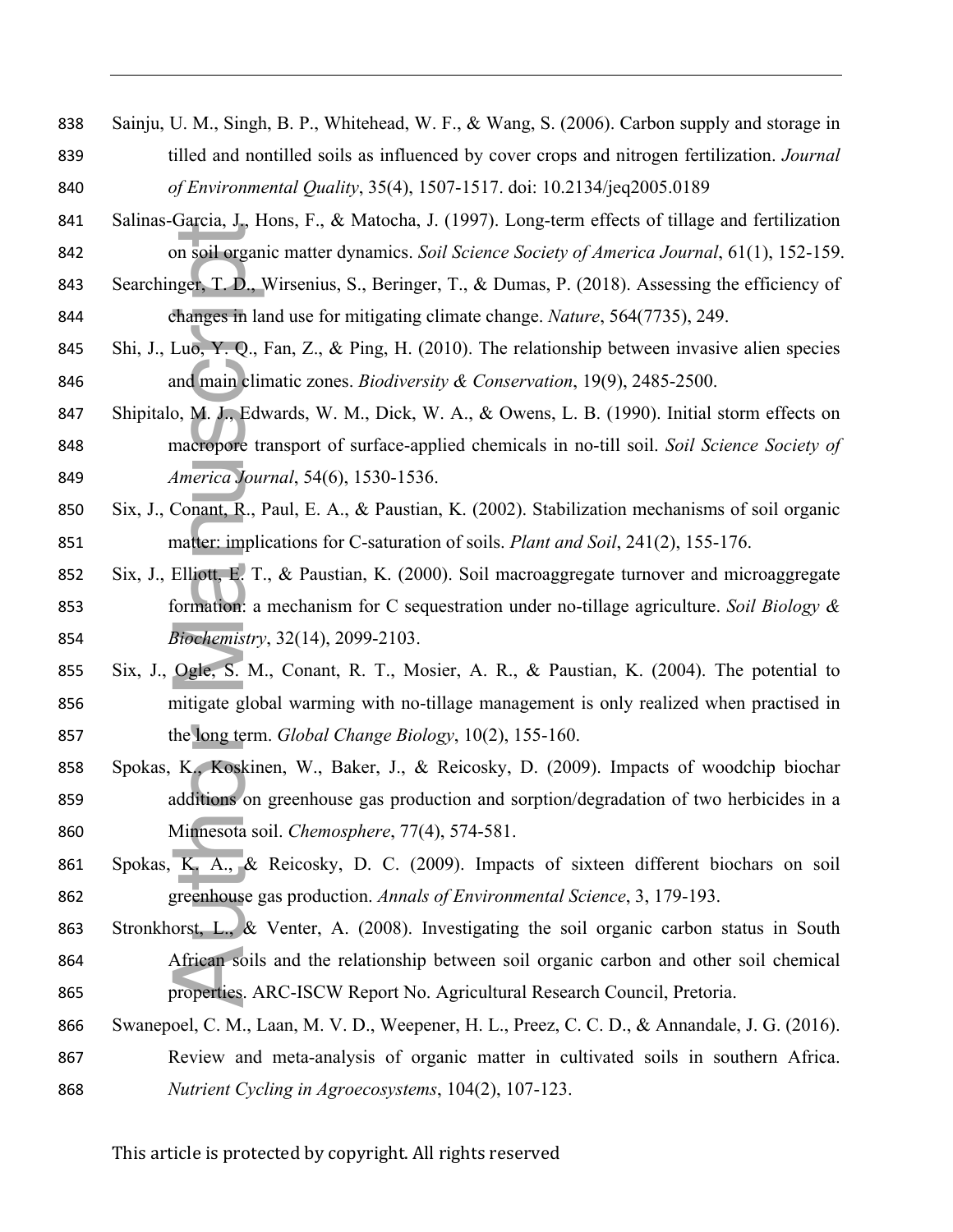Sainju, U. M., Singh, B. P., Whitehead, W. F., & Wang, S. (2006). Carbon supply and storage in tilled and nontilled soils as influenced by cover crops and nitrogen fertilization. *Journal of Environmental Quality*, 35(4), 1507-1517. doi: 10.2134/jeq2005.0189

Salinas-Garcia, J., Hons, F., & Matocha, J. (1997). Long-term effects of tillage and fertilization on soil organic matter dynamics. *Soil Science Society of America Journal*, 61(1), 152-159.

Searchinger, T. D., Wirsenius, S., Beringer, T., & Dumas, P. (2018). Assessing the efficiency of changes in land use for mitigating climate change. *Nature*, 564(7735), 249.

Shi, J., Luo, Y. Q., Fan, Z., & Ping, H. (2010). The relationship between invasive alien species and main climatic zones. *Biodiversity & Conservation*, 19(9), 2485-2500.

Shipitalo, M. J., Edwards, W. M., Dick, W. A., & Owens, L. B. (1990). Initial storm effects on macropore transport of surface-applied chemicals in no-till soil. *Soil Science Society of America Journal*, 54(6), 1530-1536.

Six, J., Conant, R., Paul, E. A., & Paustian, K. (2002). Stabilization mechanisms of soil organic matter: implications for C-saturation of soils. *Plant and Soil*, 241(2), 155-176.

Six, J., Elliott, E. T., & Paustian, K. (2000). Soil macroaggregate turnover and microaggregate formation: a mechanism for C sequestration under no-tillage agriculture. *Soil Biology & Biochemistry*, 32(14), 2099-2103.

Six, J., Ogle, S. M., Conant, R. T., Mosier, A. R., & Paustian, K. (2004). The potential to mitigate global warming with no-tillage management is only realized when practised in the long term. *Global Change Biology*, 10(2), 155-160.

Spokas, K., Koskinen, W., Baker, J., & Reicosky, D. (2009). Impacts of woodchip biochar additions on greenhouse gas production and sorption/degradation of two herbicides in a Minnesota soil. *Chemosphere*, 77(4), 574-581.

Spokas, K. A., & Reicosky, D. C. (2009). Impacts of sixteen different biochars on soil greenhouse gas production. *Annals of Environmental Science*, 3, 179-193.

Stronkhorst, L., & Venter, A. (2008). Investigating the soil organic carbon status in South African soils and the relationship between soil organic carbon and other soil chemical properties. ARC-ISCW Report No. Agricultural Research Council, Pretoria.

Swanepoel, C. M., Laan, M. V. D., Weepener, H. L., Preez, C. C. D., & Annandale, J. G. (2016). Review and meta-analysis of organic matter in cultivated soils in southern Africa. *Nutrient Cycling in Agroecosystems*, 104(2), 107-123.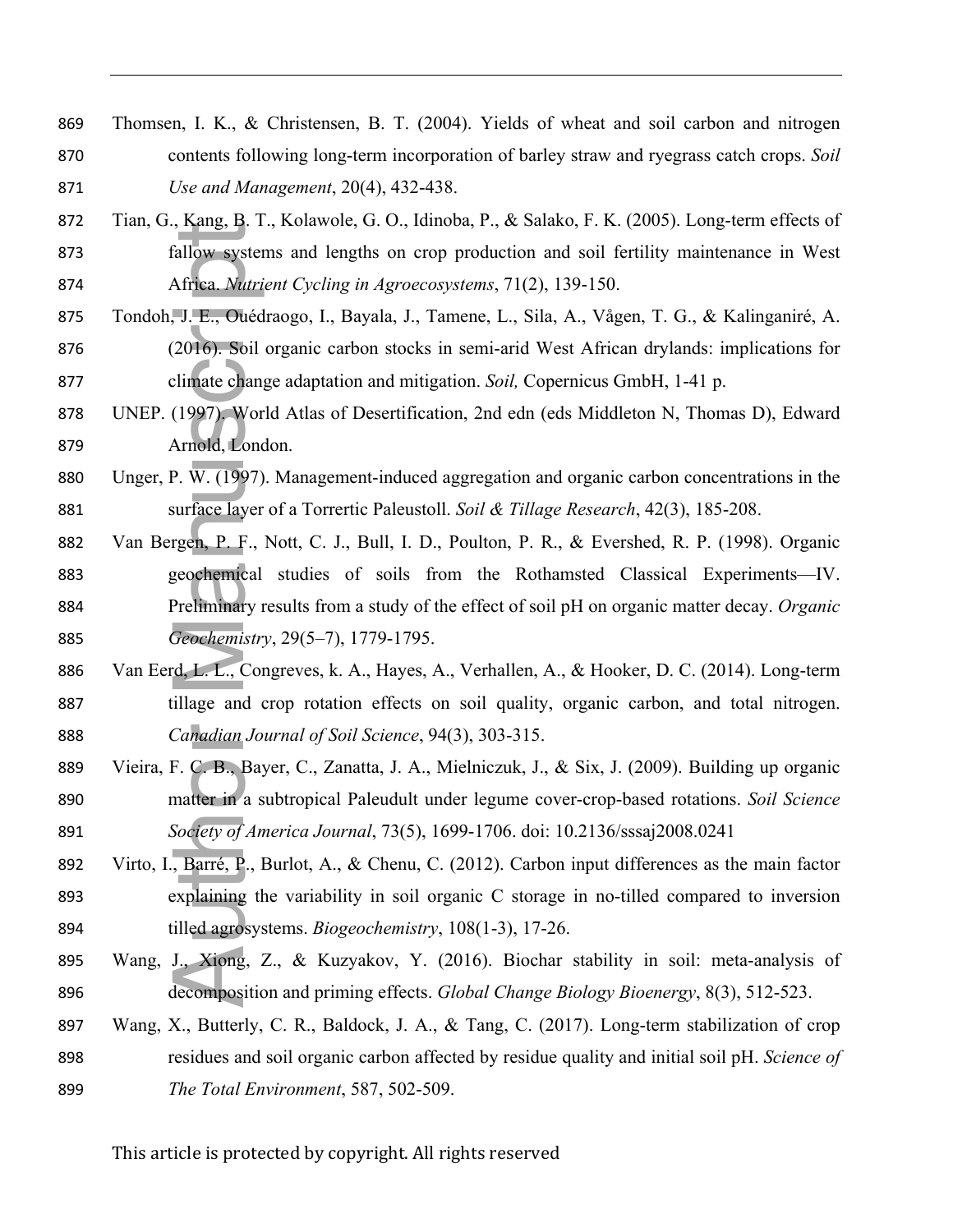Thomsen, I. K., & Christensen, B. T. (2004). Yields of wheat and soil carbon and nitrogen contents following long-term incorporation of barley straw and ryegrass catch crops. *Soil Use and Management*, 20(4), 432-438.

Tian, G., Kang, B. T., Kolawole, G. O., Idinoba, P., & Salako, F. K. (2005). Long-term effects of fallow systems and lengths on crop production and soil fertility maintenance in West Africa. *Nutrient Cycling in Agroecosystems*, 71(2), 139-150.

Tondoh, J. E., Ouédraogo, I., Bayala, J., Tamene, L., Sila, A., Vågen, T. G., & Kalinganiré, A. (2016). Soil organic carbon stocks in semi-arid West African drylands: implications for climate change adaptation and mitigation. *Soil,* Copernicus GmbH, 1-41 p.

UNEP. (1997). World Atlas of Desertification, 2nd edn (eds Middleton N, Thomas D), Edward Arnold, London.

Unger, P. W. (1997). Management-induced aggregation and organic carbon concentrations in the surface layer of a Torrertic Paleustoll. *Soil & Tillage Research*, 42(3), 185-208.

Van Bergen, P. F., Nott, C. J., Bull, I. D., Poulton, P. R., & Evershed, R. P. (1998). Organic geochemical studies of soils from the Rothamsted Classical Experiments—IV. Preliminary results from a study of the effect of soil pH on organic matter decay. *Organic Geochemistry*, 29(5–7), 1779-1795.

Van Eerd, L. L., Congreves, k. A., Hayes, A., Verhallen, A., & Hooker, D. C. (2014). Long-term tillage and crop rotation effects on soil quality, organic carbon, and total nitrogen. *Canadian Journal of Soil Science*, 94(3), 303-315.

Vieira, F. C. B., Bayer, C., Zanatta, J. A., Mielniczuk, J., & Six, J. (2009). Building up organic matter in a subtropical Paleudult under legume cover-crop-based rotations. *Soil Science Society of America Journal*, 73(5), 1699-1706. doi: 10.2136/sssaj2008.0241

Virto, I., Barré, P., Burlot, A., & Chenu, C. (2012). Carbon input differences as the main factor explaining the variability in soil organic C storage in no-tilled compared to inversion tilled agrosystems. *Biogeochemistry*, 108(1-3), 17-26.

Wang, J., Xiong, Z., & Kuzyakov, Y. (2016). Biochar stability in soil: meta-analysis of decomposition and priming effects. *Global Change Biology Bioenergy*, 8(3), 512-523.

Wang, X., Butterly, C. R., Baldock, J. A., & Tang, C. (2017). Long-term stabilization of crop residues and soil organic carbon affected by residue quality and initial soil pH. *Science of The Total Environment*, 587, 502-509.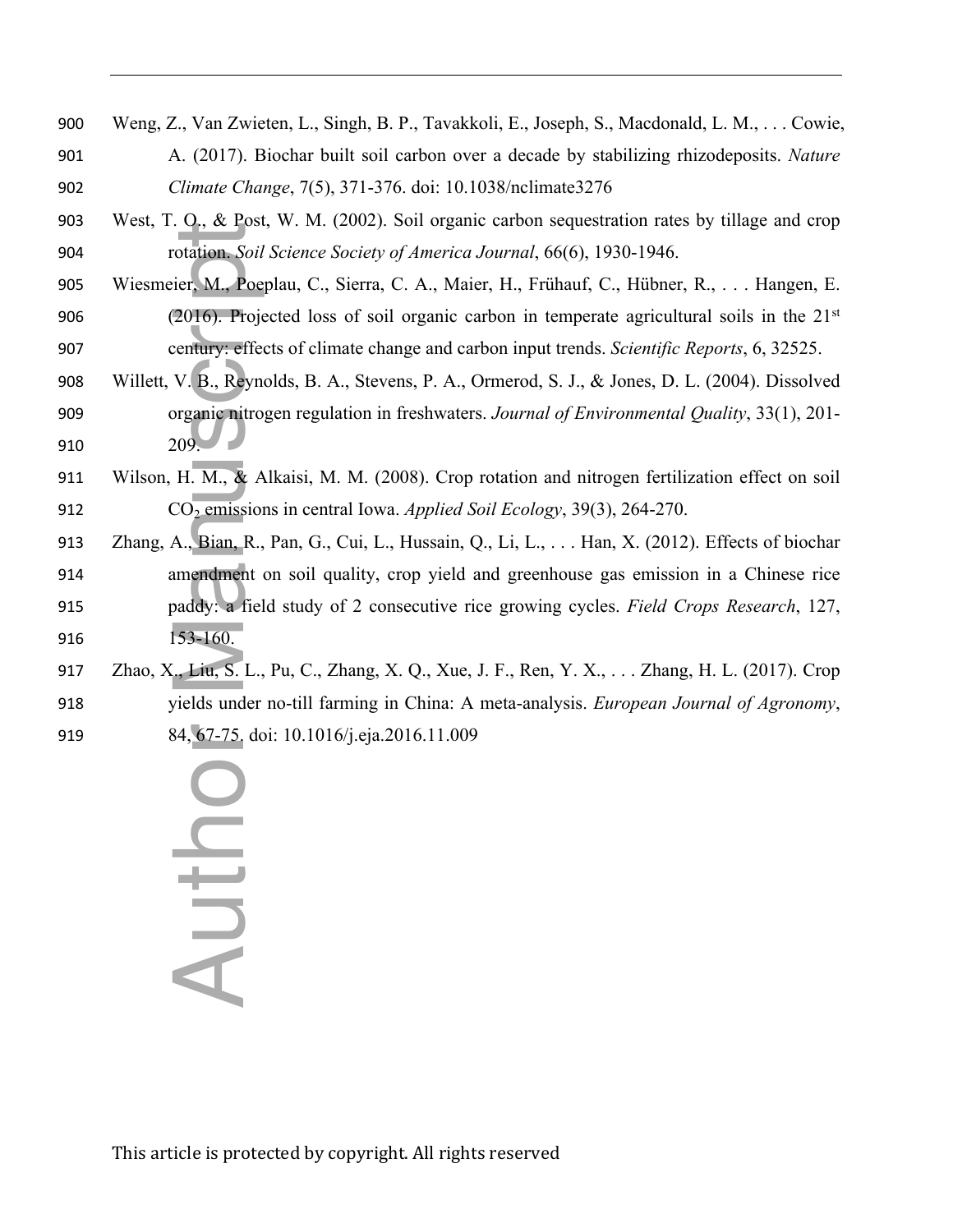Weng, Z., Van Zwieten, L., Singh, B. P., Tavakkoli, E., Joseph, S., Macdonald, L. M., . . . Cowie, A. (2017). Biochar built soil carbon over a decade by stabilizing rhizodeposits. *Nature Climate Change*, 7(5), 371-376. doi: 10.1038/nclimate3276

West, T. O., & Post, W. M. (2002). Soil organic carbon sequestration rates by tillage and crop rotation. *Soil Science Society of America Journal*, 66(6), 1930-1946.

Wiesmeier, M., Poeplau, C., Sierra, C. A., Maier, H., Frühauf, C., Hübner, R., . . . Hangen, E. (2016). Projected loss of soil organic carbon in temperate agricultural soils in the 21st century: effects of climate change and carbon input trends. *Scientific Reports*, 6, 32525.

Willett, V. B., Reynolds, B. A., Stevens, P. A., Ormerod, S. J., & Jones, D. L. (2004). Dissolved organic nitrogen regulation in freshwaters. *Journal of Environmental Quality*, 33(1), 201-209.

Wilson, H. M., & Alkaisi, M. M. (2008). Crop rotation and nitrogen fertilization effect on soil $CO_2$ emissions in central Iowa. *Applied Soil Ecology*, 39(3), 264-270.

Zhang, A., Bian, R., Pan, G., Cui, L., Hussain, Q., Li, L., . . . Han, X. (2012). Effects of biochar amendment on soil quality, crop yield and greenhouse gas emission in a Chinese rice paddy: a field study of 2 consecutive rice growing cycles. *Field Crops Research*, 127, 153-160.

Zhao, X., Liu, S. L., Pu, C., Zhang, X. Q., Xue, J. F., Ren, Y. X., . . . Zhang, H. L. (2017). Crop yields under no-till farming in China: A meta-analysis. *European Journal of Agronomy*, 84, 67-75. doi: 10.1016/j.eja.2016.11.009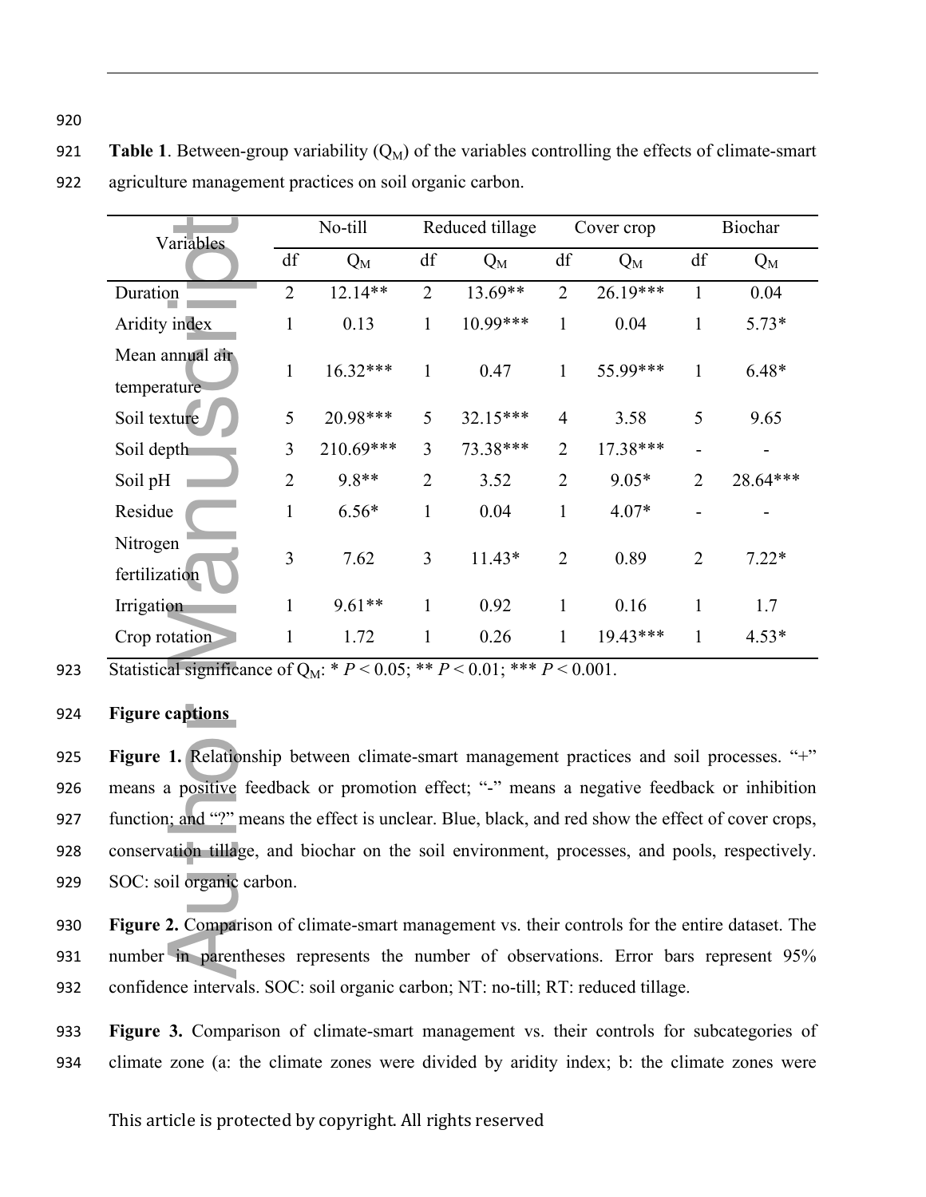**Table 1**. Between-group variability ($Q_M$) of the variables controlling the effects of climate-smart agriculture management practices on soil organic carbon.

| Variables | No-till | | Reduced tillage | | Cover crop | | Biochar | |
|---|---|---|---|---|---|---|---|---|
| | df | $Q_M$ | df | $Q_M$ | df | $Q_M$ | df | $Q_M$ |
| Duration | 2 | 12.14** | 2 | 13.69** | 2 | 26.19*** | 1 | 0.04 |
| Aridity index | 1 | 0.13 | 1 | 10.99*** | 1 | 0.04 | 1 | 5.73* |
| Mean annual air temperature | 1 | 16.32*** | 1 | 0.47 | 1 | 55.99*** | 1 | 6.48* |
| Soil texture | 5 | 20.98*** | 5 | 32.15*** | 4 | 3.58 | 5 | 9.65 |
| Soil depth | 3 | 210.69*** | 3 | 73.38*** | 2 | 17.38*** | - | - |
| Soil pH | 2 | 9.8** | 2 | 3.52 | 2 | 9.05* | 2 | 28.64*** |
| Residue | 1 | 6.56* | 1 | 0.04 | 1 | 4.07* | - | - |
| Nitrogen fertilization | 3 | 7.62 | 3 | 11.43* | 2 | 0.89 | 2 | 7.22* |
| Irrigation | 1 | 9.61** | 1 | 0.92 | 1 | 0.16 | 1 | 1.7 |
| Crop rotation | 1 | 1.72 | 1 | 0.26 | 1 | 19.43*** | 1 | 4.53* |

Statistical significance of $Q_M$: * $P < 0.05$; ** $P < 0.01$; *** $P < 0.001$.

**Figure captions**

**Figure 1.** Relationship between climate-smart management practices and soil processes. "+" means a positive feedback or promotion effect; "-" means a negative feedback or inhibition function; and "?" means the effect is unclear. Blue, black, and red show the effect of cover crops, conservation tillage, and biochar on the soil environment, processes, and pools, respectively. SOC: soil organic carbon.

**Figure 2.** Comparison of climate-smart management vs. their controls for the entire dataset. The number in parentheses represents the number of observations. Error bars represent 95% confidence intervals. SOC: soil organic carbon; NT: no-till; RT: reduced tillage.

**Figure 3.** Comparison of climate-smart management vs. their controls for subcategories of climate zone (a: the climate zones were divided by aridity index; b: the climate zones were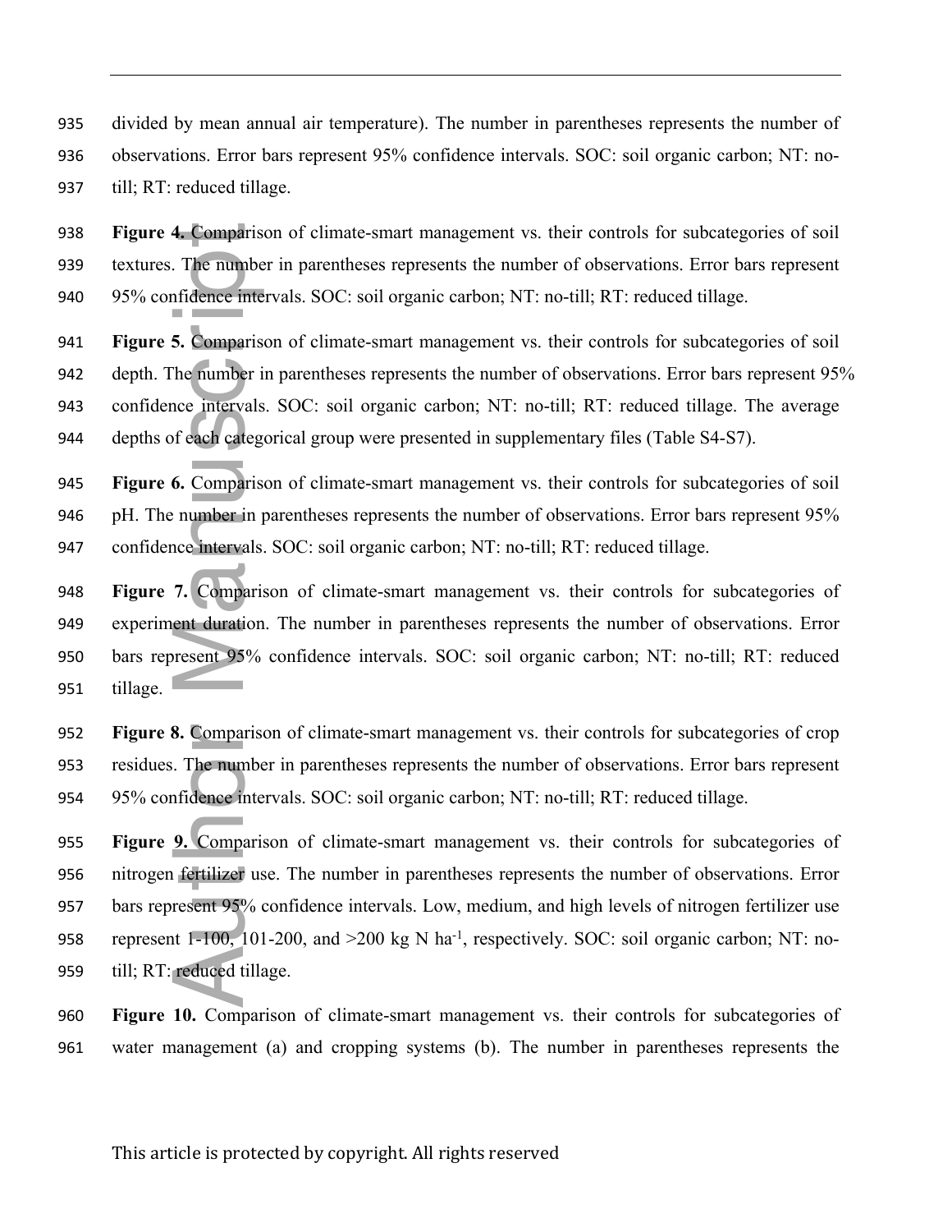divided by mean annual air temperature). The number in parentheses represents the number of observations. Error bars represent 95% confidence intervals. SOC: soil organic carbon; NT: no-till; RT: reduced tillage.

**Figure 4.** Comparison of climate-smart management vs. their controls for subcategories of soil textures. The number in parentheses represents the number of observations. Error bars represent 95% confidence intervals. SOC: soil organic carbon; NT: no-till; RT: reduced tillage.

**Figure 5.** Comparison of climate-smart management vs. their controls for subcategories of soil depth. The number in parentheses represents the number of observations. Error bars represent 95% confidence intervals. SOC: soil organic carbon; NT: no-till; RT: reduced tillage. The average depths of each categorical group were presented in supplementary files (Table S4-S7).

**Figure 6.** Comparison of climate-smart management vs. their controls for subcategories of soil pH. The number in parentheses represents the number of observations. Error bars represent 95% confidence intervals. SOC: soil organic carbon; NT: no-till; RT: reduced tillage.

**Figure 7.** Comparison of climate-smart management vs. their controls for subcategories of experiment duration. The number in parentheses represents the number of observations. Error bars represent 95% confidence intervals. SOC: soil organic carbon; NT: no-till; RT: reduced tillage.

**Figure 8.** Comparison of climate-smart management vs. their controls for subcategories of crop residues. The number in parentheses represents the number of observations. Error bars represent 95% confidence intervals. SOC: soil organic carbon; NT: no-till; RT: reduced tillage.

**Figure 9.** Comparison of climate-smart management vs. their controls for subcategories of nitrogen fertilizer use. The number in parentheses represents the number of observations. Error bars represent 95% confidence intervals. Low, medium, and high levels of nitrogen fertilizer use represent 1-100, 101-200, and >200 kg N $ha^{-1}$, respectively. SOC: soil organic carbon; NT: no-till; RT: reduced tillage.

**Figure 10.** Comparison of climate-smart management vs. their controls for subcategories of water management (a) and cropping systems (b). The number in parentheses represents the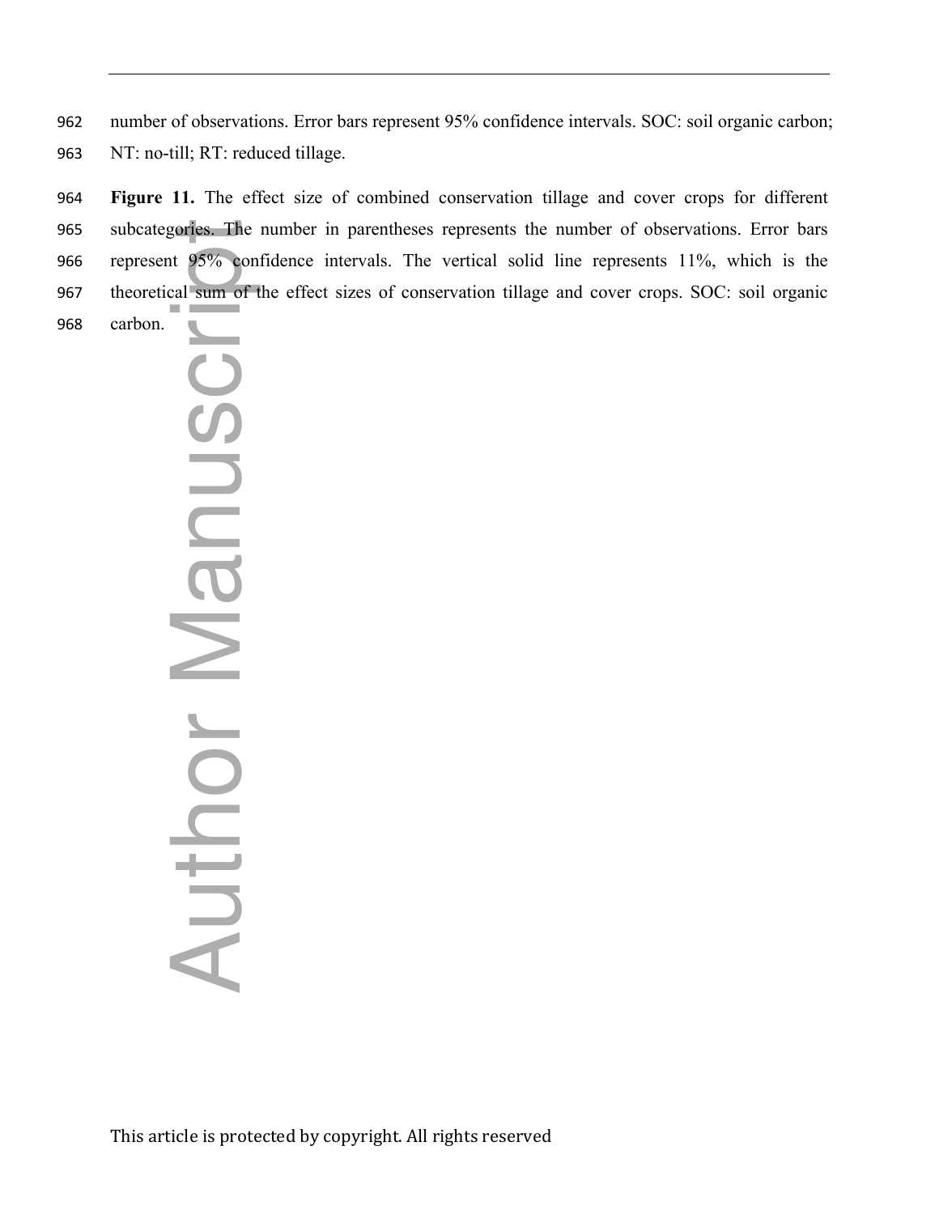number of observations. Error bars represent 95% confidence intervals. SOC: soil organic carbon; NT: no-till; RT: reduced tillage.

**Figure 11.** The effect size of combined conservation tillage and cover crops for different subcategories. The number in parentheses represents the number of observations. Error bars represent 95% confidence intervals. The vertical solid line represents 11%, which is the theoretical sum of the effect sizes of conservation tillage and cover crops. SOC: soil organic carbon.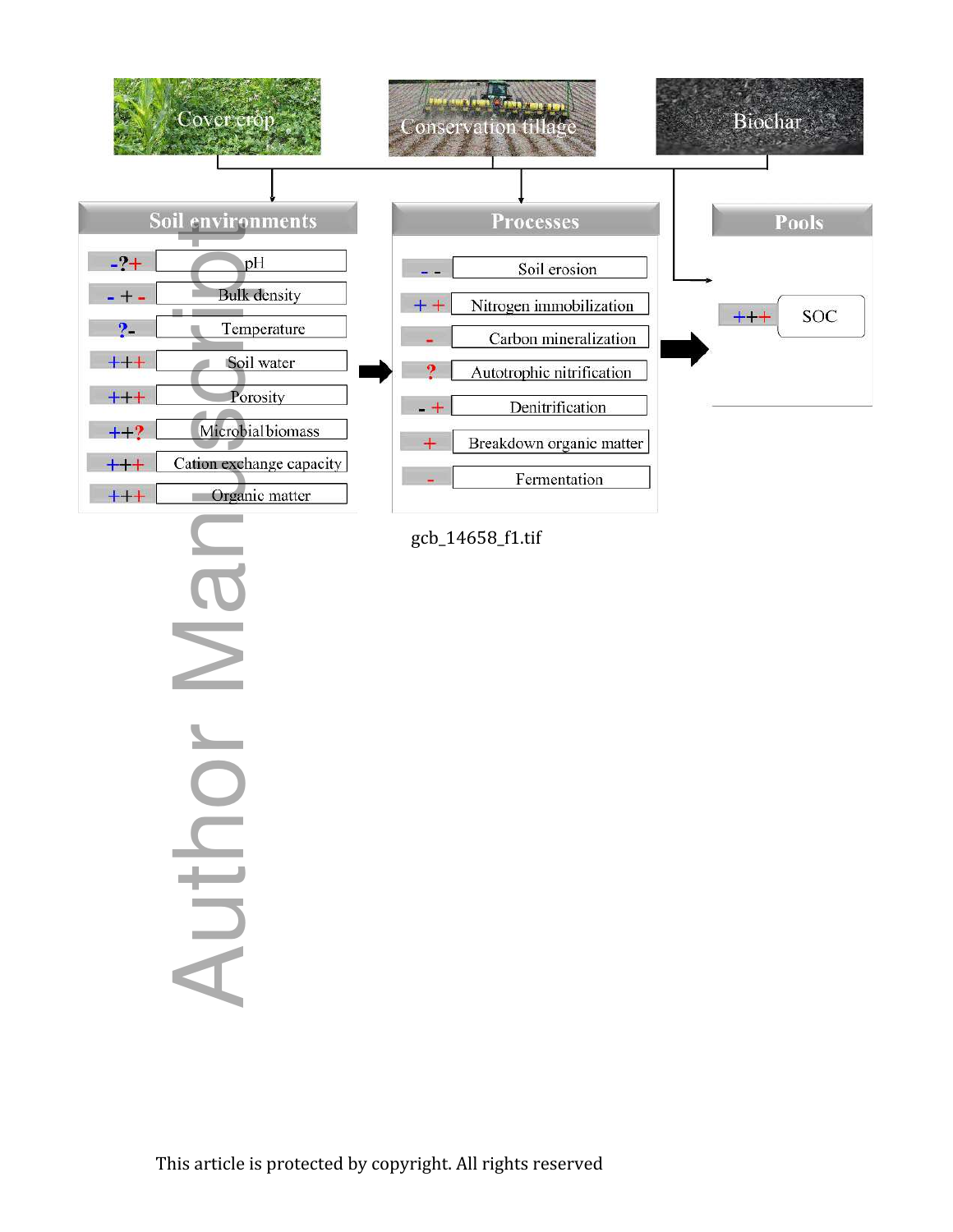Cover crop

Conservation tillage

Biochar

| Soil environments | |
|---|---|
| -?+ | pH |
| - + - | Bulk density |
| ?- | Temperature |
| +++ | Soil water |
| +++ | Porosity |
| ++? | Microbial biomass |
| +++ | Cation exchange capacity |
| +++ | Organic matter |

| Processes | |
|---|---|
| - - | Soil erosion |
| + + | Nitrogen immobilization |
| - | Carbon mineralization |
| ? | Autotrophic nitrification |
| - + | Denitrification |
| + | Breakdown organic matter |
| - | Fermentation |

| Pools | |
|---|---|
| +++ | SOC |

gcb_14658_f1.tif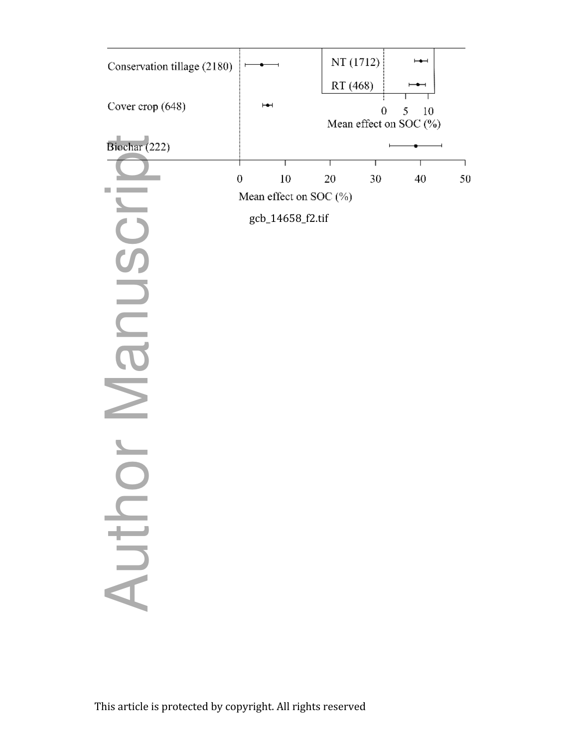Conservation tillage (2180)

Cover crop (648)

Biochar (222)

NT (1712)

RT (468)

0 5 10

Mean effect on SOC (%)

0 10 20 30 40 50

Mean effect on SOC (%)

gcb_14658_f2.tif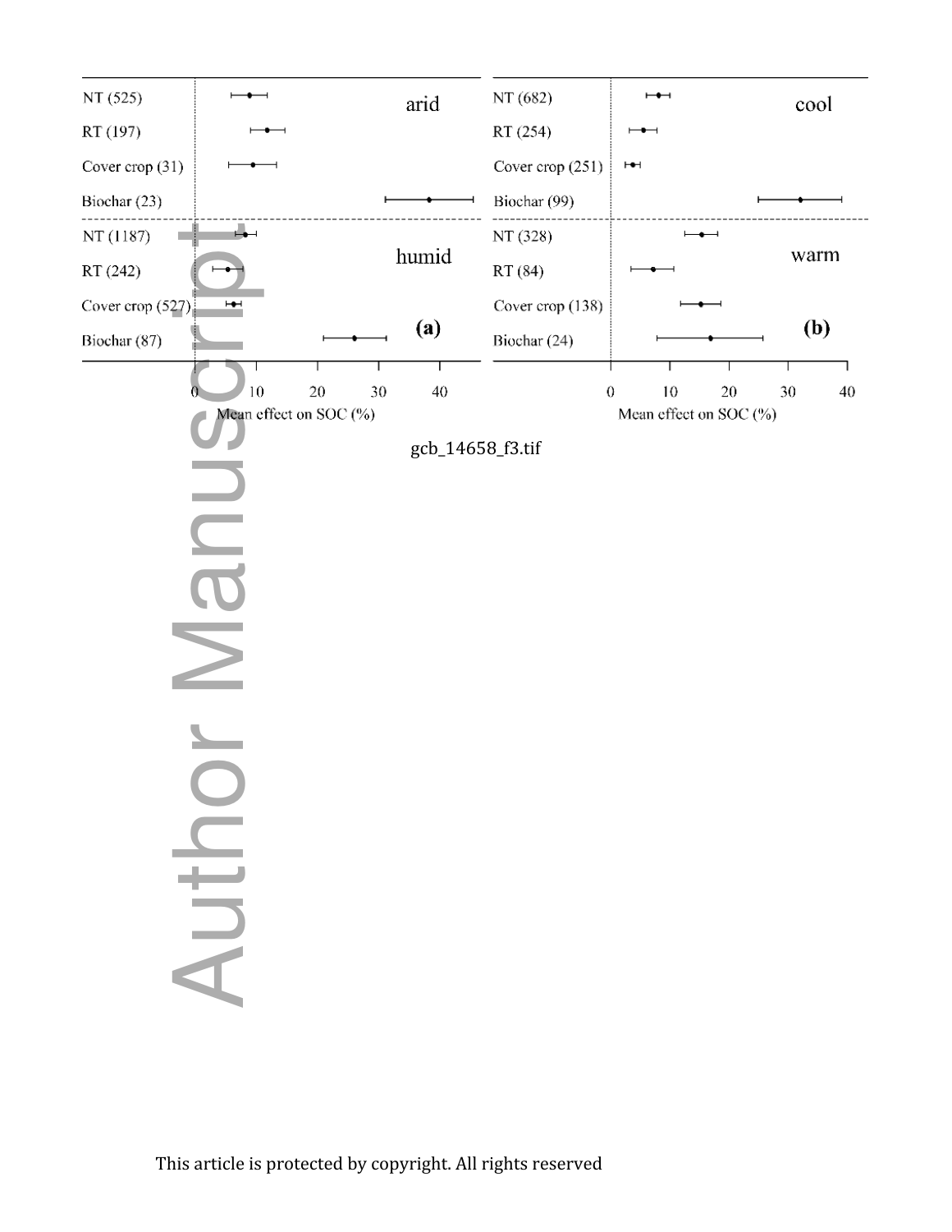gcb_14658_f3.tif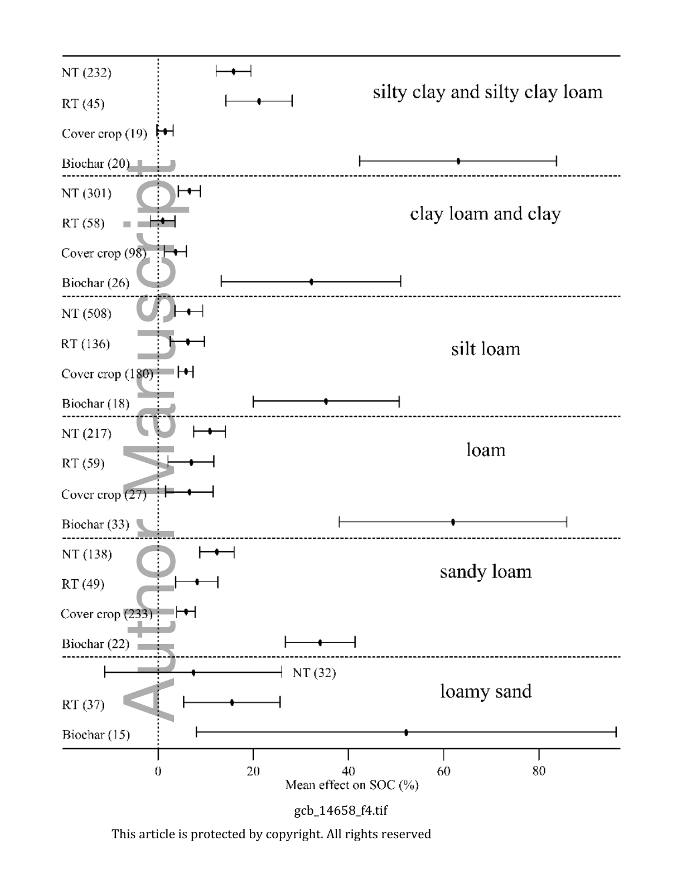gcb_14658_f4.tif

This article is protected by copyright. All rights reserved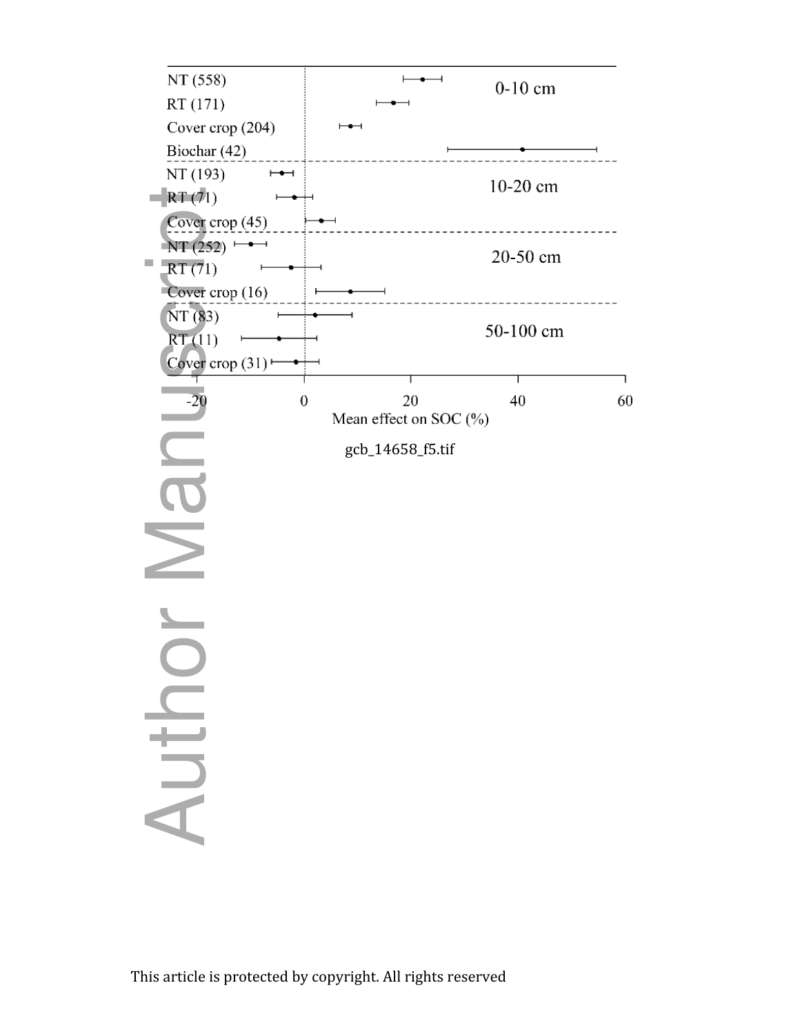| | | Depth |
|---|---|---|
| NT (558) | | 0-10 cm |
| RT (171) | | |
| Cover crop (204) | | |
| Biochar (42) | | |
| NT (193) | | 10-20 cm |
| RT (71) | | |
| Cover crop (45) | | |
| NT (252) | | 20-50 cm |
| RT (71) | | |
| Cover crop (16) | | |
| NT (83) | | 50-100 cm |
| RT (11) | | |
| Cover crop (31) | | |

-20 0 20 40 60

Mean effect on SOC (%)

gcb_14658_f5.tif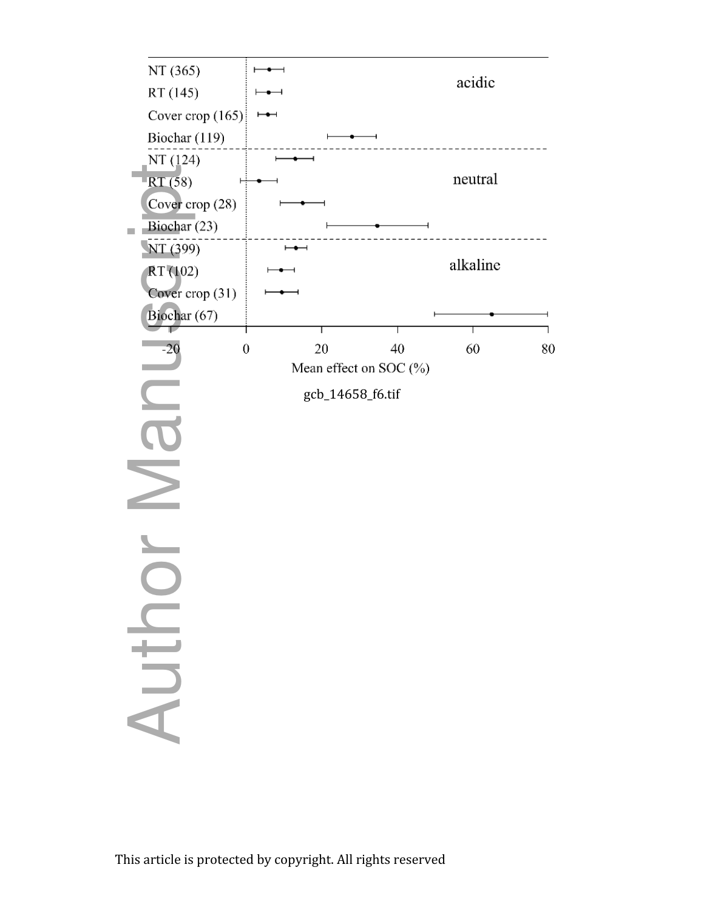gcb_14658_f6.tif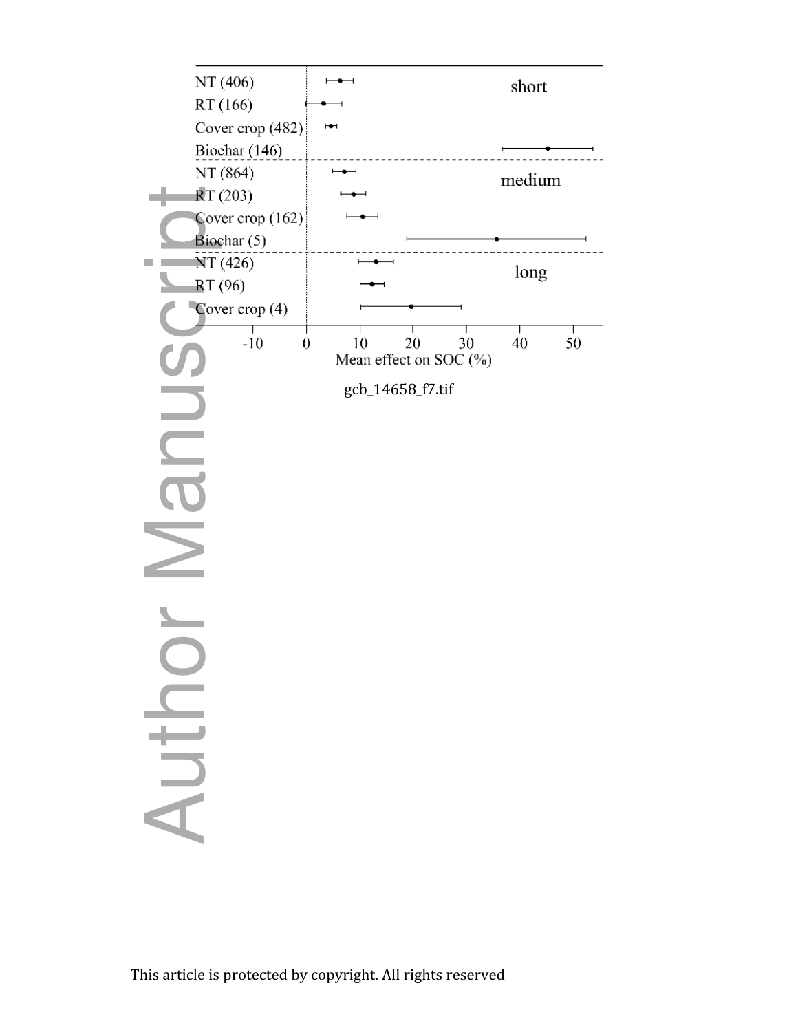NT (406)

RT (166)

Cover crop (482)

Biochar (146)

short

NT (864)

RT (203)

Cover crop (162)

Biochar (5)

medium

NT (426)

RT (96)

Cover crop (4)

long

-10 0 10 20 30 40 50

Mean effect on SOC (%)

gcb_14658_f7.tif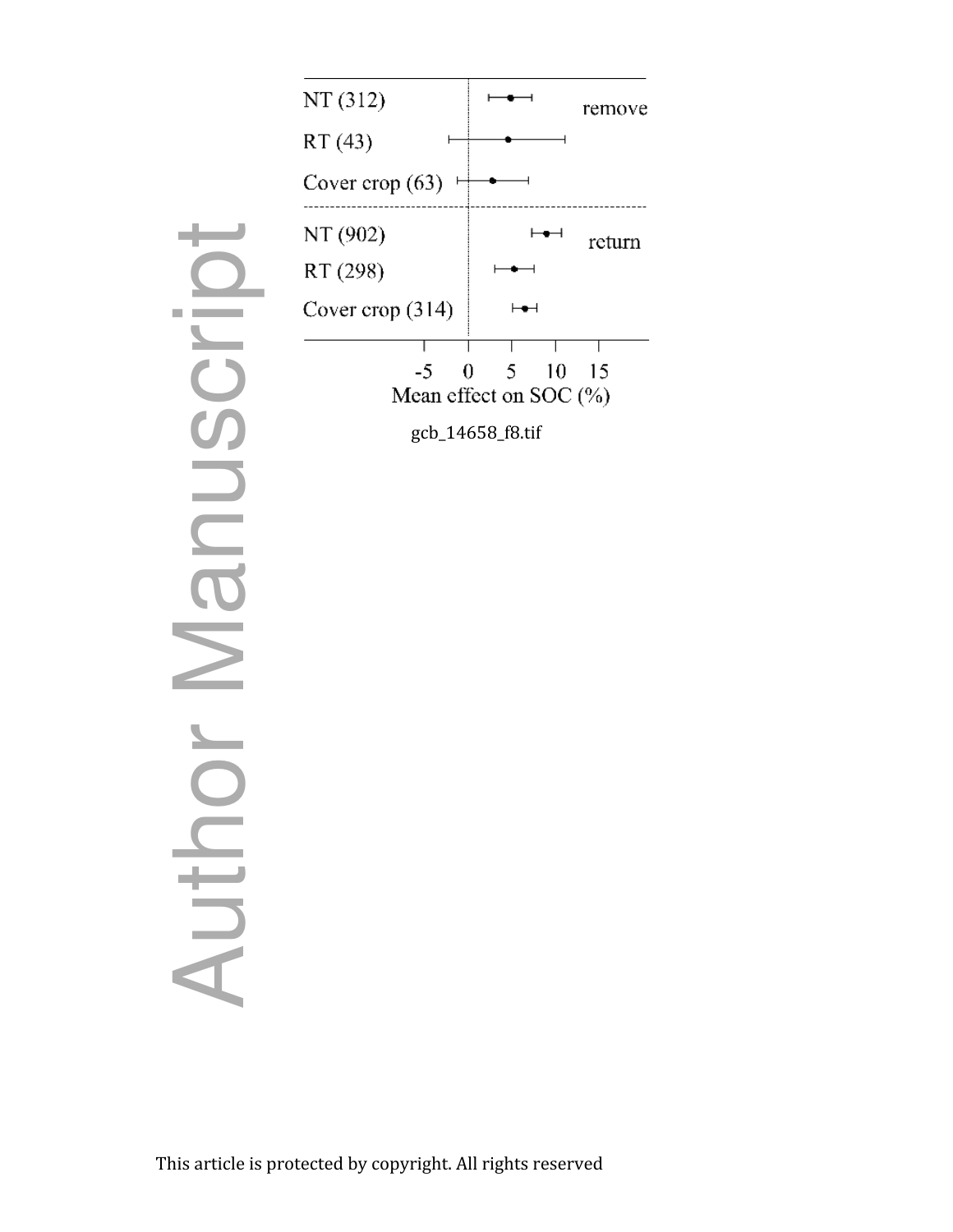gcb_14658_f8.tif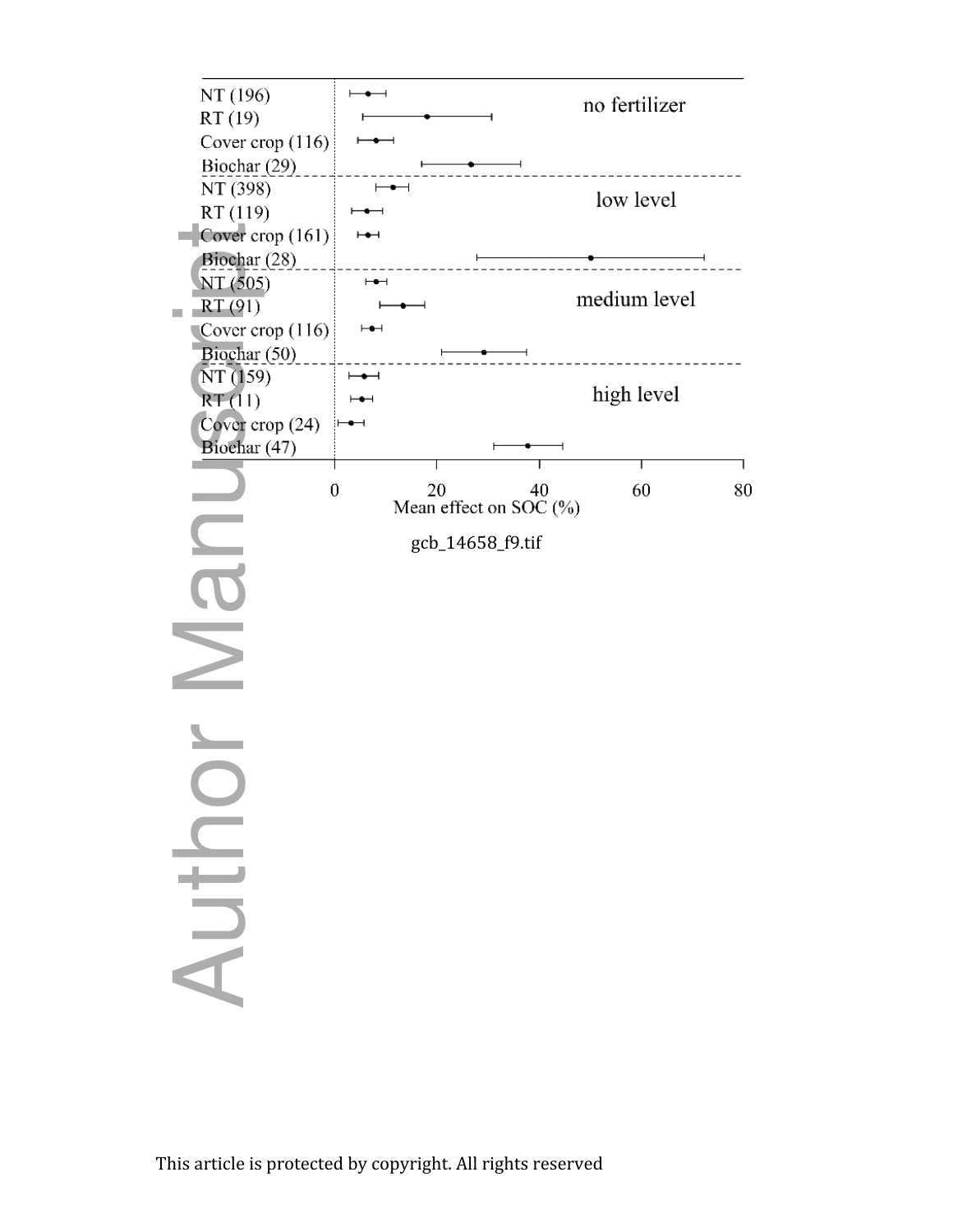no fertilizer

NT (196)
RT (19)
Cover crop (116)
Biochar (29)

low level

NT (398)
RT (119)
Cover crop (161)
Biochar (28)

medium level

NT (505)
RT (91)
Cover crop (116)
Biochar (50)

high level

NT (159)
RT (11)
Cover crop (24)
Biochar (47)

0 20 40 60 80

Mean effect on SOC (%)

gcb_14658_f9.tif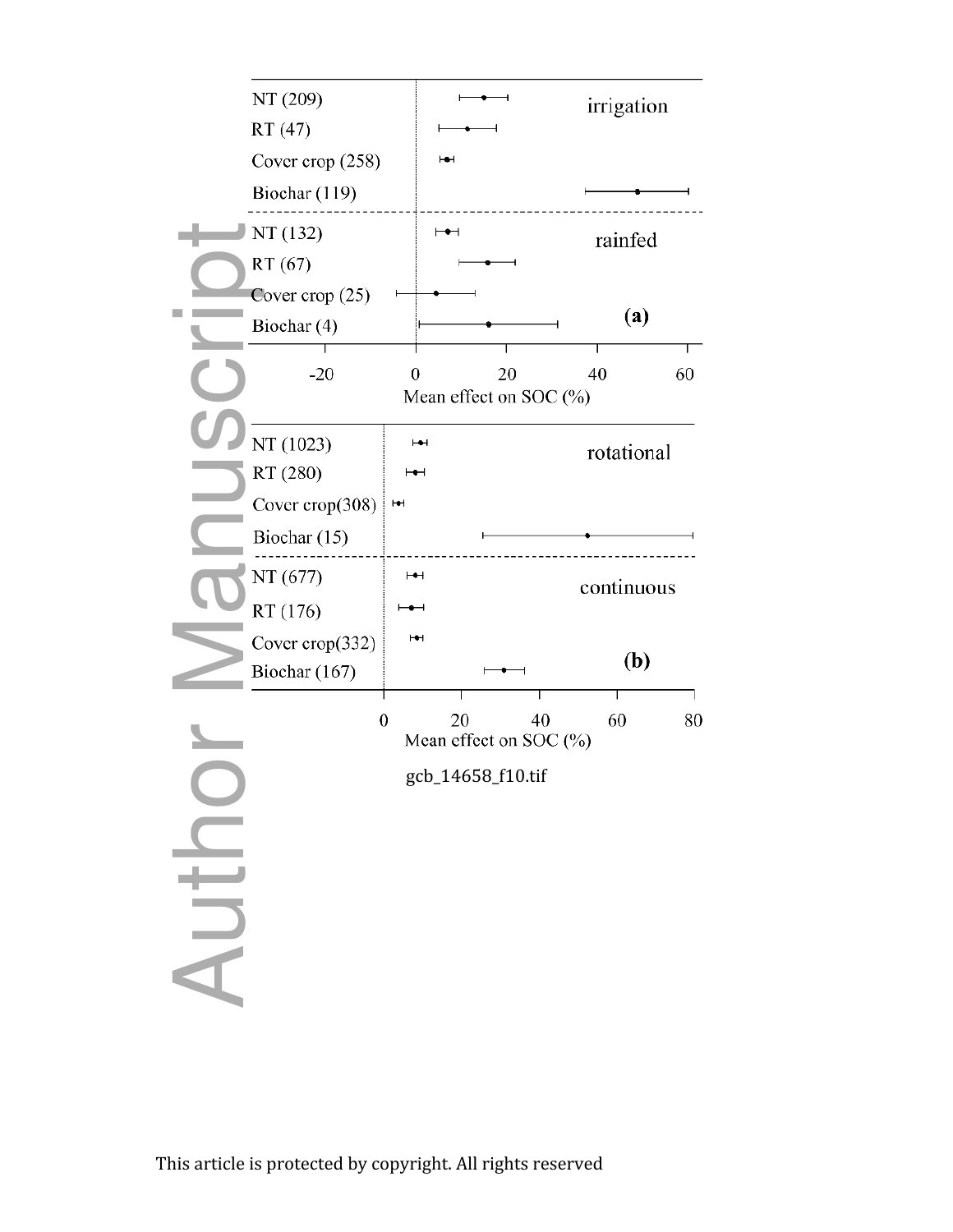NT (209)
RT (47)
Cover crop (258)
Biochar (119)

irrigation

NT (132)
RT (67)
Cover crop (25)
Biochar (4)

rainfed

(a)

-20 0 20 40 60

Mean effect on SOC (%)

NT (1023)
RT (280)
Cover crop(308)
Biochar (15)

rotational

NT (677)
RT (176)
Cover crop(332)
Biochar (167)

continuous

(b)

0 20 40 60 80

Mean effect on SOC (%)

gcb_14658_f10.tif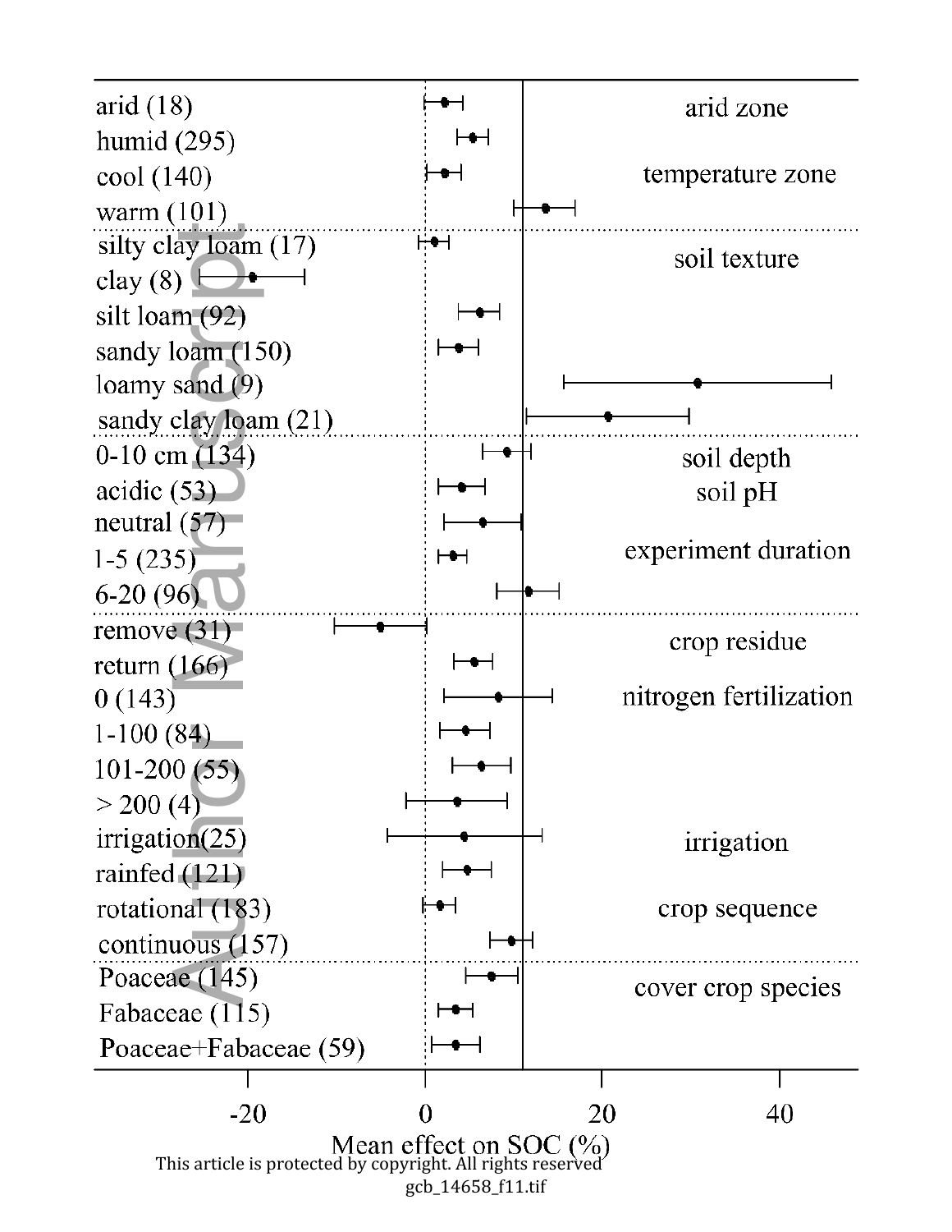arid (18)
humid (295)
cool (140)
warm (101)
silty clay loam (17)
clay (8)
silt loam (92)
sandy loam (150)
loamy sand (9)
sandy clay loam (21)
0-10 cm (134)
acidic (53)
neutral (57)
1-5 (235)
6-20 (96)
remove (31)
return (166)
0 (143)
1-100 (84)
101-200 (55)
> 200 (4)
irrigation(25)
rainfed (121)
rotational (183)
continuous (157)
Poaceae (145)
Fabaceae (115)
Poaceae+Fabaceae (59)

arid zone
temperature zone
soil texture
soil depth
soil pH
experiment duration
crop residue
nitrogen fertilization
irrigation
crop sequence
cover crop species

-20
0
20
40

Mean effect on SOC (%)

This article is protected by copyright. All rights reserved

gcb_14658_f11.tif